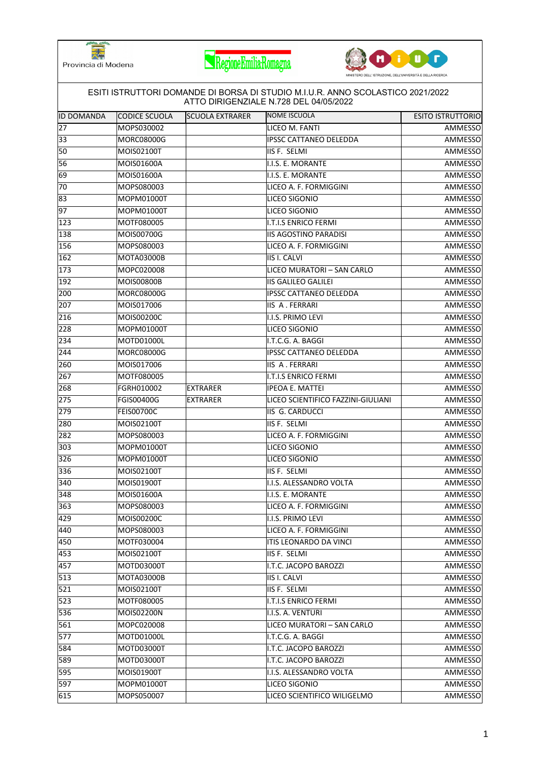Provincia di Modena

ESITI ISTRUTTORI DOMANDE DI BORSA DI STUDIO M.I.U.R. ANNO SCOLASTICO 2021/2022
ATTO DIRIGENZIALE N.728 DEL 04/05/2022

| ID DOMANDA | CODICE SCUOLA | SCUOLA EXTRARER | NOME ISCUOLA | ESITO ISTRUTTORIO |
|---|---|---|---|---|
| 27 | MOPS030002 | | LICEO M. FANTI | AMMESSO |
| 33 | MORC08000G | | IPSSC CATTANEO DELEDDA | AMMESSO |
| 50 | MOIS02100T | | IIS F. SELMI | AMMESSO |
| 56 | MOIS01600A | | I.I.S. E. MORANTE | AMMESSO |
| 69 | MOIS01600A | | I.I.S. E. MORANTE | AMMESSO |
| 70 | MOPS080003 | | LICEO A. F. FORMIGGINI | AMMESSO |
| 83 | MOPM01000T | | LICEO SIGONIO | AMMESSO |
| 97 | MOPM01000T | | LICEO SIGONIO | AMMESSO |
| 123 | MOTF080005 | | I.T.I.S ENRICO FERMI | AMMESSO |
| 138 | MOIS00700G | | IIS AGOSTINO PARADISI | AMMESSO |
| 156 | MOPS080003 | | LICEO A. F. FORMIGGINI | AMMESSO |
| 162 | MOTA03000B | | IIS I. CALVI | AMMESSO |
| 173 | MOPC020008 | | LICEO MURATORI – SAN CARLO | AMMESSO |
| 192 | MOIS00800B | | IIS GALILEO GALILEI | AMMESSO |
| 200 | MORC08000G | | IPSSC CATTANEO DELEDDA | AMMESSO |
| 207 | MOIS017006 | | IIS A . FERRARI | AMMESSO |
| 216 | MOIS00200C | | I.I.S. PRIMO LEVI | AMMESSO |
| 228 | MOPM01000T | | LICEO SIGONIO | AMMESSO |
| 234 | MOTD01000L | | I.T.C.G. A. BAGGI | AMMESSO |
| 244 | MORC08000G | | IPSSC CATTANEO DELEDDA | AMMESSO |
| 260 | MOIS017006 | | IIS A . FERRARI | AMMESSO |
| 267 | MOTF080005 | | I.T.I.S ENRICO FERMI | AMMESSO |
| 268 | FGRH010002 | EXTRARER | IPEOA E. MATTEI | AMMESSO |
| 275 | FGIS00400G | EXTRARER | LICEO SCIENTIFICO FAZZINI-GIULIANI | AMMESSO |
| 279 | FEIS00700C | | IIS G. CARDUCCI | AMMESSO |
| 280 | MOIS02100T | | IIS F. SELMI | AMMESSO |
| 282 | MOPS080003 | | LICEO A. F. FORMIGGINI | AMMESSO |
| 303 | MOPM01000T | | LICEO SIGONIO | AMMESSO |
| 326 | MOPM01000T | | LICEO SIGONIO | AMMESSO |
| 336 | MOIS02100T | | IIS F. SELMI | AMMESSO |
| 340 | MOIS01900T | | I.I.S. ALESSANDRO VOLTA | AMMESSO |
| 348 | MOIS01600A | | I.I.S. E. MORANTE | AMMESSO |
| 363 | MOPS080003 | | LICEO A. F. FORMIGGINI | AMMESSO |
| 429 | MOIS00200C | | I.I.S. PRIMO LEVI | AMMESSO |
| 440 | MOPS080003 | | LICEO A. F. FORMIGGINI | AMMESSO |
| 450 | MOTF030004 | | ITIS LEONARDO DA VINCI | AMMESSO |
| 453 | MOIS02100T | | IIS F. SELMI | AMMESSO |
| 457 | MOTD03000T | | I.T.C. JACOPO BAROZZI | AMMESSO |
| 513 | MOTA03000B | | IIS I. CALVI | AMMESSO |
| 521 | MOIS02100T | | IIS F. SELMI | AMMESSO |
| 523 | MOTF080005 | | I.T.I.S ENRICO FERMI | AMMESSO |
| 536 | MOIS02200N | | I.I.S. A. VENTURI | AMMESSO |
| 561 | MOPC020008 | | LICEO MURATORI – SAN CARLO | AMMESSO |
| 577 | MOTD01000L | | I.T.C.G. A. BAGGI | AMMESSO |
| 584 | MOTD03000T | | I.T.C. JACOPO BAROZZI | AMMESSO |
| 589 | MOTD03000T | | I.T.C. JACOPO BAROZZI | AMMESSO |
| 595 | MOIS01900T | | I.I.S. ALESSANDRO VOLTA | AMMESSO |
| 597 | MOPM01000T | | LICEO SIGONIO | AMMESSO |
| 615 | MOPS050007 | | LICEO SCIENTIFICO WILIGELMO | AMMESSO |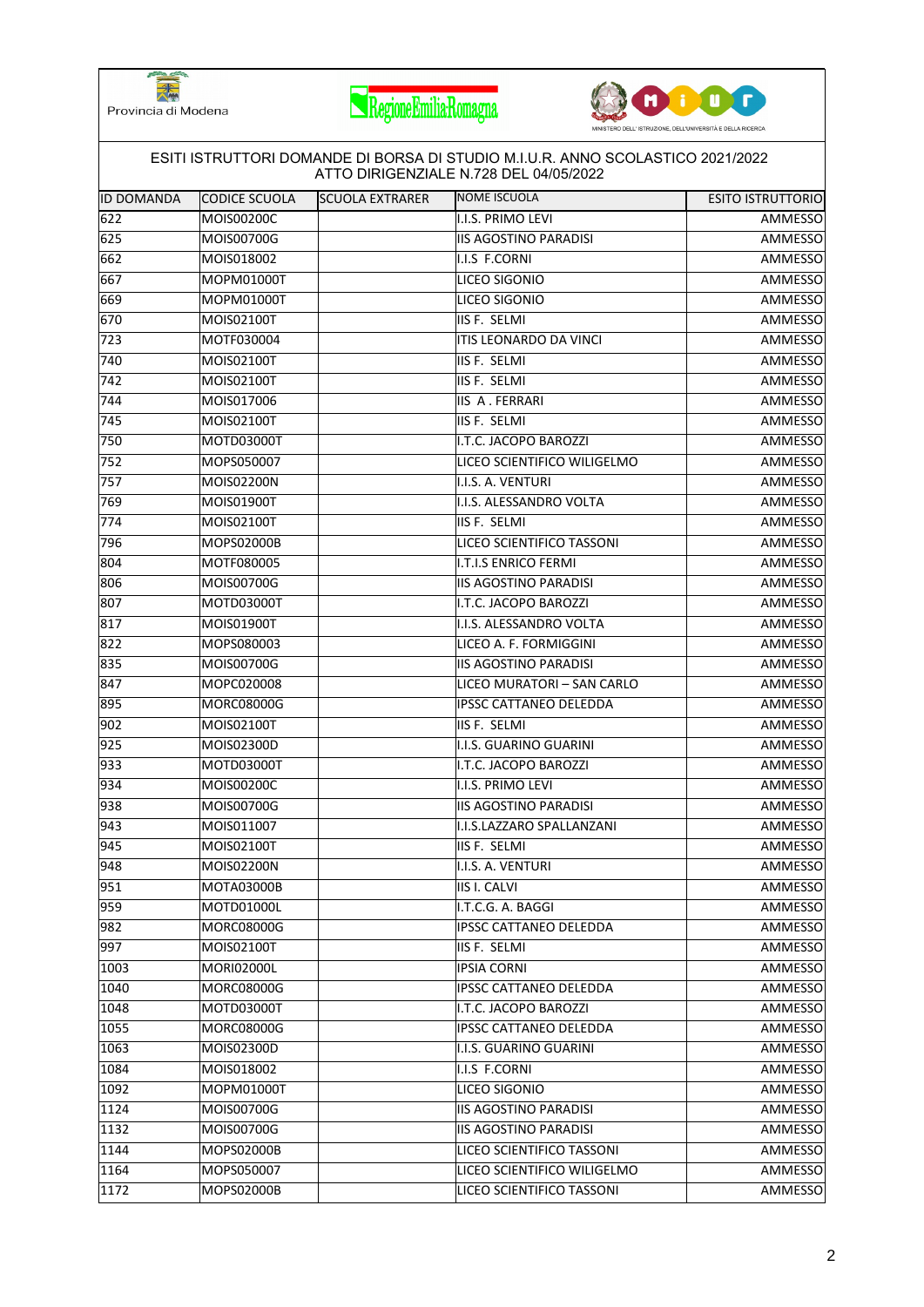ESITI ISTRUTTORI DOMANDE DI BORSA DI STUDIO M.I.U.R. ANNO SCOLASTICO 2021/2022
ATTO DIRIGENZIALE N.728 DEL 04/05/2022

| ID DOMANDA | CODICE SCUOLA | SCUOLA EXTRARER | NOME ISCUOLA | ESITO ISTRUTTORIO |
|---|---|---|---|---|
| 622 | MOIS00200C | | I.I.S. PRIMO LEVI | AMMESSO |
| 625 | MOIS00700G | | IIS AGOSTINO PARADISI | AMMESSO |
| 662 | MOIS018002 | | I.I.S F.CORNI | AMMESSO |
| 667 | MOPM01000T | | LICEO SIGONIO | AMMESSO |
| 669 | MOPM01000T | | LICEO SIGONIO | AMMESSO |
| 670 | MOIS02100T | | IIS F. SELMI | AMMESSO |
| 723 | MOTF030004 | | ITIS LEONARDO DA VINCI | AMMESSO |
| 740 | MOIS02100T | | IIS F. SELMI | AMMESSO |
| 742 | MOIS02100T | | IIS F. SELMI | AMMESSO |
| 744 | MOIS017006 | | IIS A . FERRARI | AMMESSO |
| 745 | MOIS02100T | | IIS F. SELMI | AMMESSO |
| 750 | MOTD03000T | | I.T.C. JACOPO BAROZZI | AMMESSO |
| 752 | MOPS050007 | | LICEO SCIENTIFICO WILIGELMO | AMMESSO |
| 757 | MOIS02200N | | I.I.S. A. VENTURI | AMMESSO |
| 769 | MOIS01900T | | I.I.S. ALESSANDRO VOLTA | AMMESSO |
| 774 | MOIS02100T | | IIS F. SELMI | AMMESSO |
| 796 | MOPS02000B | | LICEO SCIENTIFICO TASSONI | AMMESSO |
| 804 | MOTF080005 | | I.T.I.S ENRICO FERMI | AMMESSO |
| 806 | MOIS00700G | | IIS AGOSTINO PARADISI | AMMESSO |
| 807 | MOTD03000T | | I.T.C. JACOPO BAROZZI | AMMESSO |
| 817 | MOIS01900T | | I.I.S. ALESSANDRO VOLTA | AMMESSO |
| 822 | MOPS080003 | | LICEO A. F. FORMIGGINI | AMMESSO |
| 835 | MOIS00700G | | IIS AGOSTINO PARADISI | AMMESSO |
| 847 | MOPC020008 | | LICEO MURATORI – SAN CARLO | AMMESSO |
| 895 | MORC08000G | | IPSSC CATTANEO DELEDDA | AMMESSO |
| 902 | MOIS02100T | | IIS F. SELMI | AMMESSO |
| 925 | MOIS02300D | | I.I.S. GUARINO GUARINI | AMMESSO |
| 933 | MOTD03000T | | I.T.C. JACOPO BAROZZI | AMMESSO |
| 934 | MOIS00200C | | I.I.S. PRIMO LEVI | AMMESSO |
| 938 | MOIS00700G | | IIS AGOSTINO PARADISI | AMMESSO |
| 943 | MOIS011007 | | I.I.S.LAZZARO SPALLANZANI | AMMESSO |
| 945 | MOIS02100T | | IIS F. SELMI | AMMESSO |
| 948 | MOIS02200N | | I.I.S. A. VENTURI | AMMESSO |
| 951 | MOTA03000B | | IIS I. CALVI | AMMESSO |
| 959 | MOTD01000L | | I.T.C.G. A. BAGGI | AMMESSO |
| 982 | MORC08000G | | IPSSC CATTANEO DELEDDA | AMMESSO |
| 997 | MOIS02100T | | IIS F. SELMI | AMMESSO |
| 1003 | MORI02000L | | IPSIA CORNI | AMMESSO |
| 1040 | MORC08000G | | IPSSC CATTANEO DELEDDA | AMMESSO |
| 1048 | MOTD03000T | | I.T.C. JACOPO BAROZZI | AMMESSO |
| 1055 | MORC08000G | | IPSSC CATTANEO DELEDDA | AMMESSO |
| 1063 | MOIS02300D | | I.I.S. GUARINO GUARINI | AMMESSO |
| 1084 | MOIS018002 | | I.I.S F.CORNI | AMMESSO |
| 1092 | MOPM01000T | | LICEO SIGONIO | AMMESSO |
| 1124 | MOIS00700G | | IIS AGOSTINO PARADISI | AMMESSO |
| 1132 | MOIS00700G | | IIS AGOSTINO PARADISI | AMMESSO |
| 1144 | MOPS02000B | | LICEO SCIENTIFICO TASSONI | AMMESSO |
| 1164 | MOPS050007 | | LICEO SCIENTIFICO WILIGELMO | AMMESSO |
| 1172 | MOPS02000B | | LICEO SCIENTIFICO TASSONI | AMMESSO |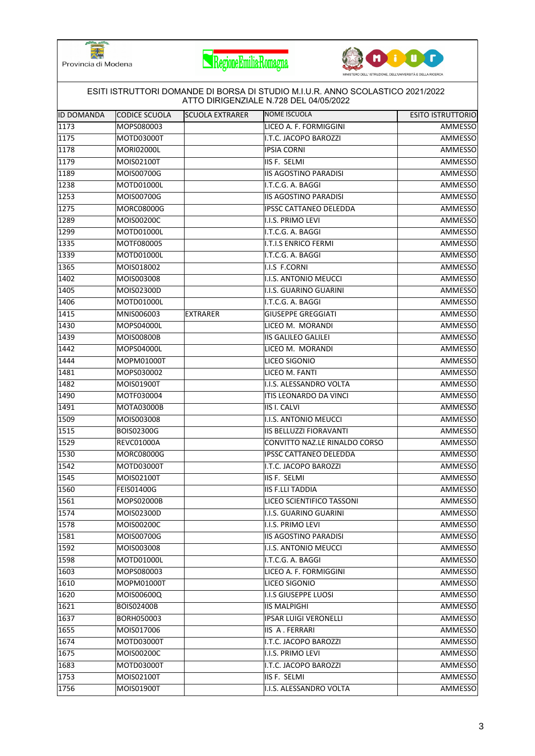ESITI ISTRUTTORI DOMANDE DI BORSA DI STUDIO M.I.U.R. ANNO SCOLASTICO 2021/2022
ATTO DIRIGENZIALE N.728 DEL 04/05/2022

| ID DOMANDA | CODICE SCUOLA | SCUOLA EXTRARER | NOME ISCUOLA | ESITO ISTRUTTORIO |
|---|---|---|---|---|
| 1173 | MOPS080003 | | LICEO A. F. FORMIGGINI | AMMESSO |
| 1175 | MOTD03000T | | I.T.C. JACOPO BAROZZI | AMMESSO |
| 1178 | MORI02000L | | IPSIA CORNI | AMMESSO |
| 1179 | MOIS02100T | | IIS F. SELMI | AMMESSO |
| 1189 | MOIS00700G | | IIS AGOSTINO PARADISI | AMMESSO |
| 1238 | MOTD01000L | | I.T.C.G. A. BAGGI | AMMESSO |
| 1253 | MOIS00700G | | IIS AGOSTINO PARADISI | AMMESSO |
| 1275 | MORC08000G | | IPSSC CATTANEO DELEDDA | AMMESSO |
| 1289 | MOIS00200C | | I.I.S. PRIMO LEVI | AMMESSO |
| 1299 | MOTD01000L | | I.T.C.G. A. BAGGI | AMMESSO |
| 1335 | MOTF080005 | | I.T.I.S ENRICO FERMI | AMMESSO |
| 1339 | MOTD01000L | | I.T.C.G. A. BAGGI | AMMESSO |
| 1365 | MOIS018002 | | I.I.S F.CORNI | AMMESSO |
| 1402 | MOIS003008 | | I.I.S. ANTONIO MEUCCI | AMMESSO |
| 1405 | MOIS02300D | | I.I.S. GUARINO GUARINI | AMMESSO |
| 1406 | MOTD01000L | | I.T.C.G. A. BAGGI | AMMESSO |
| 1415 | MNIS006003 | EXTRARER | GIUSEPPE GREGGIATI | AMMESSO |
| 1430 | MOPS04000L | | LICEO M. MORANDI | AMMESSO |
| 1439 | MOIS00800B | | IIS GALILEO GALILEI | AMMESSO |
| 1442 | MOPS04000L | | LICEO M. MORANDI | AMMESSO |
| 1444 | MOPM01000T | | LICEO SIGONIO | AMMESSO |
| 1481 | MOPS030002 | | LICEO M. FANTI | AMMESSO |
| 1482 | MOIS01900T | | I.I.S. ALESSANDRO VOLTA | AMMESSO |
| 1490 | MOTF030004 | | ITIS LEONARDO DA VINCI | AMMESSO |
| 1491 | MOTA03000B | | IIS I. CALVI | AMMESSO |
| 1509 | MOIS003008 | | I.I.S. ANTONIO MEUCCI | AMMESSO |
| 1515 | BOIS02300G | | IIS BELLUZZI FIORAVANTI | AMMESSO |
| 1529 | REVC01000A | | CONVITTO NAZ.LE RINALDO CORSO | AMMESSO |
| 1530 | MORC08000G | | IPSSC CATTANEO DELEDDA | AMMESSO |
| 1542 | MOTD03000T | | I.T.C. JACOPO BAROZZI | AMMESSO |
| 1545 | MOIS02100T | | IIS F. SELMI | AMMESSO |
| 1560 | FEIS01400G | | IIS F.LLI TADDIA | AMMESSO |
| 1561 | MOPS02000B | | LICEO SCIENTIFICO TASSONI | AMMESSO |
| 1574 | MOIS02300D | | I.I.S. GUARINO GUARINI | AMMESSO |
| 1578 | MOIS00200C | | I.I.S. PRIMO LEVI | AMMESSO |
| 1581 | MOIS00700G | | IIS AGOSTINO PARADISI | AMMESSO |
| 1592 | MOIS003008 | | I.I.S. ANTONIO MEUCCI | AMMESSO |
| 1598 | MOTD01000L | | I.T.C.G. A. BAGGI | AMMESSO |
| 1603 | MOPS080003 | | LICEO A. F. FORMIGGINI | AMMESSO |
| 1610 | MOPM01000T | | LICEO SIGONIO | AMMESSO |
| 1620 | MOIS00600Q | | I.I.S GIUSEPPE LUOSI | AMMESSO |
| 1621 | BOIS02400B | | IIS MALPIGHI | AMMESSO |
| 1637 | BORH050003 | | IPSAR LUIGI VERONELLI | AMMESSO |
| 1655 | MOIS017006 | | IIS A . FERRARI | AMMESSO |
| 1674 | MOTD03000T | | I.T.C. JACOPO BAROZZI | AMMESSO |
| 1675 | MOIS00200C | | I.I.S. PRIMO LEVI | AMMESSO |
| 1683 | MOTD03000T | | I.T.C. JACOPO BAROZZI | AMMESSO |
| 1753 | MOIS02100T | | IIS F. SELMI | AMMESSO |
| 1756 | MOIS01900T | | I.I.S. ALESSANDRO VOLTA | AMMESSO |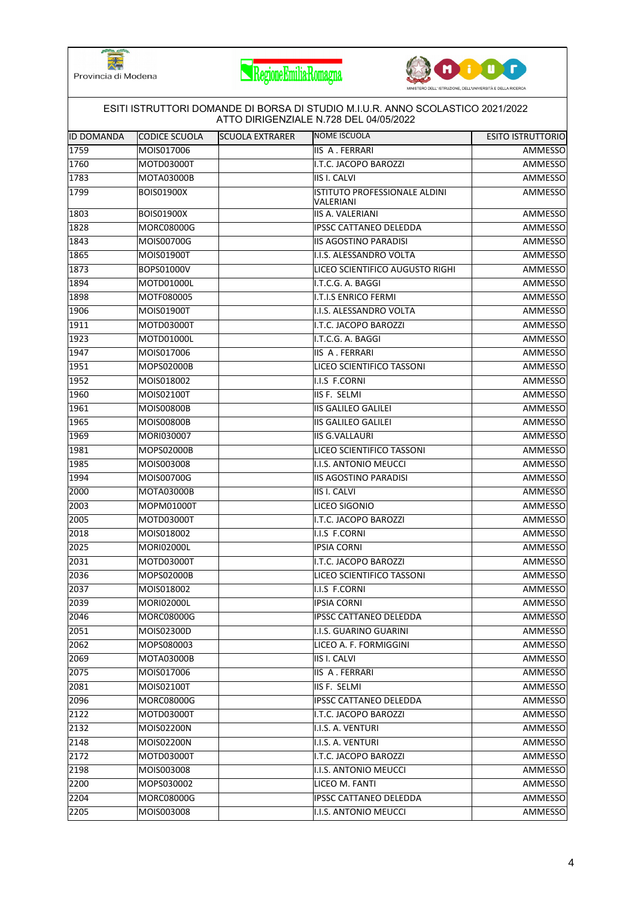Provincia di Modena

RegioneEmiliaRomagna

MINISTERO DELL' ISTRUZIONE, DELL'UNIVERSITÀ E DELLA RICERCA

ESITI ISTRUTTORI DOMANDE DI BORSA DI STUDIO M.I.U.R. ANNO SCOLASTICO 2021/2022
ATTO DIRIGENZIALE N.728 DEL 04/05/2022

| ID DOMANDA | CODICE SCUOLA | SCUOLA EXTRARER | NOME ISCUOLA | ESITO ISTRUTTORIO |
|---|---|---|---|---|
| 1759 | MOIS017006 | | IIS A . FERRARI | AMMESSO |
| 1760 | MOTD03000T | | I.T.C. JACOPO BAROZZI | AMMESSO |
| 1783 | MOTA03000B | | IIS I. CALVI | AMMESSO |
| 1799 | BOIS01900X | | ISTITUTO PROFESSIONALE ALDINI VALERIANI | AMMESSO |
| 1803 | BOIS01900X | | IIS A. VALERIANI | AMMESSO |
| 1828 | MORC08000G | | IPSSC CATTANEO DELEDDA | AMMESSO |
| 1843 | MOIS00700G | | IIS AGOSTINO PARADISI | AMMESSO |
| 1865 | MOIS01900T | | I.I.S. ALESSANDRO VOLTA | AMMESSO |
| 1873 | BOPS01000V | | LICEO SCIENTIFICO AUGUSTO RIGHI | AMMESSO |
| 1894 | MOTD01000L | | I.T.C.G. A. BAGGI | AMMESSO |
| 1898 | MOTF080005 | | I.T.I.S ENRICO FERMI | AMMESSO |
| 1906 | MOIS01900T | | I.I.S. ALESSANDRO VOLTA | AMMESSO |
| 1911 | MOTD03000T | | I.T.C. JACOPO BAROZZI | AMMESSO |
| 1923 | MOTD01000L | | I.T.C.G. A. BAGGI | AMMESSO |
| 1947 | MOIS017006 | | IIS A . FERRARI | AMMESSO |
| 1951 | MOPS02000B | | LICEO SCIENTIFICO TASSONI | AMMESSO |
| 1952 | MOIS018002 | | I.I.S F.CORNI | AMMESSO |
| 1960 | MOIS02100T | | IIS F. SELMI | AMMESSO |
| 1961 | MOIS00800B | | IIS GALILEO GALILEI | AMMESSO |
| 1965 | MOIS00800B | | IIS GALILEO GALILEI | AMMESSO |
| 1969 | MORI030007 | | IIS G.VALLAURI | AMMESSO |
| 1981 | MOPS02000B | | LICEO SCIENTIFICO TASSONI | AMMESSO |
| 1985 | MOIS003008 | | I.I.S. ANTONIO MEUCCI | AMMESSO |
| 1994 | MOIS00700G | | IIS AGOSTINO PARADISI | AMMESSO |
| 2000 | MOTA03000B | | IIS I. CALVI | AMMESSO |
| 2003 | MOPM01000T | | LICEO SIGONIO | AMMESSO |
| 2005 | MOTD03000T | | I.T.C. JACOPO BAROZZI | AMMESSO |
| 2018 | MOIS018002 | | I.I.S F.CORNI | AMMESSO |
| 2025 | MORI02000L | | IPSIA CORNI | AMMESSO |
| 2031 | MOTD03000T | | I.T.C. JACOPO BAROZZI | AMMESSO |
| 2036 | MOPS02000B | | LICEO SCIENTIFICO TASSONI | AMMESSO |
| 2037 | MOIS018002 | | I.I.S F.CORNI | AMMESSO |
| 2039 | MORI02000L | | IPSIA CORNI | AMMESSO |
| 2046 | MORC08000G | | IPSSC CATTANEO DELEDDA | AMMESSO |
| 2051 | MOIS02300D | | I.I.S. GUARINO GUARINI | AMMESSO |
| 2062 | MOPS080003 | | LICEO A. F. FORMIGGINI | AMMESSO |
| 2069 | MOTA03000B | | IIS I. CALVI | AMMESSO |
| 2075 | MOIS017006 | | IIS A . FERRARI | AMMESSO |
| 2081 | MOIS02100T | | IIS F. SELMI | AMMESSO |
| 2096 | MORC08000G | | IPSSC CATTANEO DELEDDA | AMMESSO |
| 2122 | MOTD03000T | | I.T.C. JACOPO BAROZZI | AMMESSO |
| 2132 | MOIS02200N | | I.I.S. A. VENTURI | AMMESSO |
| 2148 | MOIS02200N | | I.I.S. A. VENTURI | AMMESSO |
| 2172 | MOTD03000T | | I.T.C. JACOPO BAROZZI | AMMESSO |
| 2198 | MOIS003008 | | I.I.S. ANTONIO MEUCCI | AMMESSO |
| 2200 | MOPS030002 | | LICEO M. FANTI | AMMESSO |
| 2204 | MORC08000G | | IPSSC CATTANEO DELEDDA | AMMESSO |
| 2205 | MOIS003008 | | I.I.S. ANTONIO MEUCCI | AMMESSO |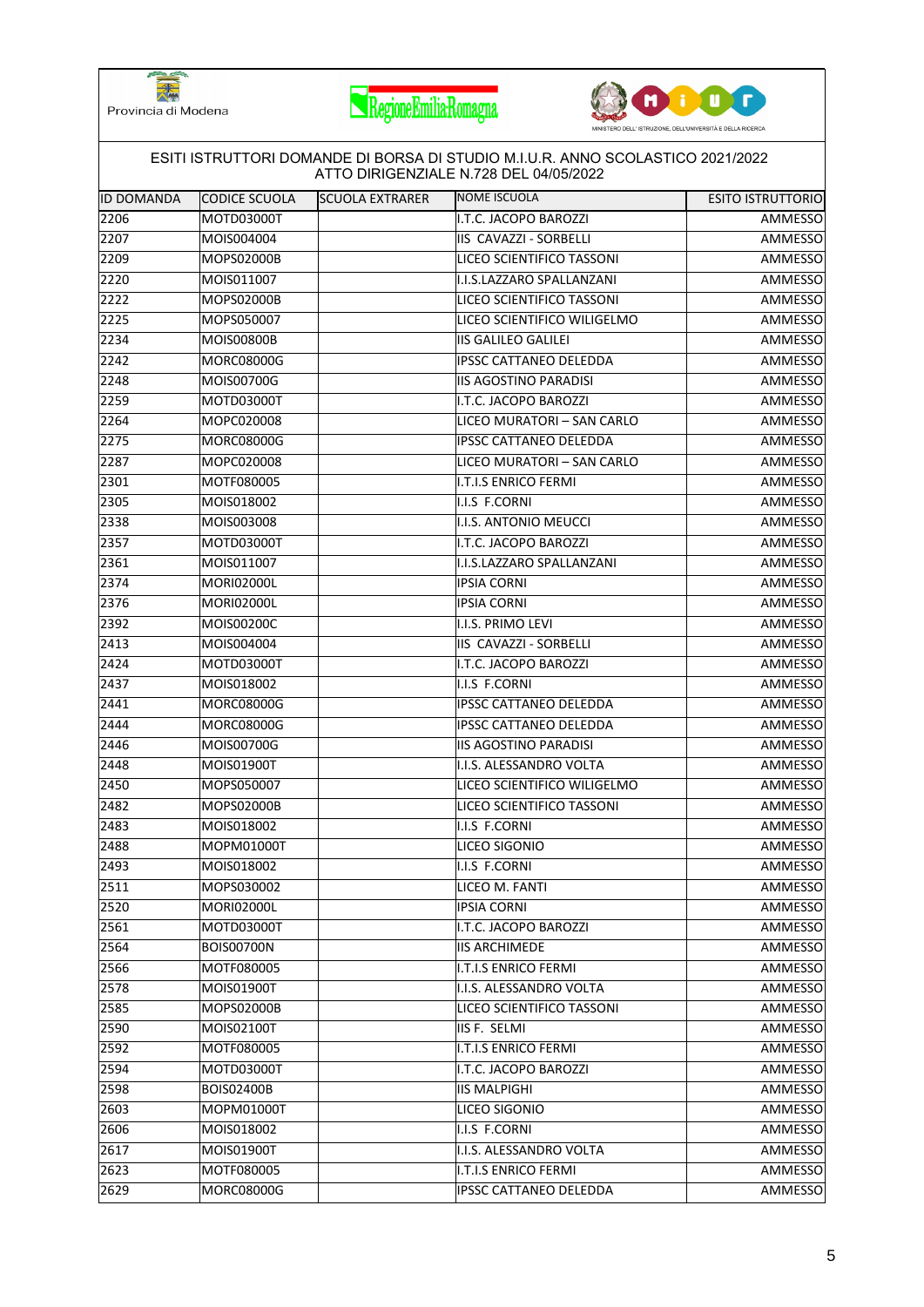ESITI ISTRUTTORI DOMANDE DI BORSA DI STUDIO M.I.U.R. ANNO SCOLASTICO 2021/2022
ATTO DIRIGENZIALE N.728 DEL 04/05/2022

| ID DOMANDA | CODICE SCUOLA | SCUOLA EXTRARER | NOME ISCUOLA | ESITO ISTRUTTORIO |
|---|---|---|---|---|
| 2206 | MOTD03000T | | I.T.C. JACOPO BAROZZI | AMMESSO |
| 2207 | MOIS004004 | | IIS CAVAZZI - SORBELLI | AMMESSO |
| 2209 | MOPS02000B | | LICEO SCIENTIFICO TASSONI | AMMESSO |
| 2220 | MOIS011007 | | I.I.S.LAZZARO SPALLANZANI | AMMESSO |
| 2222 | MOPS02000B | | LICEO SCIENTIFICO TASSONI | AMMESSO |
| 2225 | MOPS050007 | | LICEO SCIENTIFICO WILIGELMO | AMMESSO |
| 2234 | MOIS00800B | | IIS GALILEO GALILEI | AMMESSO |
| 2242 | MORC08000G | | IPSSC CATTANEO DELEDDA | AMMESSO |
| 2248 | MOIS00700G | | IIS AGOSTINO PARADISI | AMMESSO |
| 2259 | MOTD03000T | | I.T.C. JACOPO BAROZZI | AMMESSO |
| 2264 | MOPC020008 | | LICEO MURATORI – SAN CARLO | AMMESSO |
| 2275 | MORC08000G | | IPSSC CATTANEO DELEDDA | AMMESSO |
| 2287 | MOPC020008 | | LICEO MURATORI – SAN CARLO | AMMESSO |
| 2301 | MOTF080005 | | I.T.I.S ENRICO FERMI | AMMESSO |
| 2305 | MOIS018002 | | I.I.S F.CORNI | AMMESSO |
| 2338 | MOIS003008 | | I.I.S. ANTONIO MEUCCI | AMMESSO |
| 2357 | MOTD03000T | | I.T.C. JACOPO BAROZZI | AMMESSO |
| 2361 | MOIS011007 | | I.I.S.LAZZARO SPALLANZANI | AMMESSO |
| 2374 | MORI02000L | | IPSIA CORNI | AMMESSO |
| 2376 | MORI02000L | | IPSIA CORNI | AMMESSO |
| 2392 | MOIS00200C | | I.I.S. PRIMO LEVI | AMMESSO |
| 2413 | MOIS004004 | | IIS CAVAZZI - SORBELLI | AMMESSO |
| 2424 | MOTD03000T | | I.T.C. JACOPO BAROZZI | AMMESSO |
| 2437 | MOIS018002 | | I.I.S F.CORNI | AMMESSO |
| 2441 | MORC08000G | | IPSSC CATTANEO DELEDDA | AMMESSO |
| 2444 | MORC08000G | | IPSSC CATTANEO DELEDDA | AMMESSO |
| 2446 | MOIS00700G | | IIS AGOSTINO PARADISI | AMMESSO |
| 2448 | MOIS01900T | | I.I.S. ALESSANDRO VOLTA | AMMESSO |
| 2450 | MOPS050007 | | LICEO SCIENTIFICO WILIGELMO | AMMESSO |
| 2482 | MOPS02000B | | LICEO SCIENTIFICO TASSONI | AMMESSO |
| 2483 | MOIS018002 | | I.I.S F.CORNI | AMMESSO |
| 2488 | MOPM01000T | | LICEO SIGONIO | AMMESSO |
| 2493 | MOIS018002 | | I.I.S F.CORNI | AMMESSO |
| 2511 | MOPS030002 | | LICEO M. FANTI | AMMESSO |
| 2520 | MORI02000L | | IPSIA CORNI | AMMESSO |
| 2561 | MOTD03000T | | I.T.C. JACOPO BAROZZI | AMMESSO |
| 2564 | BOIS00700N | | IIS ARCHIMEDE | AMMESSO |
| 2566 | MOTF080005 | | I.T.I.S ENRICO FERMI | AMMESSO |
| 2578 | MOIS01900T | | I.I.S. ALESSANDRO VOLTA | AMMESSO |
| 2585 | MOPS02000B | | LICEO SCIENTIFICO TASSONI | AMMESSO |
| 2590 | MOIS02100T | | IIS F. SELMI | AMMESSO |
| 2592 | MOTF080005 | | I.T.I.S ENRICO FERMI | AMMESSO |
| 2594 | MOTD03000T | | I.T.C. JACOPO BAROZZI | AMMESSO |
| 2598 | BOIS02400B | | IIS MALPIGHI | AMMESSO |
| 2603 | MOPM01000T | | LICEO SIGONIO | AMMESSO |
| 2606 | MOIS018002 | | I.I.S F.CORNI | AMMESSO |
| 2617 | MOIS01900T | | I.I.S. ALESSANDRO VOLTA | AMMESSO |
| 2623 | MOTF080005 | | I.T.I.S ENRICO FERMI | AMMESSO |
| 2629 | MORC08000G | | IPSSC CATTANEO DELEDDA | AMMESSO |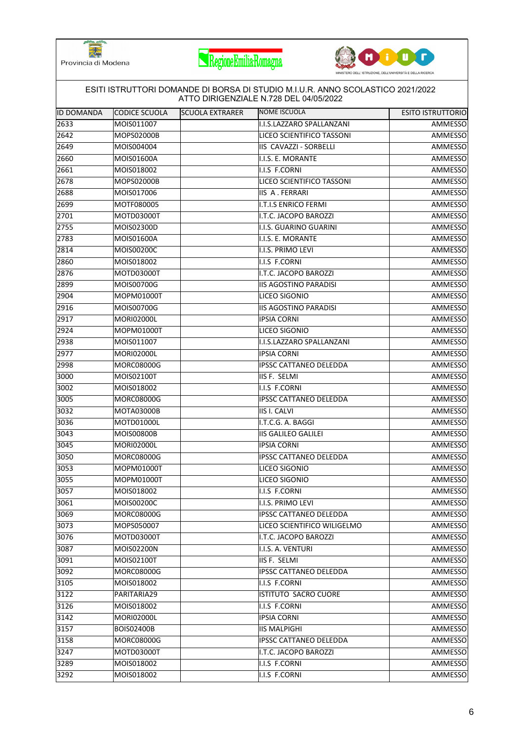Provincia di Modena

ESITI ISTRUTTORI DOMANDE DI BORSA DI STUDIO M.I.U.R. ANNO SCOLASTICO 2021/2022
ATTO DIRIGENZIALE N.728 DEL 04/05/2022

| ID DOMANDA | CODICE SCUOLA | SCUOLA EXTRARER | NOME ISCUOLA | ESITO ISTRUTTORIO |
|---|---|---|---|---|
| 2633 | MOIS011007 | | I.I.S.LAZZARO SPALLANZANI | AMMESSO |
| 2642 | MOPS02000B | | LICEO SCIENTIFICO TASSONI | AMMESSO |
| 2649 | MOIS004004 | | IIS CAVAZZI - SORBELLI | AMMESSO |
| 2660 | MOIS01600A | | I.I.S. E. MORANTE | AMMESSO |
| 2661 | MOIS018002 | | I.I.S F.CORNI | AMMESSO |
| 2678 | MOPS02000B | | LICEO SCIENTIFICO TASSONI | AMMESSO |
| 2688 | MOIS017006 | | IIS A . FERRARI | AMMESSO |
| 2699 | MOTF080005 | | I.T.I.S ENRICO FERMI | AMMESSO |
| 2701 | MOTD03000T | | I.T.C. JACOPO BAROZZI | AMMESSO |
| 2755 | MOIS02300D | | I.I.S. GUARINO GUARINI | AMMESSO |
| 2783 | MOIS01600A | | I.I.S. E. MORANTE | AMMESSO |
| 2814 | MOIS00200C | | I.I.S. PRIMO LEVI | AMMESSO |
| 2860 | MOIS018002 | | I.I.S F.CORNI | AMMESSO |
| 2876 | MOTD03000T | | I.T.C. JACOPO BAROZZI | AMMESSO |
| 2899 | MOIS00700G | | IIS AGOSTINO PARADISI | AMMESSO |
| 2904 | MOPM01000T | | LICEO SIGONIO | AMMESSO |
| 2916 | MOIS00700G | | IIS AGOSTINO PARADISI | AMMESSO |
| 2917 | MORI02000L | | IPSIA CORNI | AMMESSO |
| 2924 | MOPM01000T | | LICEO SIGONIO | AMMESSO |
| 2938 | MOIS011007 | | I.I.S.LAZZARO SPALLANZANI | AMMESSO |
| 2977 | MORI02000L | | IPSIA CORNI | AMMESSO |
| 2998 | MORC08000G | | IPSSC CATTANEO DELEDDA | AMMESSO |
| 3000 | MOIS02100T | | IIS F. SELMI | AMMESSO |
| 3002 | MOIS018002 | | I.I.S F.CORNI | AMMESSO |
| 3005 | MORC08000G | | IPSSC CATTANEO DELEDDA | AMMESSO |
| 3032 | MOTA03000B | | IIS I. CALVI | AMMESSO |
| 3036 | MOTD01000L | | I.T.C.G. A. BAGGI | AMMESSO |
| 3043 | MOIS00800B | | IIS GALILEO GALILEI | AMMESSO |
| 3045 | MORI02000L | | IPSIA CORNI | AMMESSO |
| 3050 | MORC08000G | | IPSSC CATTANEO DELEDDA | AMMESSO |
| 3053 | MOPM01000T | | LICEO SIGONIO | AMMESSO |
| 3055 | MOPM01000T | | LICEO SIGONIO | AMMESSO |
| 3057 | MOIS018002 | | I.I.S F.CORNI | AMMESSO |
| 3061 | MOIS00200C | | I.I.S. PRIMO LEVI | AMMESSO |
| 3069 | MORC08000G | | IPSSC CATTANEO DELEDDA | AMMESSO |
| 3073 | MOPS050007 | | LICEO SCIENTIFICO WILIGELMO | AMMESSO |
| 3076 | MOTD03000T | | I.T.C. JACOPO BAROZZI | AMMESSO |
| 3087 | MOIS02200N | | I.I.S. A. VENTURI | AMMESSO |
| 3091 | MOIS02100T | | IIS F. SELMI | AMMESSO |
| 3092 | MORC08000G | | IPSSC CATTANEO DELEDDA | AMMESSO |
| 3105 | MOIS018002 | | I.I.S F.CORNI | AMMESSO |
| 3122 | PARITARIA29 | | ISTITUTO SACRO CUORE | AMMESSO |
| 3126 | MOIS018002 | | I.I.S F.CORNI | AMMESSO |
| 3142 | MORI02000L | | IPSIA CORNI | AMMESSO |
| 3157 | BOIS02400B | | IIS MALPIGHI | AMMESSO |
| 3158 | MORC08000G | | IPSSC CATTANEO DELEDDA | AMMESSO |
| 3247 | MOTD03000T | | I.T.C. JACOPO BAROZZI | AMMESSO |
| 3289 | MOIS018002 | | I.I.S F.CORNI | AMMESSO |
| 3292 | MOIS018002 | | I.I.S F.CORNI | AMMESSO |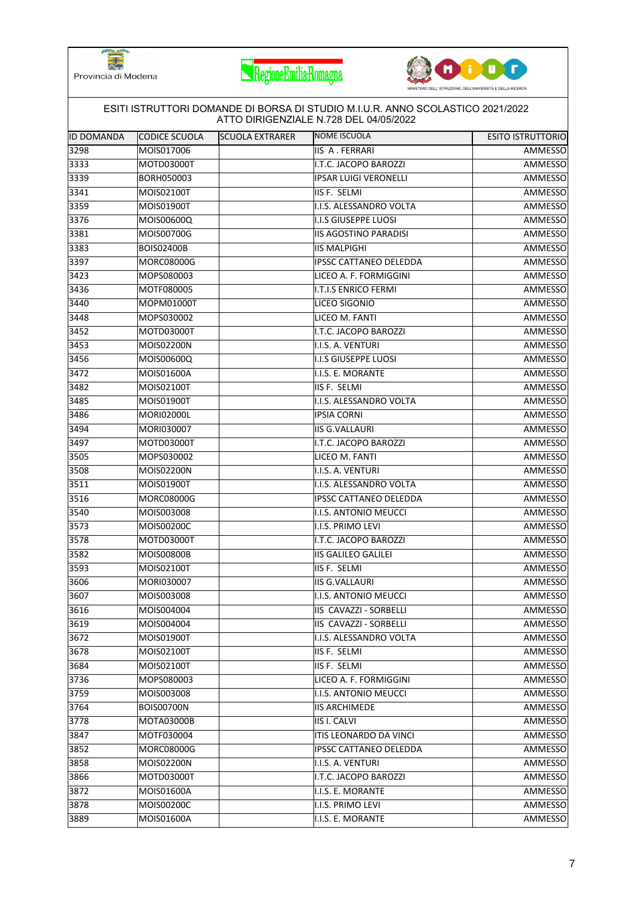Provincia di Modena

ESITI ISTRUTTORI DOMANDE DI BORSA DI STUDIO M.I.U.R. ANNO SCOLASTICO 2021/2022
ATTO DIRIGENZIALE N.728 DEL 04/05/2022

| ID DOMANDA | CODICE SCUOLA | SCUOLA EXTRARER | NOME ISCUOLA | ESITO ISTRUTTORIO |
|---|---|---|---|---|
| 3298 | MOIS017006 | | IIS A . FERRARI | AMMESSO |
| 3333 | MOTD03000T | | I.T.C. JACOPO BAROZZI | AMMESSO |
| 3339 | BORH050003 | | IPSAR LUIGI VERONELLI | AMMESSO |
| 3341 | MOIS02100T | | IIS F. SELMI | AMMESSO |
| 3359 | MOIS01900T | | I.I.S. ALESSANDRO VOLTA | AMMESSO |
| 3376 | MOIS00600Q | | I.I.S GIUSEPPE LUOSI | AMMESSO |
| 3381 | MOIS00700G | | IIS AGOSTINO PARADISI | AMMESSO |
| 3383 | BOIS02400B | | IIS MALPIGHI | AMMESSO |
| 3397 | MORC08000G | | IPSSC CATTANEO DELEDDA | AMMESSO |
| 3423 | MOPS080003 | | LICEO A. F. FORMIGGINI | AMMESSO |
| 3436 | MOTF080005 | | I.T.I.S ENRICO FERMI | AMMESSO |
| 3440 | MOPM01000T | | LICEO SIGONIO | AMMESSO |
| 3448 | MOPS030002 | | LICEO M. FANTI | AMMESSO |
| 3452 | MOTD03000T | | I.T.C. JACOPO BAROZZI | AMMESSO |
| 3453 | MOIS02200N | | I.I.S. A. VENTURI | AMMESSO |
| 3456 | MOIS00600Q | | I.I.S GIUSEPPE LUOSI | AMMESSO |
| 3472 | MOIS01600A | | I.I.S. E. MORANTE | AMMESSO |
| 3482 | MOIS02100T | | IIS F. SELMI | AMMESSO |
| 3485 | MOIS01900T | | I.I.S. ALESSANDRO VOLTA | AMMESSO |
| 3486 | MORI02000L | | IPSIA CORNI | AMMESSO |
| 3494 | MORI030007 | | IIS G.VALLAURI | AMMESSO |
| 3497 | MOTD03000T | | I.T.C. JACOPO BAROZZI | AMMESSO |
| 3505 | MOPS030002 | | LICEO M. FANTI | AMMESSO |
| 3508 | MOIS02200N | | I.I.S. A. VENTURI | AMMESSO |
| 3511 | MOIS01900T | | I.I.S. ALESSANDRO VOLTA | AMMESSO |
| 3516 | MORC08000G | | IPSSC CATTANEO DELEDDA | AMMESSO |
| 3540 | MOIS003008 | | I.I.S. ANTONIO MEUCCI | AMMESSO |
| 3573 | MOIS00200C | | I.I.S. PRIMO LEVI | AMMESSO |
| 3578 | MOTD03000T | | I.T.C. JACOPO BAROZZI | AMMESSO |
| 3582 | MOIS00800B | | IIS GALILEO GALILEI | AMMESSO |
| 3593 | MOIS02100T | | IIS F. SELMI | AMMESSO |
| 3606 | MORI030007 | | IIS G.VALLAURI | AMMESSO |
| 3607 | MOIS003008 | | I.I.S. ANTONIO MEUCCI | AMMESSO |
| 3616 | MOIS004004 | | IIS CAVAZZI - SORBELLI | AMMESSO |
| 3619 | MOIS004004 | | IIS CAVAZZI - SORBELLI | AMMESSO |
| 3672 | MOIS01900T | | I.I.S. ALESSANDRO VOLTA | AMMESSO |
| 3678 | MOIS02100T | | IIS F. SELMI | AMMESSO |
| 3684 | MOIS02100T | | IIS F. SELMI | AMMESSO |
| 3736 | MOPS080003 | | LICEO A. F. FORMIGGINI | AMMESSO |
| 3759 | MOIS003008 | | I.I.S. ANTONIO MEUCCI | AMMESSO |
| 3764 | BOIS00700N | | IIS ARCHIMEDE | AMMESSO |
| 3778 | MOTA03000B | | IIS I. CALVI | AMMESSO |
| 3847 | MOTF030004 | | ITIS LEONARDO DA VINCI | AMMESSO |
| 3852 | MORC08000G | | IPSSC CATTANEO DELEDDA | AMMESSO |
| 3858 | MOIS02200N | | I.I.S. A. VENTURI | AMMESSO |
| 3866 | MOTD03000T | | I.T.C. JACOPO BAROZZI | AMMESSO |
| 3872 | MOIS01600A | | I.I.S. E. MORANTE | AMMESSO |
| 3878 | MOIS00200C | | I.I.S. PRIMO LEVI | AMMESSO |
| 3889 | MOIS01600A | | I.I.S. E. MORANTE | AMMESSO |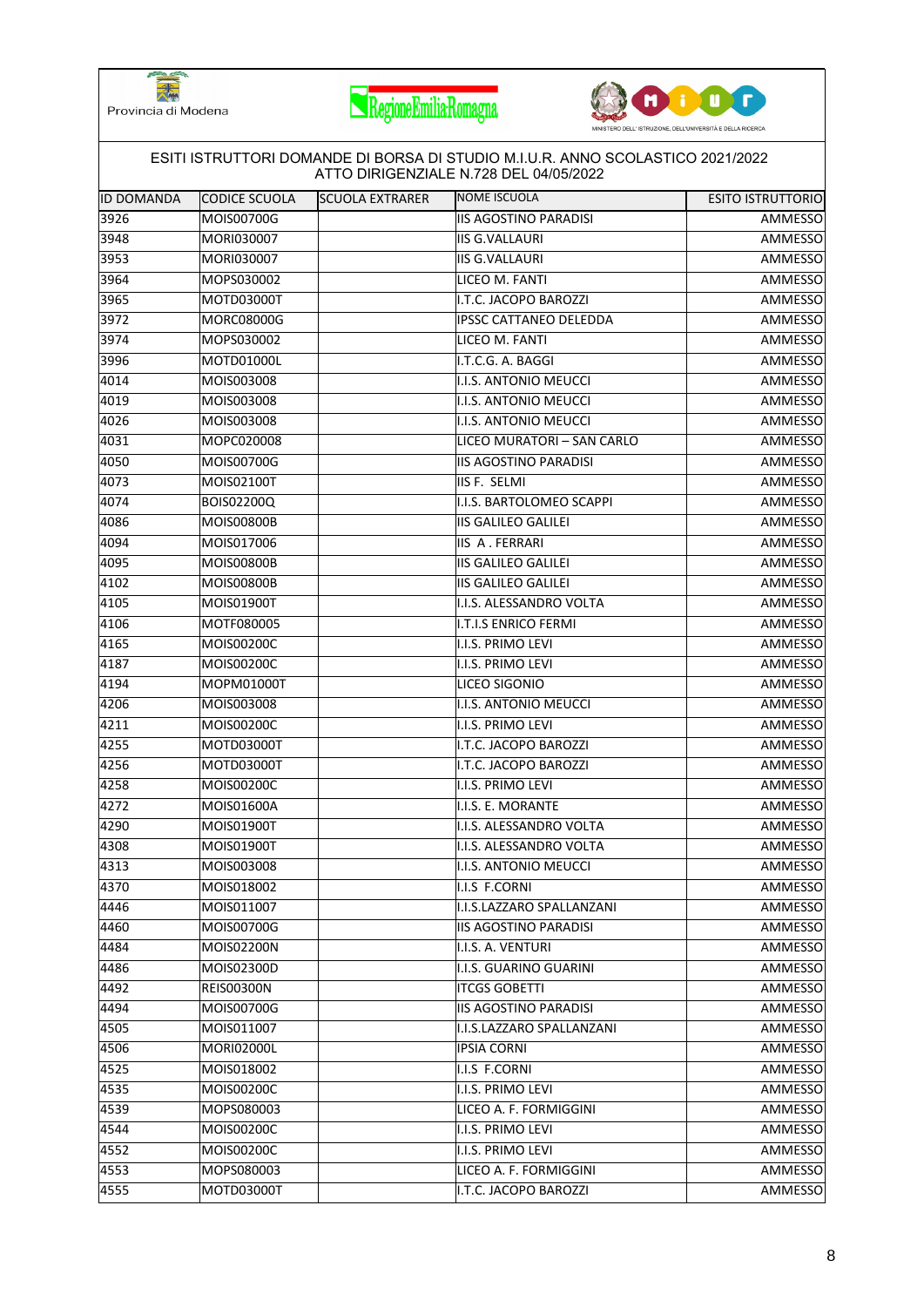Provincia di Modena

RegioneEmiliaRomagna

MINISTERO DELL' ISTRUZIONE, DELL'UNIVERSITÀ E DELLA RICERCA

ESITI ISTRUTTORI DOMANDE DI BORSA DI STUDIO M.I.U.R. ANNO SCOLASTICO 2021/2022
ATTO DIRIGENZIALE N.728 DEL 04/05/2022

| ID DOMANDA | CODICE SCUOLA | SCUOLA EXTRARER | NOME ISCUOLA | ESITO ISTRUTTORIO |
|---|---|---|---|---|
| 3926 | MOIS00700G | | IIS AGOSTINO PARADISI | AMMESSO |
| 3948 | MORI030007 | | IIS G.VALLAURI | AMMESSO |
| 3953 | MORI030007 | | IIS G.VALLAURI | AMMESSO |
| 3964 | MOPS030002 | | LICEO M. FANTI | AMMESSO |
| 3965 | MOTD03000T | | I.T.C. JACOPO BAROZZI | AMMESSO |
| 3972 | MORC08000G | | IPSSC CATTANEO DELEDDA | AMMESSO |
| 3974 | MOPS030002 | | LICEO M. FANTI | AMMESSO |
| 3996 | MOTD01000L | | I.T.C.G. A. BAGGI | AMMESSO |
| 4014 | MOIS003008 | | I.I.S. ANTONIO MEUCCI | AMMESSO |
| 4019 | MOIS003008 | | I.I.S. ANTONIO MEUCCI | AMMESSO |
| 4026 | MOIS003008 | | I.I.S. ANTONIO MEUCCI | AMMESSO |
| 4031 | MOPC020008 | | LICEO MURATORI – SAN CARLO | AMMESSO |
| 4050 | MOIS00700G | | IIS AGOSTINO PARADISI | AMMESSO |
| 4073 | MOIS02100T | | IIS F. SELMI | AMMESSO |
| 4074 | BOIS02200Q | | I.I.S. BARTOLOMEO SCAPPI | AMMESSO |
| 4086 | MOIS00800B | | IIS GALILEO GALILEI | AMMESSO |
| 4094 | MOIS017006 | | IIS A . FERRARI | AMMESSO |
| 4095 | MOIS00800B | | IIS GALILEO GALILEI | AMMESSO |
| 4102 | MOIS00800B | | IIS GALILEO GALILEI | AMMESSO |
| 4105 | MOIS01900T | | I.I.S. ALESSANDRO VOLTA | AMMESSO |
| 4106 | MOTF080005 | | I.T.I.S ENRICO FERMI | AMMESSO |
| 4165 | MOIS00200C | | I.I.S. PRIMO LEVI | AMMESSO |
| 4187 | MOIS00200C | | I.I.S. PRIMO LEVI | AMMESSO |
| 4194 | MOPM01000T | | LICEO SIGONIO | AMMESSO |
| 4206 | MOIS003008 | | I.I.S. ANTONIO MEUCCI | AMMESSO |
| 4211 | MOIS00200C | | I.I.S. PRIMO LEVI | AMMESSO |
| 4255 | MOTD03000T | | I.T.C. JACOPO BAROZZI | AMMESSO |
| 4256 | MOTD03000T | | I.T.C. JACOPO BAROZZI | AMMESSO |
| 4258 | MOIS00200C | | I.I.S. PRIMO LEVI | AMMESSO |
| 4272 | MOIS01600A | | I.I.S. E. MORANTE | AMMESSO |
| 4290 | MOIS01900T | | I.I.S. ALESSANDRO VOLTA | AMMESSO |
| 4308 | MOIS01900T | | I.I.S. ALESSANDRO VOLTA | AMMESSO |
| 4313 | MOIS003008 | | I.I.S. ANTONIO MEUCCI | AMMESSO |
| 4370 | MOIS018002 | | I.I.S F.CORNI | AMMESSO |
| 4446 | MOIS011007 | | I.I.S.LAZZARO SPALLANZANI | AMMESSO |
| 4460 | MOIS00700G | | IIS AGOSTINO PARADISI | AMMESSO |
| 4484 | MOIS02200N | | I.I.S. A. VENTURI | AMMESSO |
| 4486 | MOIS02300D | | I.I.S. GUARINO GUARINI | AMMESSO |
| 4492 | REIS00300N | | ITCGS GOBETTI | AMMESSO |
| 4494 | MOIS00700G | | IIS AGOSTINO PARADISI | AMMESSO |
| 4505 | MOIS011007 | | I.I.S.LAZZARO SPALLANZANI | AMMESSO |
| 4506 | MORI02000L | | IPSIA CORNI | AMMESSO |
| 4525 | MOIS018002 | | I.I.S F.CORNI | AMMESSO |
| 4535 | MOIS00200C | | I.I.S. PRIMO LEVI | AMMESSO |
| 4539 | MOPS080003 | | LICEO A. F. FORMIGGINI | AMMESSO |
| 4544 | MOIS00200C | | I.I.S. PRIMO LEVI | AMMESSO |
| 4552 | MOIS00200C | | I.I.S. PRIMO LEVI | AMMESSO |
| 4553 | MOPS080003 | | LICEO A. F. FORMIGGINI | AMMESSO |
| 4555 | MOTD03000T | | I.T.C. JACOPO BAROZZI | AMMESSO |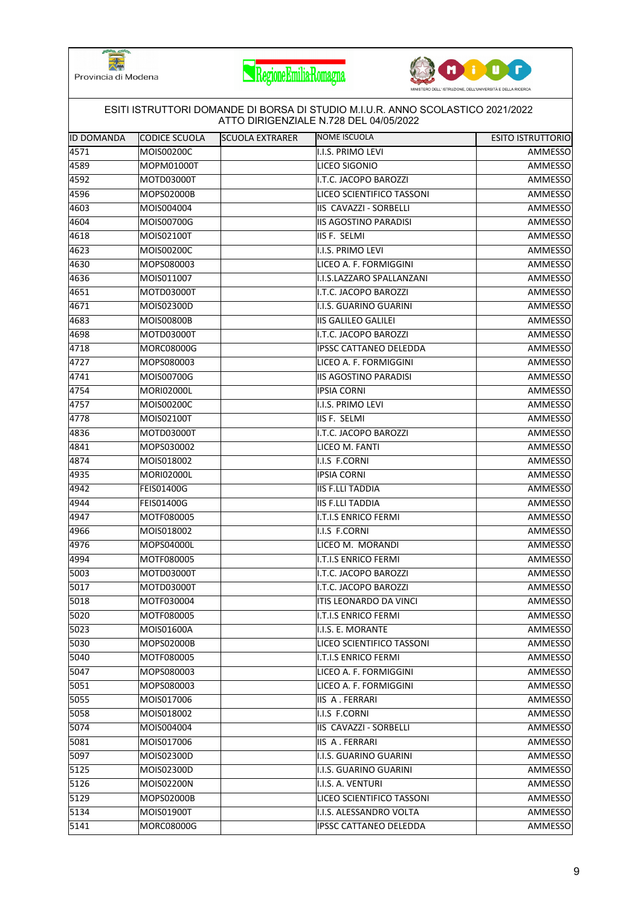Provincia di Modena

ESITI ISTRUTTORI DOMANDE DI BORSA DI STUDIO M.I.U.R. ANNO SCOLASTICO 2021/2022
ATTO DIRIGENZIALE N.728 DEL 04/05/2022

| ID DOMANDA | CODICE SCUOLA | SCUOLA EXTRARER | NOME ISCUOLA | ESITO ISTRUTTORIO |
|---|---|---|---|---|
| 4571 | MOIS00200C | | I.I.S. PRIMO LEVI | AMMESSO |
| 4589 | MOPM01000T | | LICEO SIGONIO | AMMESSO |
| 4592 | MOTD03000T | | I.T.C. JACOPO BAROZZI | AMMESSO |
| 4596 | MOPS02000B | | LICEO SCIENTIFICO TASSONI | AMMESSO |
| 4603 | MOIS004004 | | IIS CAVAZZI - SORBELLI | AMMESSO |
| 4604 | MOIS00700G | | IIS AGOSTINO PARADISI | AMMESSO |
| 4618 | MOIS02100T | | IIS F. SELMI | AMMESSO |
| 4623 | MOIS00200C | | I.I.S. PRIMO LEVI | AMMESSO |
| 4630 | MOPS080003 | | LICEO A. F. FORMIGGINI | AMMESSO |
| 4636 | MOIS011007 | | I.I.S.LAZZARO SPALLANZANI | AMMESSO |
| 4651 | MOTD03000T | | I.T.C. JACOPO BAROZZI | AMMESSO |
| 4671 | MOIS02300D | | I.I.S. GUARINO GUARINI | AMMESSO |
| 4683 | MOIS00800B | | IIS GALILEO GALILEI | AMMESSO |
| 4698 | MOTD03000T | | I.T.C. JACOPO BAROZZI | AMMESSO |
| 4718 | MORC08000G | | IPSSC CATTANEO DELEDDA | AMMESSO |
| 4727 | MOPS080003 | | LICEO A. F. FORMIGGINI | AMMESSO |
| 4741 | MOIS00700G | | IIS AGOSTINO PARADISI | AMMESSO |
| 4754 | MORI02000L | | IPSIA CORNI | AMMESSO |
| 4757 | MOIS00200C | | I.I.S. PRIMO LEVI | AMMESSO |
| 4778 | MOIS02100T | | IIS F. SELMI | AMMESSO |
| 4836 | MOTD03000T | | I.T.C. JACOPO BAROZZI | AMMESSO |
| 4841 | MOPS030002 | | LICEO M. FANTI | AMMESSO |
| 4874 | MOIS018002 | | I.I.S F.CORNI | AMMESSO |
| 4935 | MORI02000L | | IPSIA CORNI | AMMESSO |
| 4942 | FEIS01400G | | IIS F.LLI TADDIA | AMMESSO |
| 4944 | FEIS01400G | | IIS F.LLI TADDIA | AMMESSO |
| 4947 | MOTF080005 | | I.T.I.S ENRICO FERMI | AMMESSO |
| 4966 | MOIS018002 | | I.I.S F.CORNI | AMMESSO |
| 4976 | MOPS04000L | | LICEO M. MORANDI | AMMESSO |
| 4994 | MOTF080005 | | I.T.I.S ENRICO FERMI | AMMESSO |
| 5003 | MOTD03000T | | I.T.C. JACOPO BAROZZI | AMMESSO |
| 5017 | MOTD03000T | | I.T.C. JACOPO BAROZZI | AMMESSO |
| 5018 | MOTF030004 | | ITIS LEONARDO DA VINCI | AMMESSO |
| 5020 | MOTF080005 | | I.T.I.S ENRICO FERMI | AMMESSO |
| 5023 | MOIS01600A | | I.I.S. E. MORANTE | AMMESSO |
| 5030 | MOPS02000B | | LICEO SCIENTIFICO TASSONI | AMMESSO |
| 5040 | MOTF080005 | | I.T.I.S ENRICO FERMI | AMMESSO |
| 5047 | MOPS080003 | | LICEO A. F. FORMIGGINI | AMMESSO |
| 5051 | MOPS080003 | | LICEO A. F. FORMIGGINI | AMMESSO |
| 5055 | MOIS017006 | | IIS A . FERRARI | AMMESSO |
| 5058 | MOIS018002 | | I.I.S F.CORNI | AMMESSO |
| 5074 | MOIS004004 | | IIS CAVAZZI - SORBELLI | AMMESSO |
| 5081 | MOIS017006 | | IIS A . FERRARI | AMMESSO |
| 5097 | MOIS02300D | | I.I.S. GUARINO GUARINI | AMMESSO |
| 5125 | MOIS02300D | | I.I.S. GUARINO GUARINI | AMMESSO |
| 5126 | MOIS02200N | | I.I.S. A. VENTURI | AMMESSO |
| 5129 | MOPS02000B | | LICEO SCIENTIFICO TASSONI | AMMESSO |
| 5134 | MOIS01900T | | I.I.S. ALESSANDRO VOLTA | AMMESSO |
| 5141 | MORC08000G | | IPSSC CATTANEO DELEDDA | AMMESSO |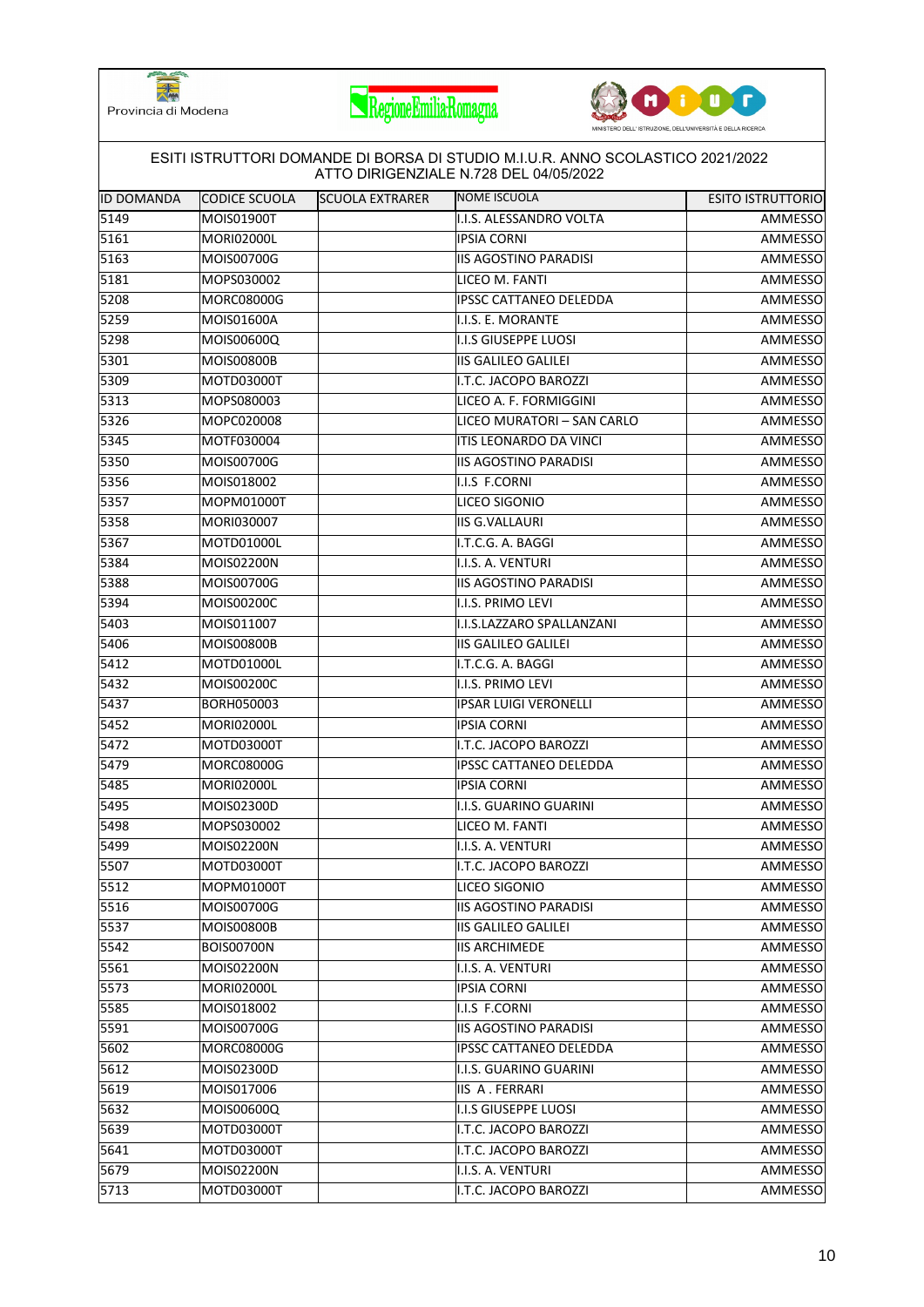Provincia di Modena

ESITI ISTRUTTORI DOMANDE DI BORSA DI STUDIO M.I.U.R. ANNO SCOLASTICO 2021/2022
ATTO DIRIGENZIALE N.728 DEL 04/05/2022

| ID DOMANDA | CODICE SCUOLA | SCUOLA EXTRARER | NOME ISCUOLA | ESITO ISTRUTTORIO |
|---|---|---|---|---|
| 5149 | MOIS01900T | | I.I.S. ALESSANDRO VOLTA | AMMESSO |
| 5161 | MORI02000L | | IPSIA CORNI | AMMESSO |
| 5163 | MOIS00700G | | IIS AGOSTINO PARADISI | AMMESSO |
| 5181 | MOPS030002 | | LICEO M. FANTI | AMMESSO |
| 5208 | MORC08000G | | IPSSC CATTANEO DELEDDA | AMMESSO |
| 5259 | MOIS01600A | | I.I.S. E. MORANTE | AMMESSO |
| 5298 | MOIS00600Q | | I.I.S GIUSEPPE LUOSI | AMMESSO |
| 5301 | MOIS00800B | | IIS GALILEO GALILEI | AMMESSO |
| 5309 | MOTD03000T | | I.T.C. JACOPO BAROZZI | AMMESSO |
| 5313 | MOPS080003 | | LICEO A. F. FORMIGGINI | AMMESSO |
| 5326 | MOPC020008 | | LICEO MURATORI – SAN CARLO | AMMESSO |
| 5345 | MOTF030004 | | ITIS LEONARDO DA VINCI | AMMESSO |
| 5350 | MOIS00700G | | IIS AGOSTINO PARADISI | AMMESSO |
| 5356 | MOIS018002 | | I.I.S F.CORNI | AMMESSO |
| 5357 | MOPM01000T | | LICEO SIGONIO | AMMESSO |
| 5358 | MORI030007 | | IIS G.VALLAURI | AMMESSO |
| 5367 | MOTD01000L | | I.T.C.G. A. BAGGI | AMMESSO |
| 5384 | MOIS02200N | | I.I.S. A. VENTURI | AMMESSO |
| 5388 | MOIS00700G | | IIS AGOSTINO PARADISI | AMMESSO |
| 5394 | MOIS00200C | | I.I.S. PRIMO LEVI | AMMESSO |
| 5403 | MOIS011007 | | I.I.S.LAZZARO SPALLANZANI | AMMESSO |
| 5406 | MOIS00800B | | IIS GALILEO GALILEI | AMMESSO |
| 5412 | MOTD01000L | | I.T.C.G. A. BAGGI | AMMESSO |
| 5432 | MOIS00200C | | I.I.S. PRIMO LEVI | AMMESSO |
| 5437 | BORH050003 | | IPSAR LUIGI VERONELLI | AMMESSO |
| 5452 | MORI02000L | | IPSIA CORNI | AMMESSO |
| 5472 | MOTD03000T | | I.T.C. JACOPO BAROZZI | AMMESSO |
| 5479 | MORC08000G | | IPSSC CATTANEO DELEDDA | AMMESSO |
| 5485 | MORI02000L | | IPSIA CORNI | AMMESSO |
| 5495 | MOIS02300D | | I.I.S. GUARINO GUARINI | AMMESSO |
| 5498 | MOPS030002 | | LICEO M. FANTI | AMMESSO |
| 5499 | MOIS02200N | | I.I.S. A. VENTURI | AMMESSO |
| 5507 | MOTD03000T | | I.T.C. JACOPO BAROZZI | AMMESSO |
| 5512 | MOPM01000T | | LICEO SIGONIO | AMMESSO |
| 5516 | MOIS00700G | | IIS AGOSTINO PARADISI | AMMESSO |
| 5537 | MOIS00800B | | IIS GALILEO GALILEI | AMMESSO |
| 5542 | BOIS00700N | | IIS ARCHIMEDE | AMMESSO |
| 5561 | MOIS02200N | | I.I.S. A. VENTURI | AMMESSO |
| 5573 | MORI02000L | | IPSIA CORNI | AMMESSO |
| 5585 | MOIS018002 | | I.I.S F.CORNI | AMMESSO |
| 5591 | MOIS00700G | | IIS AGOSTINO PARADISI | AMMESSO |
| 5602 | MORC08000G | | IPSSC CATTANEO DELEDDA | AMMESSO |
| 5612 | MOIS02300D | | I.I.S. GUARINO GUARINI | AMMESSO |
| 5619 | MOIS017006 | | IIS A . FERRARI | AMMESSO |
| 5632 | MOIS00600Q | | I.I.S GIUSEPPE LUOSI | AMMESSO |
| 5639 | MOTD03000T | | I.T.C. JACOPO BAROZZI | AMMESSO |
| 5641 | MOTD03000T | | I.T.C. JACOPO BAROZZI | AMMESSO |
| 5679 | MOIS02200N | | I.I.S. A. VENTURI | AMMESSO |
| 5713 | MOTD03000T | | I.T.C. JACOPO BAROZZI | AMMESSO |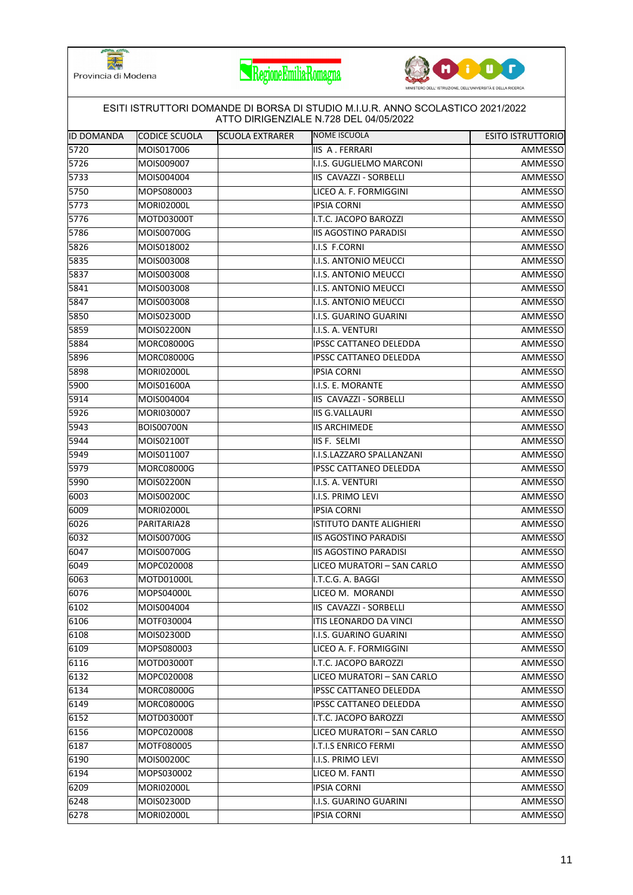ESITI ISTRUTTORI DOMANDE DI BORSA DI STUDIO M.I.U.R. ANNO SCOLASTICO 2021/2022
ATTO DIRIGENZIALE N.728 DEL 04/05/2022

| ID DOMANDA | CODICE SCUOLA | SCUOLA EXTRARER | NOME ISCUOLA | ESITO ISTRUTTORIO |
|---|---|---|---|---|
| 5720 | MOIS017006 | | IIS A . FERRARI | AMMESSO |
| 5726 | MOIS009007 | | I.I.S. GUGLIELMO MARCONI | AMMESSO |
| 5733 | MOIS004004 | | IIS CAVAZZI - SORBELLI | AMMESSO |
| 5750 | MOPS080003 | | LICEO A. F. FORMIGGINI | AMMESSO |
| 5773 | MORI02000L | | IPSIA CORNI | AMMESSO |
| 5776 | MOTD03000T | | I.T.C. JACOPO BAROZZI | AMMESSO |
| 5786 | MOIS00700G | | IIS AGOSTINO PARADISI | AMMESSO |
| 5826 | MOIS018002 | | I.I.S F.CORNI | AMMESSO |
| 5835 | MOIS003008 | | I.I.S. ANTONIO MEUCCI | AMMESSO |
| 5837 | MOIS003008 | | I.I.S. ANTONIO MEUCCI | AMMESSO |
| 5841 | MOIS003008 | | I.I.S. ANTONIO MEUCCI | AMMESSO |
| 5847 | MOIS003008 | | I.I.S. ANTONIO MEUCCI | AMMESSO |
| 5850 | MOIS02300D | | I.I.S. GUARINO GUARINI | AMMESSO |
| 5859 | MOIS02200N | | I.I.S. A. VENTURI | AMMESSO |
| 5884 | MORC08000G | | IPSSC CATTANEO DELEDDA | AMMESSO |
| 5896 | MORC08000G | | IPSSC CATTANEO DELEDDA | AMMESSO |
| 5898 | MORI02000L | | IPSIA CORNI | AMMESSO |
| 5900 | MOIS01600A | | I.I.S. E. MORANTE | AMMESSO |
| 5914 | MOIS004004 | | IIS CAVAZZI - SORBELLI | AMMESSO |
| 5926 | MORI030007 | | IIS G.VALLAURI | AMMESSO |
| 5943 | BOIS00700N | | IIS ARCHIMEDE | AMMESSO |
| 5944 | MOIS02100T | | IIS F. SELMI | AMMESSO |
| 5949 | MOIS011007 | | I.I.S.LAZZARO SPALLANZANI | AMMESSO |
| 5979 | MORC08000G | | IPSSC CATTANEO DELEDDA | AMMESSO |
| 5990 | MOIS02200N | | I.I.S. A. VENTURI | AMMESSO |
| 6003 | MOIS00200C | | I.I.S. PRIMO LEVI | AMMESSO |
| 6009 | MORI02000L | | IPSIA CORNI | AMMESSO |
| 6026 | PARITARIA28 | | ISTITUTO DANTE ALIGHIERI | AMMESSO |
| 6032 | MOIS00700G | | IIS AGOSTINO PARADISI | AMMESSO |
| 6047 | MOIS00700G | | IIS AGOSTINO PARADISI | AMMESSO |
| 6049 | MOPC020008 | | LICEO MURATORI – SAN CARLO | AMMESSO |
| 6063 | MOTD01000L | | I.T.C.G. A. BAGGI | AMMESSO |
| 6076 | MOPS04000L | | LICEO M. MORANDI | AMMESSO |
| 6102 | MOIS004004 | | IIS CAVAZZI - SORBELLI | AMMESSO |
| 6106 | MOTF030004 | | ITIS LEONARDO DA VINCI | AMMESSO |
| 6108 | MOIS02300D | | I.I.S. GUARINO GUARINI | AMMESSO |
| 6109 | MOPS080003 | | LICEO A. F. FORMIGGINI | AMMESSO |
| 6116 | MOTD03000T | | I.T.C. JACOPO BAROZZI | AMMESSO |
| 6132 | MOPC020008 | | LICEO MURATORI – SAN CARLO | AMMESSO |
| 6134 | MORC08000G | | IPSSC CATTANEO DELEDDA | AMMESSO |
| 6149 | MORC08000G | | IPSSC CATTANEO DELEDDA | AMMESSO |
| 6152 | MOTD03000T | | I.T.C. JACOPO BAROZZI | AMMESSO |
| 6156 | MOPC020008 | | LICEO MURATORI – SAN CARLO | AMMESSO |
| 6187 | MOTF080005 | | I.T.I.S ENRICO FERMI | AMMESSO |
| 6190 | MOIS00200C | | I.I.S. PRIMO LEVI | AMMESSO |
| 6194 | MOPS030002 | | LICEO M. FANTI | AMMESSO |
| 6209 | MORI02000L | | IPSIA CORNI | AMMESSO |
| 6248 | MOIS02300D | | I.I.S. GUARINO GUARINI | AMMESSO |
| 6278 | MORI02000L | | IPSIA CORNI | AMMESSO |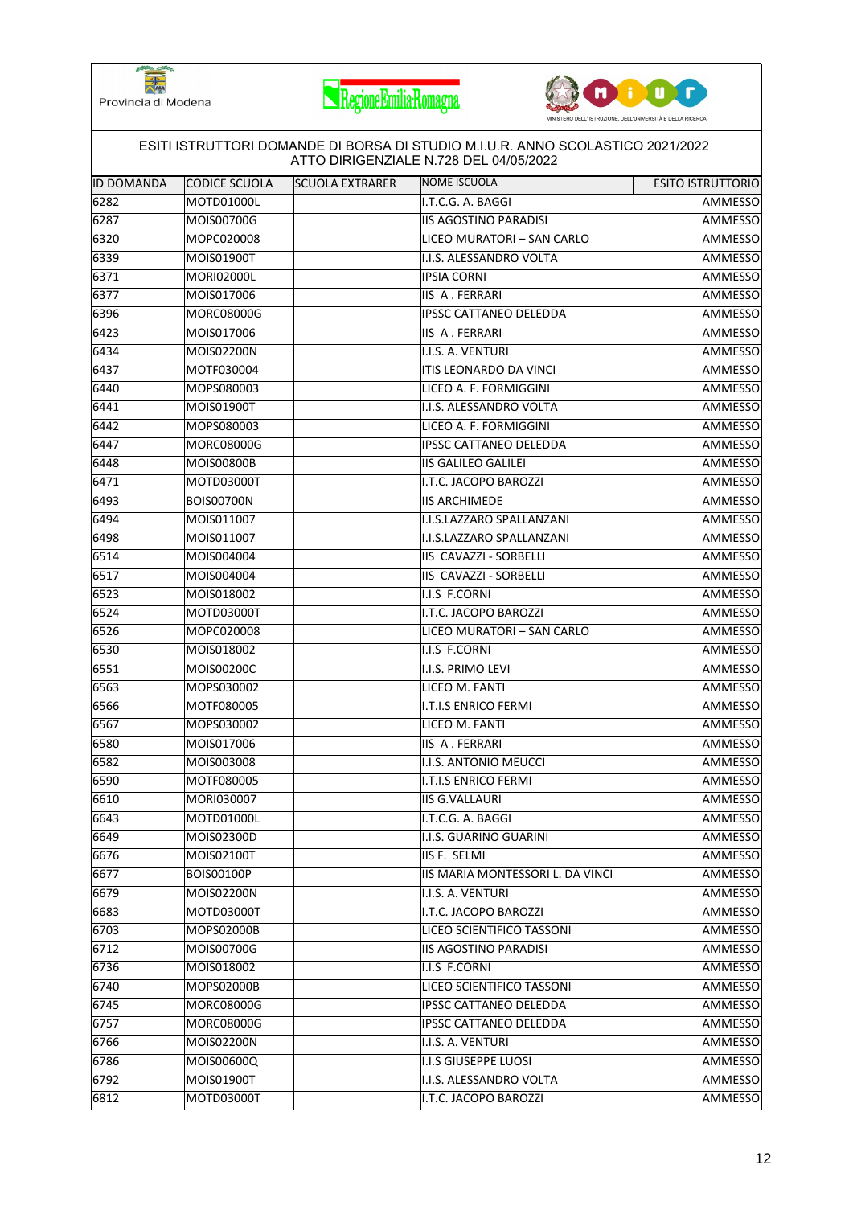Provincia di Modena

RegioneEmiliaRomagna

MINISTERO DELL' ISTRUZIONE, DELL'UNIVERSITÀ E DELLA RICERCA

ESITI ISTRUTTORI DOMANDE DI BORSA DI STUDIO M.I.U.R. ANNO SCOLASTICO 2021/2022
ATTO DIRIGENZIALE N.728 DEL 04/05/2022

| ID DOMANDA | CODICE SCUOLA | SCUOLA EXTRARER | NOME ISCUOLA | ESITO ISTRUTTORIO |
|---|---|---|---|---|
| 6282 | MOTD01000L | | I.T.C.G. A. BAGGI | AMMESSO |
| 6287 | MOIS00700G | | IIS AGOSTINO PARADISI | AMMESSO |
| 6320 | MOPC020008 | | LICEO MURATORI – SAN CARLO | AMMESSO |
| 6339 | MOIS01900T | | I.I.S. ALESSANDRO VOLTA | AMMESSO |
| 6371 | MORI02000L | | IPSIA CORNI | AMMESSO |
| 6377 | MOIS017006 | | IIS A . FERRARI | AMMESSO |
| 6396 | MORC08000G | | IPSSC CATTANEO DELEDDA | AMMESSO |
| 6423 | MOIS017006 | | IIS A . FERRARI | AMMESSO |
| 6434 | MOIS02200N | | I.I.S. A. VENTURI | AMMESSO |
| 6437 | MOTF030004 | | ITIS LEONARDO DA VINCI | AMMESSO |
| 6440 | MOPS080003 | | LICEO A. F. FORMIGGINI | AMMESSO |
| 6441 | MOIS01900T | | I.I.S. ALESSANDRO VOLTA | AMMESSO |
| 6442 | MOPS080003 | | LICEO A. F. FORMIGGINI | AMMESSO |
| 6447 | MORC08000G | | IPSSC CATTANEO DELEDDA | AMMESSO |
| 6448 | MOIS00800B | | IIS GALILEO GALILEI | AMMESSO |
| 6471 | MOTD03000T | | I.T.C. JACOPO BAROZZI | AMMESSO |
| 6493 | BOIS00700N | | IIS ARCHIMEDE | AMMESSO |
| 6494 | MOIS011007 | | I.I.S.LAZZARO SPALLANZANI | AMMESSO |
| 6498 | MOIS011007 | | I.I.S.LAZZARO SPALLANZANI | AMMESSO |
| 6514 | MOIS004004 | | IIS CAVAZZI - SORBELLI | AMMESSO |
| 6517 | MOIS004004 | | IIS CAVAZZI - SORBELLI | AMMESSO |
| 6523 | MOIS018002 | | I.I.S F.CORNI | AMMESSO |
| 6524 | MOTD03000T | | I.T.C. JACOPO BAROZZI | AMMESSO |
| 6526 | MOPC020008 | | LICEO MURATORI – SAN CARLO | AMMESSO |
| 6530 | MOIS018002 | | I.I.S F.CORNI | AMMESSO |
| 6551 | MOIS00200C | | I.I.S. PRIMO LEVI | AMMESSO |
| 6563 | MOPS030002 | | LICEO M. FANTI | AMMESSO |
| 6566 | MOTF080005 | | I.T.I.S ENRICO FERMI | AMMESSO |
| 6567 | MOPS030002 | | LICEO M. FANTI | AMMESSO |
| 6580 | MOIS017006 | | IIS A . FERRARI | AMMESSO |
| 6582 | MOIS003008 | | I.I.S. ANTONIO MEUCCI | AMMESSO |
| 6590 | MOTF080005 | | I.T.I.S ENRICO FERMI | AMMESSO |
| 6610 | MORI030007 | | IIS G.VALLAURI | AMMESSO |
| 6643 | MOTD01000L | | I.T.C.G. A. BAGGI | AMMESSO |
| 6649 | MOIS02300D | | I.I.S. GUARINO GUARINI | AMMESSO |
| 6676 | MOIS02100T | | IIS F. SELMI | AMMESSO |
| 6677 | BOIS00100P | | IIS MARIA MONTESSORI L. DA VINCI | AMMESSO |
| 6679 | MOIS02200N | | I.I.S. A. VENTURI | AMMESSO |
| 6683 | MOTD03000T | | I.T.C. JACOPO BAROZZI | AMMESSO |
| 6703 | MOPS02000B | | LICEO SCIENTIFICO TASSONI | AMMESSO |
| 6712 | MOIS00700G | | IIS AGOSTINO PARADISI | AMMESSO |
| 6736 | MOIS018002 | | I.I.S F.CORNI | AMMESSO |
| 6740 | MOPS02000B | | LICEO SCIENTIFICO TASSONI | AMMESSO |
| 6745 | MORC08000G | | IPSSC CATTANEO DELEDDA | AMMESSO |
| 6757 | MORC08000G | | IPSSC CATTANEO DELEDDA | AMMESSO |
| 6766 | MOIS02200N | | I.I.S. A. VENTURI | AMMESSO |
| 6786 | MOIS00600Q | | I.I.S GIUSEPPE LUOSI | AMMESSO |
| 6792 | MOIS01900T | | I.I.S. ALESSANDRO VOLTA | AMMESSO |
| 6812 | MOTD03000T | | I.T.C. JACOPO BAROZZI | AMMESSO |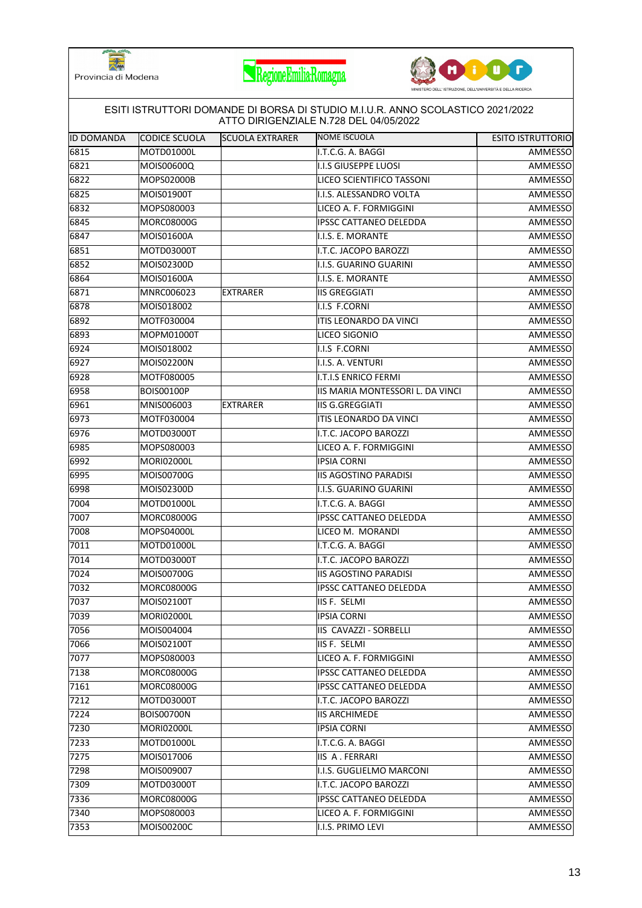Provincia di Modena

ESITI ISTRUTTORI DOMANDE DI BORSA DI STUDIO M.I.U.R. ANNO SCOLASTICO 2021/2022
ATTO DIRIGENZIALE N.728 DEL 04/05/2022

| ID DOMANDA | CODICE SCUOLA | SCUOLA EXTRARER | NOME ISCUOLA | ESITO ISTRUTTORIO |
|---|---|---|---|---|
| 6815 | MOTD01000L | | I.T.C.G. A. BAGGI | AMMESSO |
| 6821 | MOIS00600Q | | I.I.S GIUSEPPE LUOSI | AMMESSO |
| 6822 | MOPS02000B | | LICEO SCIENTIFICO TASSONI | AMMESSO |
| 6825 | MOIS01900T | | I.I.S. ALESSANDRO VOLTA | AMMESSO |
| 6832 | MOPS080003 | | LICEO A. F. FORMIGGINI | AMMESSO |
| 6845 | MORC08000G | | IPSSC CATTANEO DELEDDA | AMMESSO |
| 6847 | MOIS01600A | | I.I.S. E. MORANTE | AMMESSO |
| 6851 | MOTD03000T | | I.T.C. JACOPO BAROZZI | AMMESSO |
| 6852 | MOIS02300D | | I.I.S. GUARINO GUARINI | AMMESSO |
| 6864 | MOIS01600A | | I.I.S. E. MORANTE | AMMESSO |
| 6871 | MNRC006023 | EXTRARER | IIS GREGGIATI | AMMESSO |
| 6878 | MOIS018002 | | I.I.S F.CORNI | AMMESSO |
| 6892 | MOTF030004 | | ITIS LEONARDO DA VINCI | AMMESSO |
| 6893 | MOPM01000T | | LICEO SIGONIO | AMMESSO |
| 6924 | MOIS018002 | | I.I.S F.CORNI | AMMESSO |
| 6927 | MOIS02200N | | I.I.S. A. VENTURI | AMMESSO |
| 6928 | MOTF080005 | | I.T.I.S ENRICO FERMI | AMMESSO |
| 6958 | BOIS00100P | | IIS MARIA MONTESSORI L. DA VINCI | AMMESSO |
| 6961 | MNIS006003 | EXTRARER | IIS G.GREGGIATI | AMMESSO |
| 6973 | MOTF030004 | | ITIS LEONARDO DA VINCI | AMMESSO |
| 6976 | MOTD03000T | | I.T.C. JACOPO BAROZZI | AMMESSO |
| 6985 | MOPS080003 | | LICEO A. F. FORMIGGINI | AMMESSO |
| 6992 | MORI02000L | | IPSIA CORNI | AMMESSO |
| 6995 | MOIS00700G | | IIS AGOSTINO PARADISI | AMMESSO |
| 6998 | MOIS02300D | | I.I.S. GUARINO GUARINI | AMMESSO |
| 7004 | MOTD01000L | | I.T.C.G. A. BAGGI | AMMESSO |
| 7007 | MORC08000G | | IPSSC CATTANEO DELEDDA | AMMESSO |
| 7008 | MOPS04000L | | LICEO M. MORANDI | AMMESSO |
| 7011 | MOTD01000L | | I.T.C.G. A. BAGGI | AMMESSO |
| 7014 | MOTD03000T | | I.T.C. JACOPO BAROZZI | AMMESSO |
| 7024 | MOIS00700G | | IIS AGOSTINO PARADISI | AMMESSO |
| 7032 | MORC08000G | | IPSSC CATTANEO DELEDDA | AMMESSO |
| 7037 | MOIS02100T | | IIS F. SELMI | AMMESSO |
| 7039 | MORI02000L | | IPSIA CORNI | AMMESSO |
| 7056 | MOIS004004 | | IIS CAVAZZI - SORBELLI | AMMESSO |
| 7066 | MOIS02100T | | IIS F. SELMI | AMMESSO |
| 7077 | MOPS080003 | | LICEO A. F. FORMIGGINI | AMMESSO |
| 7138 | MORC08000G | | IPSSC CATTANEO DELEDDA | AMMESSO |
| 7161 | MORC08000G | | IPSSC CATTANEO DELEDDA | AMMESSO |
| 7212 | MOTD03000T | | I.T.C. JACOPO BAROZZI | AMMESSO |
| 7224 | BOIS00700N | | IIS ARCHIMEDE | AMMESSO |
| 7230 | MORI02000L | | IPSIA CORNI | AMMESSO |
| 7233 | MOTD01000L | | I.T.C.G. A. BAGGI | AMMESSO |
| 7275 | MOIS017006 | | IIS A . FERRARI | AMMESSO |
| 7298 | MOIS009007 | | I.I.S. GUGLIELMO MARCONI | AMMESSO |
| 7309 | MOTD03000T | | I.T.C. JACOPO BAROZZI | AMMESSO |
| 7336 | MORC08000G | | IPSSC CATTANEO DELEDDA | AMMESSO |
| 7340 | MOPS080003 | | LICEO A. F. FORMIGGINI | AMMESSO |
| 7353 | MOIS00200C | | I.I.S. PRIMO LEVI | AMMESSO |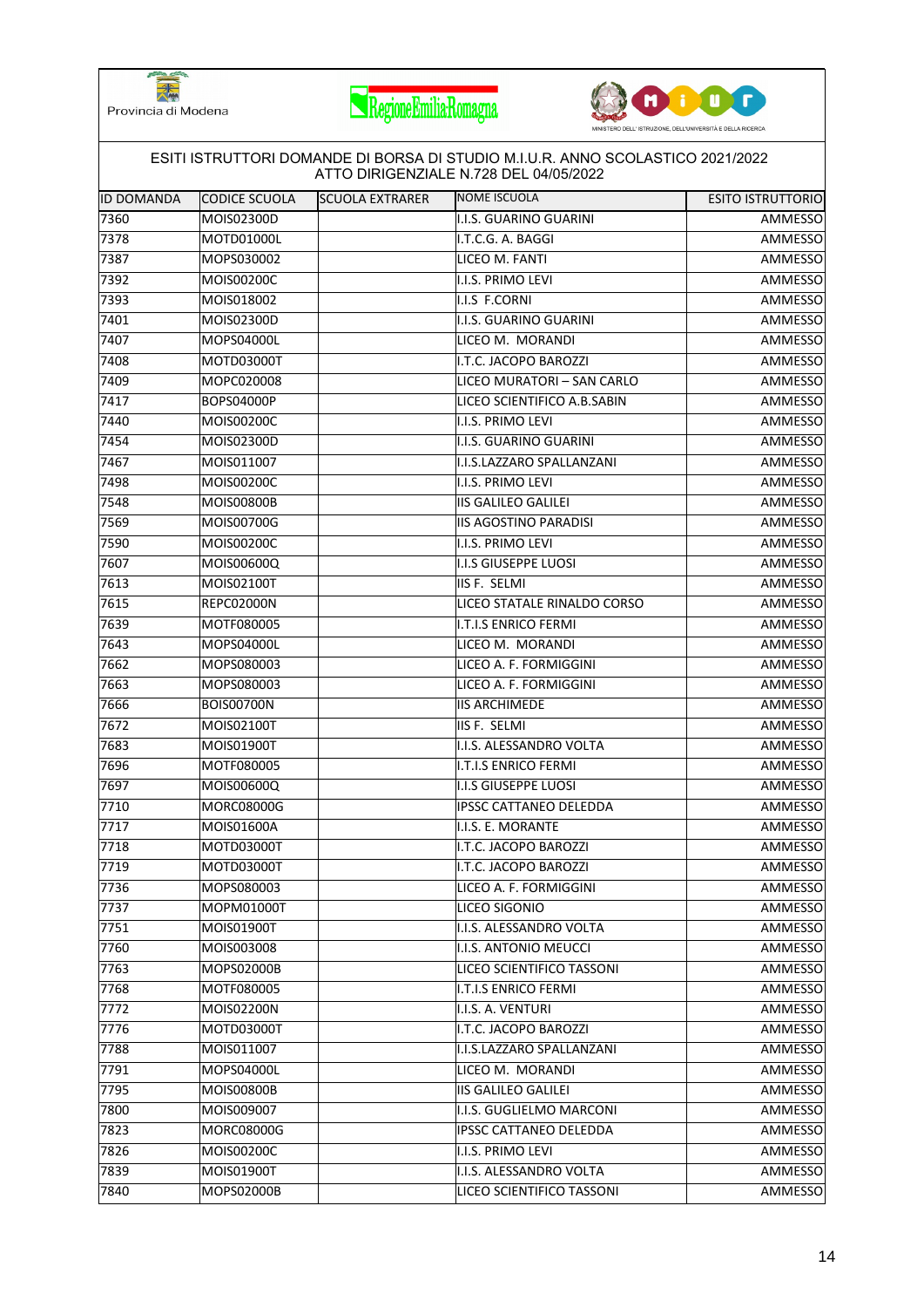Provincia di Modena

ESITI ISTRUTTORI DOMANDE DI BORSA DI STUDIO M.I.U.R. ANNO SCOLASTICO 2021/2022
ATTO DIRIGENZIALE N.728 DEL 04/05/2022

| ID DOMANDA | CODICE SCUOLA | SCUOLA EXTRARER | NOME ISCUOLA | ESITO ISTRUTTORIO |
|---|---|---|---|---|
| 7360 | MOIS02300D | | I.I.S. GUARINO GUARINI | AMMESSO |
| 7378 | MOTD01000L | | I.T.C.G. A. BAGGI | AMMESSO |
| 7387 | MOPS030002 | | LICEO M. FANTI | AMMESSO |
| 7392 | MOIS00200C | | I.I.S. PRIMO LEVI | AMMESSO |
| 7393 | MOIS018002 | | I.I.S F.CORNI | AMMESSO |
| 7401 | MOIS02300D | | I.I.S. GUARINO GUARINI | AMMESSO |
| 7407 | MOPS04000L | | LICEO M. MORANDI | AMMESSO |
| 7408 | MOTD03000T | | I.T.C. JACOPO BAROZZI | AMMESSO |
| 7409 | MOPC020008 | | LICEO MURATORI – SAN CARLO | AMMESSO |
| 7417 | BOPS04000P | | LICEO SCIENTIFICO A.B.SABIN | AMMESSO |
| 7440 | MOIS00200C | | I.I.S. PRIMO LEVI | AMMESSO |
| 7454 | MOIS02300D | | I.I.S. GUARINO GUARINI | AMMESSO |
| 7467 | MOIS011007 | | I.I.S.LAZZARO SPALLANZANI | AMMESSO |
| 7498 | MOIS00200C | | I.I.S. PRIMO LEVI | AMMESSO |
| 7548 | MOIS00800B | | IIS GALILEO GALILEI | AMMESSO |
| 7569 | MOIS00700G | | IIS AGOSTINO PARADISI | AMMESSO |
| 7590 | MOIS00200C | | I.I.S. PRIMO LEVI | AMMESSO |
| 7607 | MOIS00600Q | | I.I.S GIUSEPPE LUOSI | AMMESSO |
| 7613 | MOIS02100T | | IIS F. SELMI | AMMESSO |
| 7615 | REPC02000N | | LICEO STATALE RINALDO CORSO | AMMESSO |
| 7639 | MOTF080005 | | I.T.I.S ENRICO FERMI | AMMESSO |
| 7643 | MOPS04000L | | LICEO M. MORANDI | AMMESSO |
| 7662 | MOPS080003 | | LICEO A. F. FORMIGGINI | AMMESSO |
| 7663 | MOPS080003 | | LICEO A. F. FORMIGGINI | AMMESSO |
| 7666 | BOIS00700N | | IIS ARCHIMEDE | AMMESSO |
| 7672 | MOIS02100T | | IIS F. SELMI | AMMESSO |
| 7683 | MOIS01900T | | I.I.S. ALESSANDRO VOLTA | AMMESSO |
| 7696 | MOTF080005 | | I.T.I.S ENRICO FERMI | AMMESSO |
| 7697 | MOIS00600Q | | I.I.S GIUSEPPE LUOSI | AMMESSO |
| 7710 | MORC08000G | | IPSSC CATTANEO DELEDDA | AMMESSO |
| 7717 | MOIS01600A | | I.I.S. E. MORANTE | AMMESSO |
| 7718 | MOTD03000T | | I.T.C. JACOPO BAROZZI | AMMESSO |
| 7719 | MOTD03000T | | I.T.C. JACOPO BAROZZI | AMMESSO |
| 7736 | MOPS080003 | | LICEO A. F. FORMIGGINI | AMMESSO |
| 7737 | MOPM01000T | | LICEO SIGONIO | AMMESSO |
| 7751 | MOIS01900T | | I.I.S. ALESSANDRO VOLTA | AMMESSO |
| 7760 | MOIS003008 | | I.I.S. ANTONIO MEUCCI | AMMESSO |
| 7763 | MOPS02000B | | LICEO SCIENTIFICO TASSONI | AMMESSO |
| 7768 | MOTF080005 | | I.T.I.S ENRICO FERMI | AMMESSO |
| 7772 | MOIS02200N | | I.I.S. A. VENTURI | AMMESSO |
| 7776 | MOTD03000T | | I.T.C. JACOPO BAROZZI | AMMESSO |
| 7788 | MOIS011007 | | I.I.S.LAZZARO SPALLANZANI | AMMESSO |
| 7791 | MOPS04000L | | LICEO M. MORANDI | AMMESSO |
| 7795 | MOIS00800B | | IIS GALILEO GALILEI | AMMESSO |
| 7800 | MOIS009007 | | I.I.S. GUGLIELMO MARCONI | AMMESSO |
| 7823 | MORC08000G | | IPSSC CATTANEO DELEDDA | AMMESSO |
| 7826 | MOIS00200C | | I.I.S. PRIMO LEVI | AMMESSO |
| 7839 | MOIS01900T | | I.I.S. ALESSANDRO VOLTA | AMMESSO |
| 7840 | MOPS02000B | | LICEO SCIENTIFICO TASSONI | AMMESSO |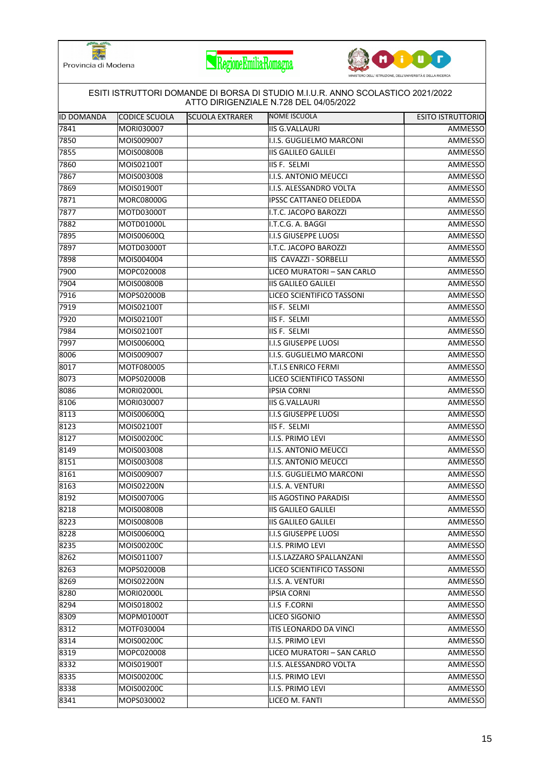Provincia di Modena

ESITI ISTRUTTORI DOMANDE DI BORSA DI STUDIO M.I.U.R. ANNO SCOLASTICO 2021/2022
ATTO DIRIGENZIALE N.728 DEL 04/05/2022

| ID DOMANDA | CODICE SCUOLA | SCUOLA EXTRARER | NOME ISCUOLA | ESITO ISTRUTTORIO |
|---|---|---|---|---|
| 7841 | MORI030007 | | IIS G.VALLAURI | AMMESSO |
| 7850 | MOIS009007 | | I.I.S. GUGLIELMO MARCONI | AMMESSO |
| 7855 | MOIS00800B | | IIS GALILEO GALILEI | AMMESSO |
| 7860 | MOIS02100T | | IIS F. SELMI | AMMESSO |
| 7867 | MOIS003008 | | I.I.S. ANTONIO MEUCCI | AMMESSO |
| 7869 | MOIS01900T | | I.I.S. ALESSANDRO VOLTA | AMMESSO |
| 7871 | MORC08000G | | IPSSC CATTANEO DELEDDA | AMMESSO |
| 7877 | MOTD03000T | | I.T.C. JACOPO BAROZZI | AMMESSO |
| 7882 | MOTD01000L | | I.T.C.G. A. BAGGI | AMMESSO |
| 7895 | MOIS00600Q | | I.I.S GIUSEPPE LUOSI | AMMESSO |
| 7897 | MOTD03000T | | I.T.C. JACOPO BAROZZI | AMMESSO |
| 7898 | MOIS004004 | | IIS CAVAZZI - SORBELLI | AMMESSO |
| 7900 | MOPC020008 | | LICEO MURATORI – SAN CARLO | AMMESSO |
| 7904 | MOIS00800B | | IIS GALILEO GALILEI | AMMESSO |
| 7916 | MOPS02000B | | LICEO SCIENTIFICO TASSONI | AMMESSO |
| 7919 | MOIS02100T | | IIS F. SELMI | AMMESSO |
| 7920 | MOIS02100T | | IIS F. SELMI | AMMESSO |
| 7984 | MOIS02100T | | IIS F. SELMI | AMMESSO |
| 7997 | MOIS00600Q | | I.I.S GIUSEPPE LUOSI | AMMESSO |
| 8006 | MOIS009007 | | I.I.S. GUGLIELMO MARCONI | AMMESSO |
| 8017 | MOTF080005 | | I.T.I.S ENRICO FERMI | AMMESSO |
| 8073 | MOPS02000B | | LICEO SCIENTIFICO TASSONI | AMMESSO |
| 8086 | MORI02000L | | IPSIA CORNI | AMMESSO |
| 8106 | MORI030007 | | IIS G.VALLAURI | AMMESSO |
| 8113 | MOIS00600Q | | I.I.S GIUSEPPE LUOSI | AMMESSO |
| 8123 | MOIS02100T | | IIS F. SELMI | AMMESSO |
| 8127 | MOIS00200C | | I.I.S. PRIMO LEVI | AMMESSO |
| 8149 | MOIS003008 | | I.I.S. ANTONIO MEUCCI | AMMESSO |
| 8151 | MOIS003008 | | I.I.S. ANTONIO MEUCCI | AMMESSO |
| 8161 | MOIS009007 | | I.I.S. GUGLIELMO MARCONI | AMMESSO |
| 8163 | MOIS02200N | | I.I.S. A. VENTURI | AMMESSO |
| 8192 | MOIS00700G | | IIS AGOSTINO PARADISI | AMMESSO |
| 8218 | MOIS00800B | | IIS GALILEO GALILEI | AMMESSO |
| 8223 | MOIS00800B | | IIS GALILEO GALILEI | AMMESSO |
| 8228 | MOIS00600Q | | I.I.S GIUSEPPE LUOSI | AMMESSO |
| 8235 | MOIS00200C | | I.I.S. PRIMO LEVI | AMMESSO |
| 8262 | MOIS011007 | | I.I.S.LAZZARO SPALLANZANI | AMMESSO |
| 8263 | MOPS02000B | | LICEO SCIENTIFICO TASSONI | AMMESSO |
| 8269 | MOIS02200N | | I.I.S. A. VENTURI | AMMESSO |
| 8280 | MORI02000L | | IPSIA CORNI | AMMESSO |
| 8294 | MOIS018002 | | I.I.S F.CORNI | AMMESSO |
| 8309 | MOPM01000T | | LICEO SIGONIO | AMMESSO |
| 8312 | MOTF030004 | | ITIS LEONARDO DA VINCI | AMMESSO |
| 8314 | MOIS00200C | | I.I.S. PRIMO LEVI | AMMESSO |
| 8319 | MOPC020008 | | LICEO MURATORI – SAN CARLO | AMMESSO |
| 8332 | MOIS01900T | | I.I.S. ALESSANDRO VOLTA | AMMESSO |
| 8335 | MOIS00200C | | I.I.S. PRIMO LEVI | AMMESSO |
| 8338 | MOIS00200C | | I.I.S. PRIMO LEVI | AMMESSO |
| 8341 | MOPS030002 | | LICEO M. FANTI | AMMESSO |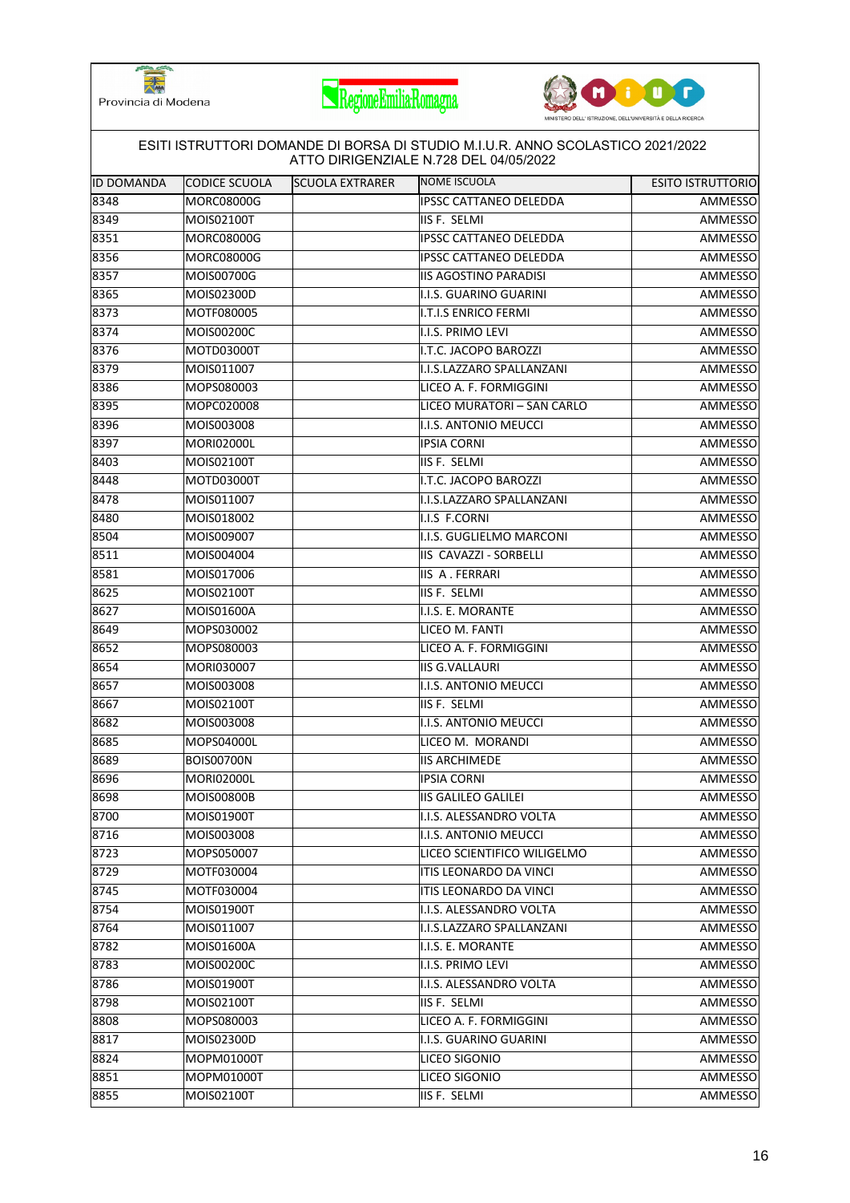Provincia di Modena

RegioneEmiliaRomagna

MINISTERO DELL' ISTRUZIONE, DELL'UNIVERSITÀ E DELLA RICERCA

ESITI ISTRUTTORI DOMANDE DI BORSA DI STUDIO M.I.U.R. ANNO SCOLASTICO 2021/2022
ATTO DIRIGENZIALE N.728 DEL 04/05/2022

| ID DOMANDA | CODICE SCUOLA | SCUOLA EXTRARER | NOME ISCUOLA | ESITO ISTRUTTORIO |
|---|---|---|---|---|
| 8348 | MORC08000G | | IPSSC CATTANEO DELEDDA | AMMESSO |
| 8349 | MOIS02100T | | IIS F. SELMI | AMMESSO |
| 8351 | MORC08000G | | IPSSC CATTANEO DELEDDA | AMMESSO |
| 8356 | MORC08000G | | IPSSC CATTANEO DELEDDA | AMMESSO |
| 8357 | MOIS00700G | | IIS AGOSTINO PARADISI | AMMESSO |
| 8365 | MOIS02300D | | I.I.S. GUARINO GUARINI | AMMESSO |
| 8373 | MOTF080005 | | I.T.I.S ENRICO FERMI | AMMESSO |
| 8374 | MOIS00200C | | I.I.S. PRIMO LEVI | AMMESSO |
| 8376 | MOTD03000T | | I.T.C. JACOPO BAROZZI | AMMESSO |
| 8379 | MOIS011007 | | I.I.S.LAZZARO SPALLANZANI | AMMESSO |
| 8386 | MOPS080003 | | LICEO A. F. FORMIGGINI | AMMESSO |
| 8395 | MOPC020008 | | LICEO MURATORI – SAN CARLO | AMMESSO |
| 8396 | MOIS003008 | | I.I.S. ANTONIO MEUCCI | AMMESSO |
| 8397 | MORI02000L | | IPSIA CORNI | AMMESSO |
| 8403 | MOIS02100T | | IIS F. SELMI | AMMESSO |
| 8448 | MOTD03000T | | I.T.C. JACOPO BAROZZI | AMMESSO |
| 8478 | MOIS011007 | | I.I.S.LAZZARO SPALLANZANI | AMMESSO |
| 8480 | MOIS018002 | | I.I.S F.CORNI | AMMESSO |
| 8504 | MOIS009007 | | I.I.S. GUGLIELMO MARCONI | AMMESSO |
| 8511 | MOIS004004 | | IIS CAVAZZI - SORBELLI | AMMESSO |
| 8581 | MOIS017006 | | IIS A . FERRARI | AMMESSO |
| 8625 | MOIS02100T | | IIS F. SELMI | AMMESSO |
| 8627 | MOIS01600A | | I.I.S. E. MORANTE | AMMESSO |
| 8649 | MOPS030002 | | LICEO M. FANTI | AMMESSO |
| 8652 | MOPS080003 | | LICEO A. F. FORMIGGINI | AMMESSO |
| 8654 | MORI030007 | | IIS G.VALLAURI | AMMESSO |
| 8657 | MOIS003008 | | I.I.S. ANTONIO MEUCCI | AMMESSO |
| 8667 | MOIS02100T | | IIS F. SELMI | AMMESSO |
| 8682 | MOIS003008 | | I.I.S. ANTONIO MEUCCI | AMMESSO |
| 8685 | MOPS04000L | | LICEO M. MORANDI | AMMESSO |
| 8689 | BOIS00700N | | IIS ARCHIMEDE | AMMESSO |
| 8696 | MORI02000L | | IPSIA CORNI | AMMESSO |
| 8698 | MOIS00800B | | IIS GALILEO GALILEI | AMMESSO |
| 8700 | MOIS01900T | | I.I.S. ALESSANDRO VOLTA | AMMESSO |
| 8716 | MOIS003008 | | I.I.S. ANTONIO MEUCCI | AMMESSO |
| 8723 | MOPS050007 | | LICEO SCIENTIFICO WILIGELMO | AMMESSO |
| 8729 | MOTF030004 | | ITIS LEONARDO DA VINCI | AMMESSO |
| 8745 | MOTF030004 | | ITIS LEONARDO DA VINCI | AMMESSO |
| 8754 | MOIS01900T | | I.I.S. ALESSANDRO VOLTA | AMMESSO |
| 8764 | MOIS011007 | | I.I.S.LAZZARO SPALLANZANI | AMMESSO |
| 8782 | MOIS01600A | | I.I.S. E. MORANTE | AMMESSO |
| 8783 | MOIS00200C | | I.I.S. PRIMO LEVI | AMMESSO |
| 8786 | MOIS01900T | | I.I.S. ALESSANDRO VOLTA | AMMESSO |
| 8798 | MOIS02100T | | IIS F. SELMI | AMMESSO |
| 8808 | MOPS080003 | | LICEO A. F. FORMIGGINI | AMMESSO |
| 8817 | MOIS02300D | | I.I.S. GUARINO GUARINI | AMMESSO |
| 8824 | MOPM01000T | | LICEO SIGONIO | AMMESSO |
| 8851 | MOPM01000T | | LICEO SIGONIO | AMMESSO |
| 8855 | MOIS02100T | | IIS F. SELMI | AMMESSO |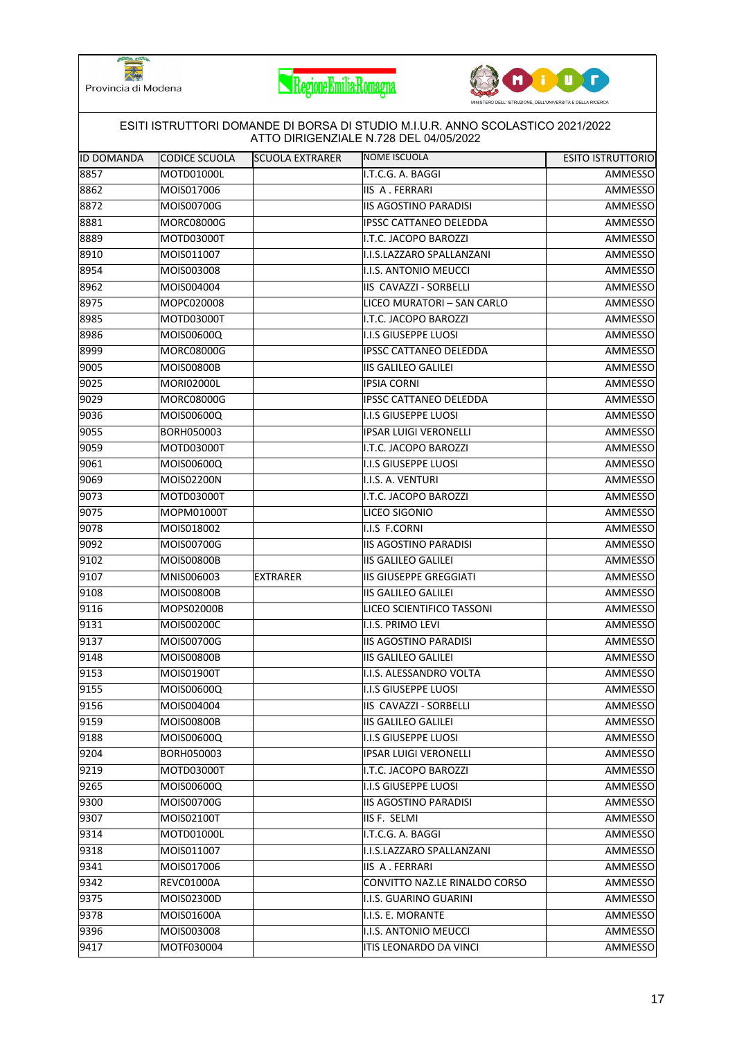ESITI ISTRUTTORI DOMANDE DI BORSA DI STUDIO M.I.U.R. ANNO SCOLASTICO 2021/2022
ATTO DIRIGENZIALE N.728 DEL 04/05/2022

| ID DOMANDA | CODICE SCUOLA | SCUOLA EXTRARER | NOME ISCUOLA | ESITO ISTRUTTORIO |
|---|---|---|---|---|
| 8857 | MOTD01000L | | I.T.C.G. A. BAGGI | AMMESSO |
| 8862 | MOIS017006 | | IIS A . FERRARI | AMMESSO |
| 8872 | MOIS00700G | | IIS AGOSTINO PARADISI | AMMESSO |
| 8881 | MORC08000G | | IPSSC CATTANEO DELEDDA | AMMESSO |
| 8889 | MOTD03000T | | I.T.C. JACOPO BAROZZI | AMMESSO |
| 8910 | MOIS011007 | | I.I.S.LAZZARO SPALLANZANI | AMMESSO |
| 8954 | MOIS003008 | | I.I.S. ANTONIO MEUCCI | AMMESSO |
| 8962 | MOIS004004 | | IIS CAVAZZI - SORBELLI | AMMESSO |
| 8975 | MOPC020008 | | LICEO MURATORI – SAN CARLO | AMMESSO |
| 8985 | MOTD03000T | | I.T.C. JACOPO BAROZZI | AMMESSO |
| 8986 | MOIS00600Q | | I.I.S GIUSEPPE LUOSI | AMMESSO |
| 8999 | MORC08000G | | IPSSC CATTANEO DELEDDA | AMMESSO |
| 9005 | MOIS00800B | | IIS GALILEO GALILEI | AMMESSO |
| 9025 | MORI02000L | | IPSIA CORNI | AMMESSO |
| 9029 | MORC08000G | | IPSSC CATTANEO DELEDDA | AMMESSO |
| 9036 | MOIS00600Q | | I.I.S GIUSEPPE LUOSI | AMMESSO |
| 9055 | BORH050003 | | IPSAR LUIGI VERONELLI | AMMESSO |
| 9059 | MOTD03000T | | I.T.C. JACOPO BAROZZI | AMMESSO |
| 9061 | MOIS00600Q | | I.I.S GIUSEPPE LUOSI | AMMESSO |
| 9069 | MOIS02200N | | I.I.S. A. VENTURI | AMMESSO |
| 9073 | MOTD03000T | | I.T.C. JACOPO BAROZZI | AMMESSO |
| 9075 | MOPM01000T | | LICEO SIGONIO | AMMESSO |
| 9078 | MOIS018002 | | I.I.S F.CORNI | AMMESSO |
| 9092 | MOIS00700G | | IIS AGOSTINO PARADISI | AMMESSO |
| 9102 | MOIS00800B | | IIS GALILEO GALILEI | AMMESSO |
| 9107 | MNIS006003 | EXTRARER | IIS GIUSEPPE GREGGIATI | AMMESSO |
| 9108 | MOIS00800B | | IIS GALILEO GALILEI | AMMESSO |
| 9116 | MOPS02000B | | LICEO SCIENTIFICO TASSONI | AMMESSO |
| 9131 | MOIS00200C | | I.I.S. PRIMO LEVI | AMMESSO |
| 9137 | MOIS00700G | | IIS AGOSTINO PARADISI | AMMESSO |
| 9148 | MOIS00800B | | IIS GALILEO GALILEI | AMMESSO |
| 9153 | MOIS01900T | | I.I.S. ALESSANDRO VOLTA | AMMESSO |
| 9155 | MOIS00600Q | | I.I.S GIUSEPPE LUOSI | AMMESSO |
| 9156 | MOIS004004 | | IIS CAVAZZI - SORBELLI | AMMESSO |
| 9159 | MOIS00800B | | IIS GALILEO GALILEI | AMMESSO |
| 9188 | MOIS00600Q | | I.I.S GIUSEPPE LUOSI | AMMESSO |
| 9204 | BORH050003 | | IPSAR LUIGI VERONELLI | AMMESSO |
| 9219 | MOTD03000T | | I.T.C. JACOPO BAROZZI | AMMESSO |
| 9265 | MOIS00600Q | | I.I.S GIUSEPPE LUOSI | AMMESSO |
| 9300 | MOIS00700G | | IIS AGOSTINO PARADISI | AMMESSO |
| 9307 | MOIS02100T | | IIS F. SELMI | AMMESSO |
| 9314 | MOTD01000L | | I.T.C.G. A. BAGGI | AMMESSO |
| 9318 | MOIS011007 | | I.I.S.LAZZARO SPALLANZANI | AMMESSO |
| 9341 | MOIS017006 | | IIS A . FERRARI | AMMESSO |
| 9342 | REVC01000A | | CONVITTO NAZ.LE RINALDO CORSO | AMMESSO |
| 9375 | MOIS02300D | | I.I.S. GUARINO GUARINI | AMMESSO |
| 9378 | MOIS01600A | | I.I.S. E. MORANTE | AMMESSO |
| 9396 | MOIS003008 | | I.I.S. ANTONIO MEUCCI | AMMESSO |
| 9417 | MOTF030004 | | ITIS LEONARDO DA VINCI | AMMESSO |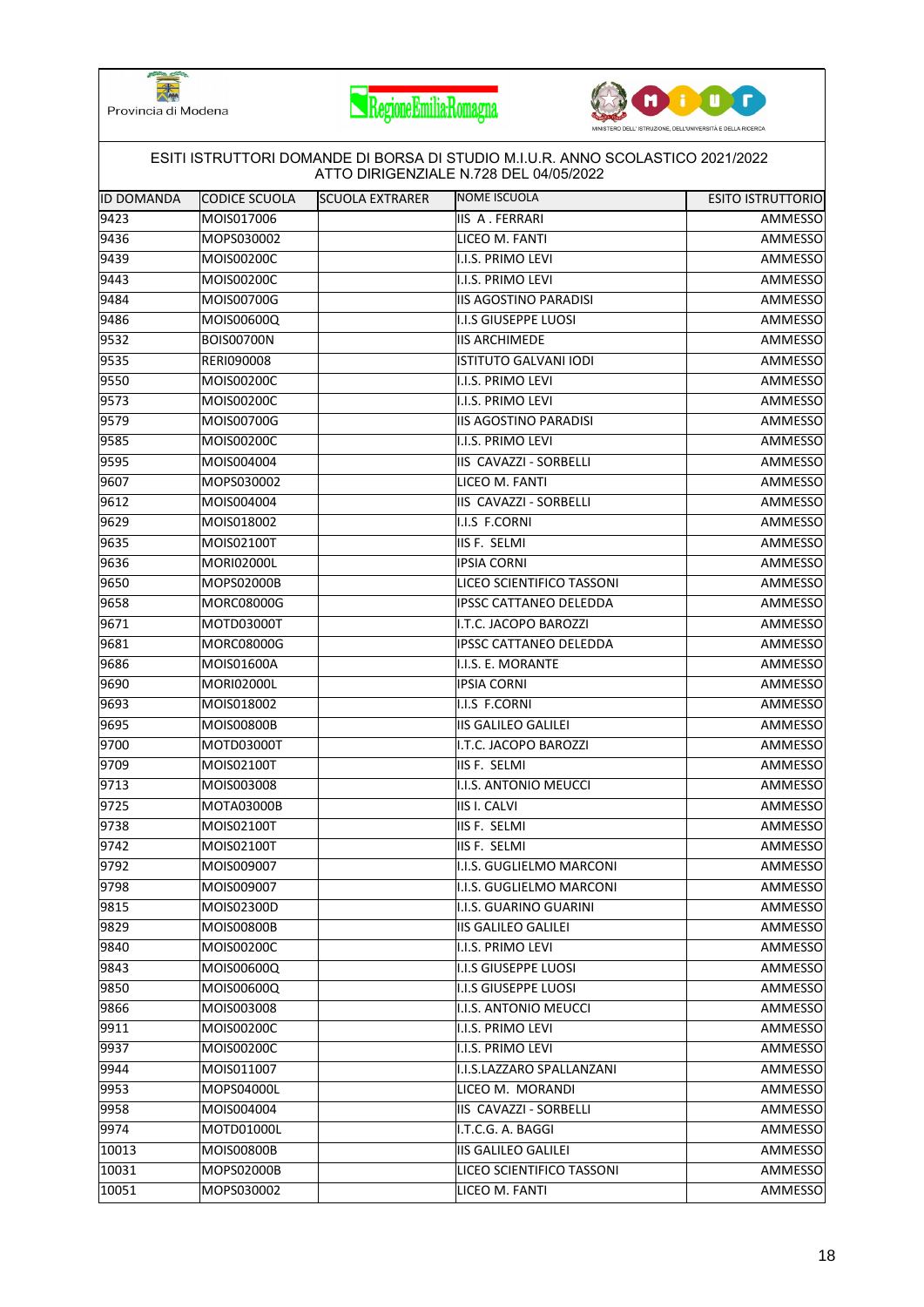ESITI ISTRUTTORI DOMANDE DI BORSA DI STUDIO M.I.U.R. ANNO SCOLASTICO 2021/2022
ATTO DIRIGENZIALE N.728 DEL 04/05/2022

| ID DOMANDA | CODICE SCUOLA | SCUOLA EXTRARER | NOME ISCUOLA | ESITO ISTRUTTORIO |
|---|---|---|---|---|
| 9423 | MOIS017006 | | IIS A . FERRARI | AMMESSO |
| 9436 | MOPS030002 | | LICEO M. FANTI | AMMESSO |
| 9439 | MOIS00200C | | I.I.S. PRIMO LEVI | AMMESSO |
| 9443 | MOIS00200C | | I.I.S. PRIMO LEVI | AMMESSO |
| 9484 | MOIS00700G | | IIS AGOSTINO PARADISI | AMMESSO |
| 9486 | MOIS00600Q | | I.I.S GIUSEPPE LUOSI | AMMESSO |
| 9532 | BOIS00700N | | IIS ARCHIMEDE | AMMESSO |
| 9535 | RERI090008 | | ISTITUTO GALVANI IODI | AMMESSO |
| 9550 | MOIS00200C | | I.I.S. PRIMO LEVI | AMMESSO |
| 9573 | MOIS00200C | | I.I.S. PRIMO LEVI | AMMESSO |
| 9579 | MOIS00700G | | IIS AGOSTINO PARADISI | AMMESSO |
| 9585 | MOIS00200C | | I.I.S. PRIMO LEVI | AMMESSO |
| 9595 | MOIS004004 | | IIS CAVAZZI - SORBELLI | AMMESSO |
| 9607 | MOPS030002 | | LICEO M. FANTI | AMMESSO |
| 9612 | MOIS004004 | | IIS CAVAZZI - SORBELLI | AMMESSO |
| 9629 | MOIS018002 | | I.I.S F.CORNI | AMMESSO |
| 9635 | MOIS02100T | | IIS F. SELMI | AMMESSO |
| 9636 | MORI02000L | | IPSIA CORNI | AMMESSO |
| 9650 | MOPS02000B | | LICEO SCIENTIFICO TASSONI | AMMESSO |
| 9658 | MORC08000G | | IPSSC CATTANEO DELEDDA | AMMESSO |
| 9671 | MOTD03000T | | I.T.C. JACOPO BAROZZI | AMMESSO |
| 9681 | MORC08000G | | IPSSC CATTANEO DELEDDA | AMMESSO |
| 9686 | MOIS01600A | | I.I.S. E. MORANTE | AMMESSO |
| 9690 | MORI02000L | | IPSIA CORNI | AMMESSO |
| 9693 | MOIS018002 | | I.I.S F.CORNI | AMMESSO |
| 9695 | MOIS00800B | | IIS GALILEO GALILEI | AMMESSO |
| 9700 | MOTD03000T | | I.T.C. JACOPO BAROZZI | AMMESSO |
| 9709 | MOIS02100T | | IIS F. SELMI | AMMESSO |
| 9713 | MOIS003008 | | I.I.S. ANTONIO MEUCCI | AMMESSO |
| 9725 | MOTA03000B | | IIS I. CALVI | AMMESSO |
| 9738 | MOIS02100T | | IIS F. SELMI | AMMESSO |
| 9742 | MOIS02100T | | IIS F. SELMI | AMMESSO |
| 9792 | MOIS009007 | | I.I.S. GUGLIELMO MARCONI | AMMESSO |
| 9798 | MOIS009007 | | I.I.S. GUGLIELMO MARCONI | AMMESSO |
| 9815 | MOIS02300D | | I.I.S. GUARINO GUARINI | AMMESSO |
| 9829 | MOIS00800B | | IIS GALILEO GALILEI | AMMESSO |
| 9840 | MOIS00200C | | I.I.S. PRIMO LEVI | AMMESSO |
| 9843 | MOIS00600Q | | I.I.S GIUSEPPE LUOSI | AMMESSO |
| 9850 | MOIS00600Q | | I.I.S GIUSEPPE LUOSI | AMMESSO |
| 9866 | MOIS003008 | | I.I.S. ANTONIO MEUCCI | AMMESSO |
| 9911 | MOIS00200C | | I.I.S. PRIMO LEVI | AMMESSO |
| 9937 | MOIS00200C | | I.I.S. PRIMO LEVI | AMMESSO |
| 9944 | MOIS011007 | | I.I.S.LAZZARO SPALLANZANI | AMMESSO |
| 9953 | MOPS04000L | | LICEO M. MORANDI | AMMESSO |
| 9958 | MOIS004004 | | IIS CAVAZZI - SORBELLI | AMMESSO |
| 9974 | MOTD01000L | | I.T.C.G. A. BAGGI | AMMESSO |
| 10013 | MOIS00800B | | IIS GALILEO GALILEI | AMMESSO |
| 10031 | MOPS02000B | | LICEO SCIENTIFICO TASSONI | AMMESSO |
| 10051 | MOPS030002 | | LICEO M. FANTI | AMMESSO |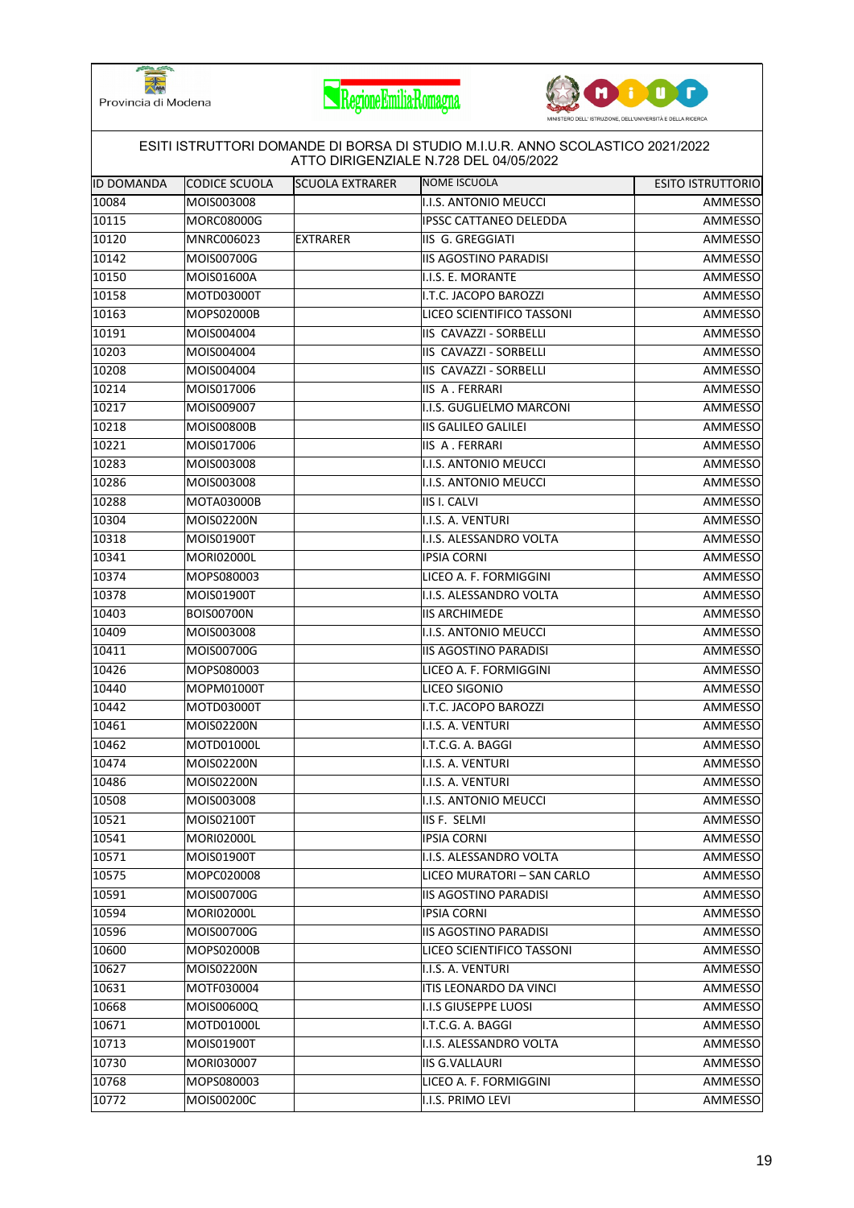ESITI ISTRUTTORI DOMANDE DI BORSA DI STUDIO M.I.U.R. ANNO SCOLASTICO 2021/2022
ATTO DIRIGENZIALE N.728 DEL 04/05/2022

| ID DOMANDA | CODICE SCUOLA | SCUOLA EXTRARER | NOME ISCUOLA | ESITO ISTRUTTORIO |
|---|---|---|---|---|
| 10084 | MOIS003008 | | I.I.S. ANTONIO MEUCCI | AMMESSO |
| 10115 | MORC08000G | | IPSSC CATTANEO DELEDDA | AMMESSO |
| 10120 | MNRC006023 | EXTRARER | IIS G. GREGGIATI | AMMESSO |
| 10142 | MOIS00700G | | IIS AGOSTINO PARADISI | AMMESSO |
| 10150 | MOIS01600A | | I.I.S. E. MORANTE | AMMESSO |
| 10158 | MOTD03000T | | I.T.C. JACOPO BAROZZI | AMMESSO |
| 10163 | MOPS02000B | | LICEO SCIENTIFICO TASSONI | AMMESSO |
| 10191 | MOIS004004 | | IIS CAVAZZI - SORBELLI | AMMESSO |
| 10203 | MOIS004004 | | IIS CAVAZZI - SORBELLI | AMMESSO |
| 10208 | MOIS004004 | | IIS CAVAZZI - SORBELLI | AMMESSO |
| 10214 | MOIS017006 | | IIS A . FERRARI | AMMESSO |
| 10217 | MOIS009007 | | I.I.S. GUGLIELMO MARCONI | AMMESSO |
| 10218 | MOIS00800B | | IIS GALILEO GALILEI | AMMESSO |
| 10221 | MOIS017006 | | IIS A . FERRARI | AMMESSO |
| 10283 | MOIS003008 | | I.I.S. ANTONIO MEUCCI | AMMESSO |
| 10286 | MOIS003008 | | I.I.S. ANTONIO MEUCCI | AMMESSO |
| 10288 | MOTA03000B | | IIS I. CALVI | AMMESSO |
| 10304 | MOIS02200N | | I.I.S. A. VENTURI | AMMESSO |
| 10318 | MOIS01900T | | I.I.S. ALESSANDRO VOLTA | AMMESSO |
| 10341 | MORI02000L | | IPSIA CORNI | AMMESSO |
| 10374 | MOPS080003 | | LICEO A. F. FORMIGGINI | AMMESSO |
| 10378 | MOIS01900T | | I.I.S. ALESSANDRO VOLTA | AMMESSO |
| 10403 | BOIS00700N | | IIS ARCHIMEDE | AMMESSO |
| 10409 | MOIS003008 | | I.I.S. ANTONIO MEUCCI | AMMESSO |
| 10411 | MOIS00700G | | IIS AGOSTINO PARADISI | AMMESSO |
| 10426 | MOPS080003 | | LICEO A. F. FORMIGGINI | AMMESSO |
| 10440 | MOPM01000T | | LICEO SIGONIO | AMMESSO |
| 10442 | MOTD03000T | | I.T.C. JACOPO BAROZZI | AMMESSO |
| 10461 | MOIS02200N | | I.I.S. A. VENTURI | AMMESSO |
| 10462 | MOTD01000L | | I.T.C.G. A. BAGGI | AMMESSO |
| 10474 | MOIS02200N | | I.I.S. A. VENTURI | AMMESSO |
| 10486 | MOIS02200N | | I.I.S. A. VENTURI | AMMESSO |
| 10508 | MOIS003008 | | I.I.S. ANTONIO MEUCCI | AMMESSO |
| 10521 | MOIS02100T | | IIS F. SELMI | AMMESSO |
| 10541 | MORI02000L | | IPSIA CORNI | AMMESSO |
| 10571 | MOIS01900T | | I.I.S. ALESSANDRO VOLTA | AMMESSO |
| 10575 | MOPC020008 | | LICEO MURATORI – SAN CARLO | AMMESSO |
| 10591 | MOIS00700G | | IIS AGOSTINO PARADISI | AMMESSO |
| 10594 | MORI02000L | | IPSIA CORNI | AMMESSO |
| 10596 | MOIS00700G | | IIS AGOSTINO PARADISI | AMMESSO |
| 10600 | MOPS02000B | | LICEO SCIENTIFICO TASSONI | AMMESSO |
| 10627 | MOIS02200N | | I.I.S. A. VENTURI | AMMESSO |
| 10631 | MOTF030004 | | ITIS LEONARDO DA VINCI | AMMESSO |
| 10668 | MOIS00600Q | | I.I.S GIUSEPPE LUOSI | AMMESSO |
| 10671 | MOTD01000L | | I.T.C.G. A. BAGGI | AMMESSO |
| 10713 | MOIS01900T | | I.I.S. ALESSANDRO VOLTA | AMMESSO |
| 10730 | MORI030007 | | IIS G.VALLAURI | AMMESSO |
| 10768 | MOPS080003 | | LICEO A. F. FORMIGGINI | AMMESSO |
| 10772 | MOIS00200C | | I.I.S. PRIMO LEVI | AMMESSO |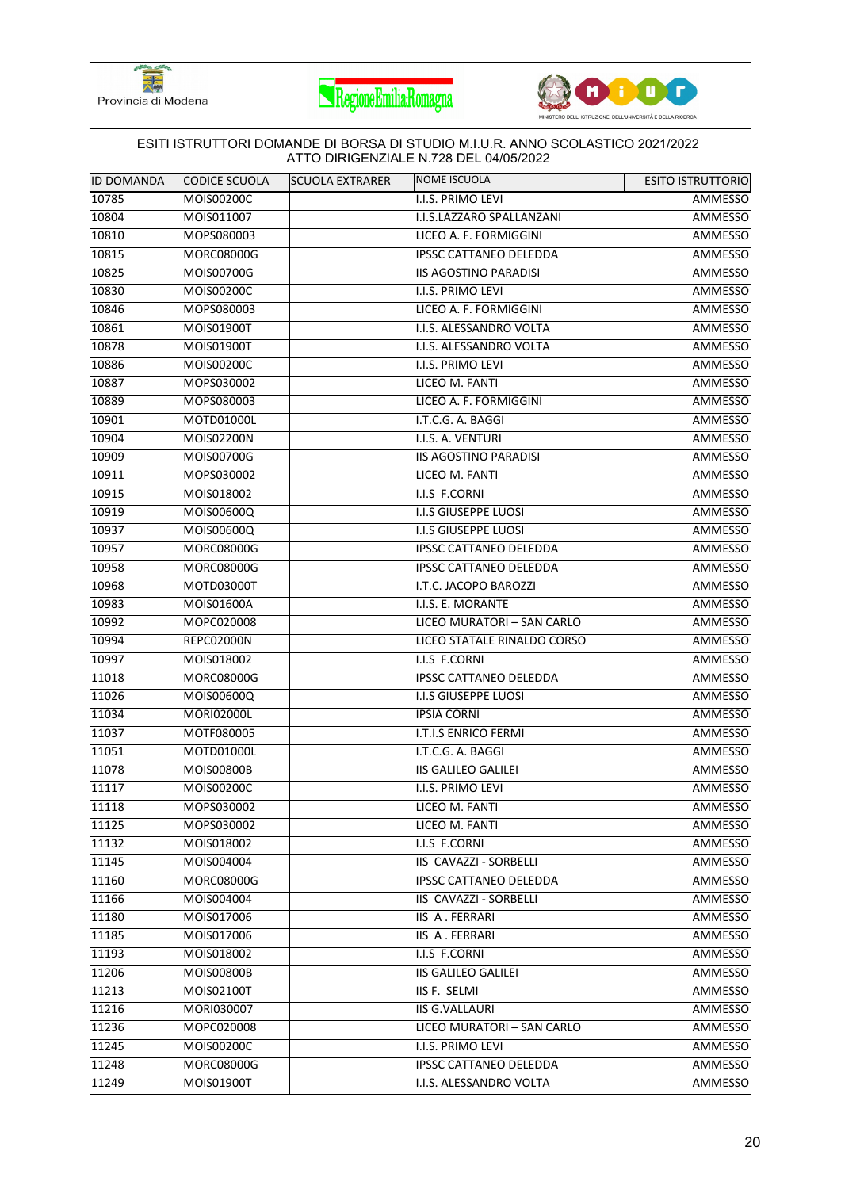Provincia di Modena

ESITI ISTRUTTORI DOMANDE DI BORSA DI STUDIO M.I.U.R. ANNO SCOLASTICO 2021/2022
ATTO DIRIGENZIALE N.728 DEL 04/05/2022

| ID DOMANDA | CODICE SCUOLA | SCUOLA EXTRARER | NOME ISCUOLA | ESITO ISTRUTTORIO |
|---|---|---|---|---|
| 10785 | MOIS00200C | | I.I.S. PRIMO LEVI | AMMESSO |
| 10804 | MOIS011007 | | I.I.S.LAZZARO SPALLANZANI | AMMESSO |
| 10810 | MOPS080003 | | LICEO A. F. FORMIGGINI | AMMESSO |
| 10815 | MORC08000G | | IPSSC CATTANEO DELEDDA | AMMESSO |
| 10825 | MOIS00700G | | IIS AGOSTINO PARADISI | AMMESSO |
| 10830 | MOIS00200C | | I.I.S. PRIMO LEVI | AMMESSO |
| 10846 | MOPS080003 | | LICEO A. F. FORMIGGINI | AMMESSO |
| 10861 | MOIS01900T | | I.I.S. ALESSANDRO VOLTA | AMMESSO |
| 10878 | MOIS01900T | | I.I.S. ALESSANDRO VOLTA | AMMESSO |
| 10886 | MOIS00200C | | I.I.S. PRIMO LEVI | AMMESSO |
| 10887 | MOPS030002 | | LICEO M. FANTI | AMMESSO |
| 10889 | MOPS080003 | | LICEO A. F. FORMIGGINI | AMMESSO |
| 10901 | MOTD01000L | | I.T.C.G. A. BAGGI | AMMESSO |
| 10904 | MOIS02200N | | I.I.S. A. VENTURI | AMMESSO |
| 10909 | MOIS00700G | | IIS AGOSTINO PARADISI | AMMESSO |
| 10911 | MOPS030002 | | LICEO M. FANTI | AMMESSO |
| 10915 | MOIS018002 | | I.I.S F.CORNI | AMMESSO |
| 10919 | MOIS00600Q | | I.I.S GIUSEPPE LUOSI | AMMESSO |
| 10937 | MOIS00600Q | | I.I.S GIUSEPPE LUOSI | AMMESSO |
| 10957 | MORC08000G | | IPSSC CATTANEO DELEDDA | AMMESSO |
| 10958 | MORC08000G | | IPSSC CATTANEO DELEDDA | AMMESSO |
| 10968 | MOTD03000T | | I.T.C. JACOPO BAROZZI | AMMESSO |
| 10983 | MOIS01600A | | I.I.S. E. MORANTE | AMMESSO |
| 10992 | MOPC020008 | | LICEO MURATORI – SAN CARLO | AMMESSO |
| 10994 | REPC02000N | | LICEO STATALE RINALDO CORSO | AMMESSO |
| 10997 | MOIS018002 | | I.I.S F.CORNI | AMMESSO |
| 11018 | MORC08000G | | IPSSC CATTANEO DELEDDA | AMMESSO |
| 11026 | MOIS00600Q | | I.I.S GIUSEPPE LUOSI | AMMESSO |
| 11034 | MORI02000L | | IPSIA CORNI | AMMESSO |
| 11037 | MOTF080005 | | I.T.I.S ENRICO FERMI | AMMESSO |
| 11051 | MOTD01000L | | I.T.C.G. A. BAGGI | AMMESSO |
| 11078 | MOIS00800B | | IIS GALILEO GALILEI | AMMESSO |
| 11117 | MOIS00200C | | I.I.S. PRIMO LEVI | AMMESSO |
| 11118 | MOPS030002 | | LICEO M. FANTI | AMMESSO |
| 11125 | MOPS030002 | | LICEO M. FANTI | AMMESSO |
| 11132 | MOIS018002 | | I.I.S F.CORNI | AMMESSO |
| 11145 | MOIS004004 | | IIS CAVAZZI - SORBELLI | AMMESSO |
| 11160 | MORC08000G | | IPSSC CATTANEO DELEDDA | AMMESSO |
| 11166 | MOIS004004 | | IIS CAVAZZI - SORBELLI | AMMESSO |
| 11180 | MOIS017006 | | IIS A . FERRARI | AMMESSO |
| 11185 | MOIS017006 | | IIS A . FERRARI | AMMESSO |
| 11193 | MOIS018002 | | I.I.S F.CORNI | AMMESSO |
| 11206 | MOIS00800B | | IIS GALILEO GALILEI | AMMESSO |
| 11213 | MOIS02100T | | IIS F. SELMI | AMMESSO |
| 11216 | MORI030007 | | IIS G.VALLAURI | AMMESSO |
| 11236 | MOPC020008 | | LICEO MURATORI – SAN CARLO | AMMESSO |
| 11245 | MOIS00200C | | I.I.S. PRIMO LEVI | AMMESSO |
| 11248 | MORC08000G | | IPSSC CATTANEO DELEDDA | AMMESSO |
| 11249 | MOIS01900T | | I.I.S. ALESSANDRO VOLTA | AMMESSO |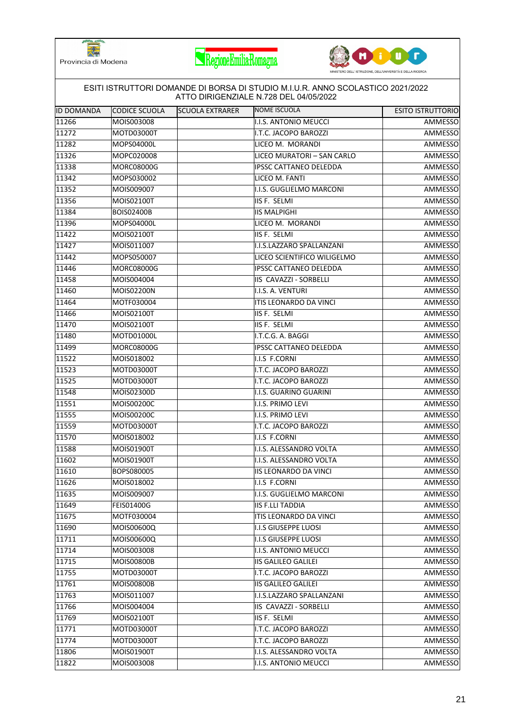Provincia di Modena

ESITI ISTRUTTORI DOMANDE DI BORSA DI STUDIO M.I.U.R. ANNO SCOLASTICO 2021/2022
ATTO DIRIGENZIALE N.728 DEL 04/05/2022

| ID DOMANDA | CODICE SCUOLA | SCUOLA EXTRARER | NOME ISCUOLA | ESITO ISTRUTTORIO |
|---|---|---|---|---|
| 11266 | MOIS003008 | | I.I.S. ANTONIO MEUCCI | AMMESSO |
| 11272 | MOTD03000T | | I.T.C. JACOPO BAROZZI | AMMESSO |
| 11282 | MOPS04000L | | LICEO M. MORANDI | AMMESSO |
| 11326 | MOPC020008 | | LICEO MURATORI – SAN CARLO | AMMESSO |
| 11338 | MORC08000G | | IPSSC CATTANEO DELEDDA | AMMESSO |
| 11342 | MOPS030002 | | LICEO M. FANTI | AMMESSO |
| 11352 | MOIS009007 | | I.I.S. GUGLIELMO MARCONI | AMMESSO |
| 11356 | MOIS02100T | | IIS F. SELMI | AMMESSO |
| 11384 | BOIS02400B | | IIS MALPIGHI | AMMESSO |
| 11396 | MOPS04000L | | LICEO M. MORANDI | AMMESSO |
| 11422 | MOIS02100T | | IIS F. SELMI | AMMESSO |
| 11427 | MOIS011007 | | I.I.S.LAZZARO SPALLANZANI | AMMESSO |
| 11442 | MOPS050007 | | LICEO SCIENTIFICO WILIGELMO | AMMESSO |
| 11446 | MORC08000G | | IPSSC CATTANEO DELEDDA | AMMESSO |
| 11458 | MOIS004004 | | IIS CAVAZZI - SORBELLI | AMMESSO |
| 11460 | MOIS02200N | | I.I.S. A. VENTURI | AMMESSO |
| 11464 | MOTF030004 | | ITIS LEONARDO DA VINCI | AMMESSO |
| 11466 | MOIS02100T | | IIS F. SELMI | AMMESSO |
| 11470 | MOIS02100T | | IIS F. SELMI | AMMESSO |
| 11480 | MOTD01000L | | I.T.C.G. A. BAGGI | AMMESSO |
| 11499 | MORC08000G | | IPSSC CATTANEO DELEDDA | AMMESSO |
| 11522 | MOIS018002 | | I.I.S F.CORNI | AMMESSO |
| 11523 | MOTD03000T | | I.T.C. JACOPO BAROZZI | AMMESSO |
| 11525 | MOTD03000T | | I.T.C. JACOPO BAROZZI | AMMESSO |
| 11548 | MOIS02300D | | I.I.S. GUARINO GUARINI | AMMESSO |
| 11551 | MOIS00200C | | I.I.S. PRIMO LEVI | AMMESSO |
| 11555 | MOIS00200C | | I.I.S. PRIMO LEVI | AMMESSO |
| 11559 | MOTD03000T | | I.T.C. JACOPO BAROZZI | AMMESSO |
| 11570 | MOIS018002 | | I.I.S F.CORNI | AMMESSO |
| 11588 | MOIS01900T | | I.I.S. ALESSANDRO VOLTA | AMMESSO |
| 11602 | MOIS01900T | | I.I.S. ALESSANDRO VOLTA | AMMESSO |
| 11610 | BOPS080005 | | IIS LEONARDO DA VINCI | AMMESSO |
| 11626 | MOIS018002 | | I.I.S F.CORNI | AMMESSO |
| 11635 | MOIS009007 | | I.I.S. GUGLIELMO MARCONI | AMMESSO |
| 11649 | FEIS01400G | | IIS F.LLI TADDIA | AMMESSO |
| 11675 | MOTF030004 | | ITIS LEONARDO DA VINCI | AMMESSO |
| 11690 | MOIS00600Q | | I.I.S GIUSEPPE LUOSI | AMMESSO |
| 11711 | MOIS00600Q | | I.I.S GIUSEPPE LUOSI | AMMESSO |
| 11714 | MOIS003008 | | I.I.S. ANTONIO MEUCCI | AMMESSO |
| 11715 | MOIS00800B | | IIS GALILEO GALILEI | AMMESSO |
| 11755 | MOTD03000T | | I.T.C. JACOPO BAROZZI | AMMESSO |
| 11761 | MOIS00800B | | IIS GALILEO GALILEI | AMMESSO |
| 11763 | MOIS011007 | | I.I.S.LAZZARO SPALLANZANI | AMMESSO |
| 11766 | MOIS004004 | | IIS CAVAZZI - SORBELLI | AMMESSO |
| 11769 | MOIS02100T | | IIS F. SELMI | AMMESSO |
| 11771 | MOTD03000T | | I.T.C. JACOPO BAROZZI | AMMESSO |
| 11774 | MOTD03000T | | I.T.C. JACOPO BAROZZI | AMMESSO |
| 11806 | MOIS01900T | | I.I.S. ALESSANDRO VOLTA | AMMESSO |
| 11822 | MOIS003008 | | I.I.S. ANTONIO MEUCCI | AMMESSO |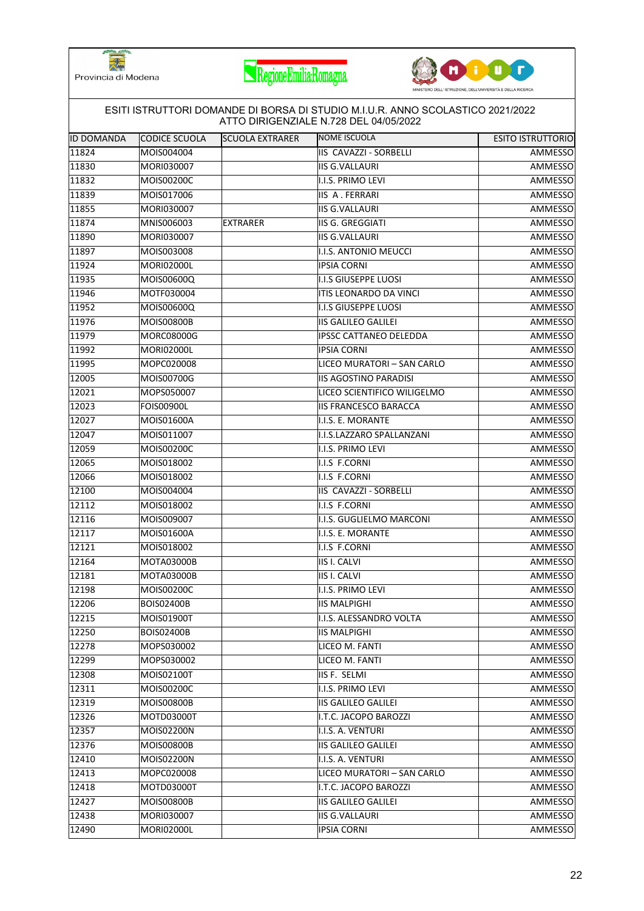ESITI ISTRUTTORI DOMANDE DI BORSA DI STUDIO M.I.U.R. ANNO SCOLASTICO 2021/2022
ATTO DIRIGENZIALE N.728 DEL 04/05/2022

| ID DOMANDA | CODICE SCUOLA | SCUOLA EXTRARER | NOME ISCUOLA | ESITO ISTRUTTORIO |
|---|---|---|---|---|
| 11824 | MOIS004004 | | IIS CAVAZZI - SORBELLI | AMMESSO |
| 11830 | MORI030007 | | IIS G.VALLAURI | AMMESSO |
| 11832 | MOIS00200C | | I.I.S. PRIMO LEVI | AMMESSO |
| 11839 | MOIS017006 | | IIS A . FERRARI | AMMESSO |
| 11855 | MORI030007 | | IIS G.VALLAURI | AMMESSO |
| 11874 | MNIS006003 | EXTRARER | IIS G. GREGGIATI | AMMESSO |
| 11890 | MORI030007 | | IIS G.VALLAURI | AMMESSO |
| 11897 | MOIS003008 | | I.I.S. ANTONIO MEUCCI | AMMESSO |
| 11924 | MORI02000L | | IPSIA CORNI | AMMESSO |
| 11935 | MOIS00600Q | | I.I.S GIUSEPPE LUOSI | AMMESSO |
| 11946 | MOTF030004 | | ITIS LEONARDO DA VINCI | AMMESSO |
| 11952 | MOIS00600Q | | I.I.S GIUSEPPE LUOSI | AMMESSO |
| 11976 | MOIS00800B | | IIS GALILEO GALILEI | AMMESSO |
| 11979 | MORC08000G | | IPSSC CATTANEO DELEDDA | AMMESSO |
| 11992 | MORI02000L | | IPSIA CORNI | AMMESSO |
| 11995 | MOPC020008 | | LICEO MURATORI – SAN CARLO | AMMESSO |
| 12005 | MOIS00700G | | IIS AGOSTINO PARADISI | AMMESSO |
| 12021 | MOPS050007 | | LICEO SCIENTIFICO WILIGELMO | AMMESSO |
| 12023 | FOIS00900L | | IIS FRANCESCO BARACCA | AMMESSO |
| 12027 | MOIS01600A | | I.I.S. E. MORANTE | AMMESSO |
| 12047 | MOIS011007 | | I.I.S.LAZZARO SPALLANZANI | AMMESSO |
| 12059 | MOIS00200C | | I.I.S. PRIMO LEVI | AMMESSO |
| 12065 | MOIS018002 | | I.I.S F.CORNI | AMMESSO |
| 12066 | MOIS018002 | | I.I.S F.CORNI | AMMESSO |
| 12100 | MOIS004004 | | IIS CAVAZZI - SORBELLI | AMMESSO |
| 12112 | MOIS018002 | | I.I.S F.CORNI | AMMESSO |
| 12116 | MOIS009007 | | I.I.S. GUGLIELMO MARCONI | AMMESSO |
| 12117 | MOIS01600A | | I.I.S. E. MORANTE | AMMESSO |
| 12121 | MOIS018002 | | I.I.S F.CORNI | AMMESSO |
| 12164 | MOTA03000B | | IIS I. CALVI | AMMESSO |
| 12181 | MOTA03000B | | IIS I. CALVI | AMMESSO |
| 12198 | MOIS00200C | | I.I.S. PRIMO LEVI | AMMESSO |
| 12206 | BOIS02400B | | IIS MALPIGHI | AMMESSO |
| 12215 | MOIS01900T | | I.I.S. ALESSANDRO VOLTA | AMMESSO |
| 12250 | BOIS02400B | | IIS MALPIGHI | AMMESSO |
| 12278 | MOPS030002 | | LICEO M. FANTI | AMMESSO |
| 12299 | MOPS030002 | | LICEO M. FANTI | AMMESSO |
| 12308 | MOIS02100T | | IIS F. SELMI | AMMESSO |
| 12311 | MOIS00200C | | I.I.S. PRIMO LEVI | AMMESSO |
| 12319 | MOIS00800B | | IIS GALILEO GALILEI | AMMESSO |
| 12326 | MOTD03000T | | I.T.C. JACOPO BAROZZI | AMMESSO |
| 12357 | MOIS02200N | | I.I.S. A. VENTURI | AMMESSO |
| 12376 | MOIS00800B | | IIS GALILEO GALILEI | AMMESSO |
| 12410 | MOIS02200N | | I.I.S. A. VENTURI | AMMESSO |
| 12413 | MOPC020008 | | LICEO MURATORI – SAN CARLO | AMMESSO |
| 12418 | MOTD03000T | | I.T.C. JACOPO BAROZZI | AMMESSO |
| 12427 | MOIS00800B | | IIS GALILEO GALILEI | AMMESSO |
| 12438 | MORI030007 | | IIS G.VALLAURI | AMMESSO |
| 12490 | MORI02000L | | IPSIA CORNI | AMMESSO |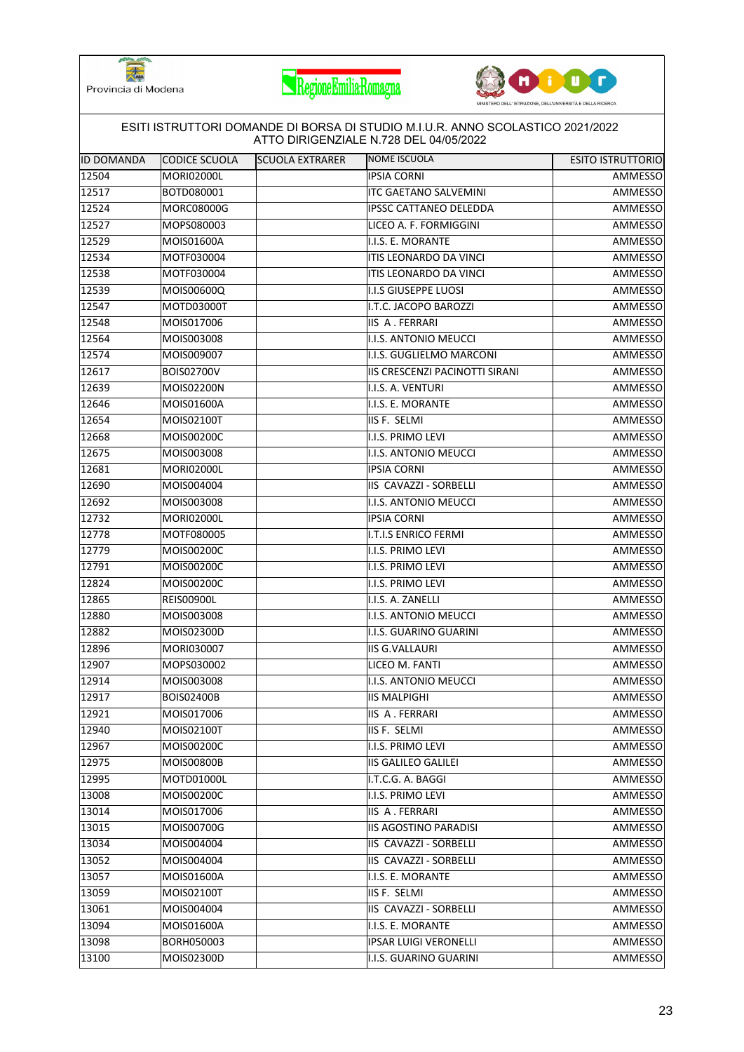Provincia di Modena

ESITI ISTRUTTORI DOMANDE DI BORSA DI STUDIO M.I.U.R. ANNO SCOLASTICO 2021/2022
ATTO DIRIGENZIALE N.728 DEL 04/05/2022

| ID DOMANDA | CODICE SCUOLA | SCUOLA EXTRARER | NOME ISCUOLA | ESITO ISTRUTTORIO |
|---|---|---|---|---|
| 12504 | MORI02000L | | IPSIA CORNI | AMMESSO |
| 12517 | BOTD080001 | | ITC GAETANO SALVEMINI | AMMESSO |
| 12524 | MORC08000G | | IPSSC CATTANEO DELEDDA | AMMESSO |
| 12527 | MOPS080003 | | LICEO A. F. FORMIGGINI | AMMESSO |
| 12529 | MOIS01600A | | I.I.S. E. MORANTE | AMMESSO |
| 12534 | MOTF030004 | | ITIS LEONARDO DA VINCI | AMMESSO |
| 12538 | MOTF030004 | | ITIS LEONARDO DA VINCI | AMMESSO |
| 12539 | MOIS00600Q | | I.I.S GIUSEPPE LUOSI | AMMESSO |
| 12547 | MOTD03000T | | I.T.C. JACOPO BAROZZI | AMMESSO |
| 12548 | MOIS017006 | | IIS A . FERRARI | AMMESSO |
| 12564 | MOIS003008 | | I.I.S. ANTONIO MEUCCI | AMMESSO |
| 12574 | MOIS009007 | | I.I.S. GUGLIELMO MARCONI | AMMESSO |
| 12617 | BOIS02700V | | IIS CRESCENZI PACINOTTI SIRANI | AMMESSO |
| 12639 | MOIS02200N | | I.I.S. A. VENTURI | AMMESSO |
| 12646 | MOIS01600A | | I.I.S. E. MORANTE | AMMESSO |
| 12654 | MOIS02100T | | IIS F. SELMI | AMMESSO |
| 12668 | MOIS00200C | | I.I.S. PRIMO LEVI | AMMESSO |
| 12675 | MOIS003008 | | I.I.S. ANTONIO MEUCCI | AMMESSO |
| 12681 | MORI02000L | | IPSIA CORNI | AMMESSO |
| 12690 | MOIS004004 | | IIS CAVAZZI - SORBELLI | AMMESSO |
| 12692 | MOIS003008 | | I.I.S. ANTONIO MEUCCI | AMMESSO |
| 12732 | MORI02000L | | IPSIA CORNI | AMMESSO |
| 12778 | MOTF080005 | | I.T.I.S ENRICO FERMI | AMMESSO |
| 12779 | MOIS00200C | | I.I.S. PRIMO LEVI | AMMESSO |
| 12791 | MOIS00200C | | I.I.S. PRIMO LEVI | AMMESSO |
| 12824 | MOIS00200C | | I.I.S. PRIMO LEVI | AMMESSO |
| 12865 | REIS00900L | | I.I.S. A. ZANELLI | AMMESSO |
| 12880 | MOIS003008 | | I.I.S. ANTONIO MEUCCI | AMMESSO |
| 12882 | MOIS02300D | | I.I.S. GUARINO GUARINI | AMMESSO |
| 12896 | MORI030007 | | IIS G.VALLAURI | AMMESSO |
| 12907 | MOPS030002 | | LICEO M. FANTI | AMMESSO |
| 12914 | MOIS003008 | | I.I.S. ANTONIO MEUCCI | AMMESSO |
| 12917 | BOIS02400B | | IIS MALPIGHI | AMMESSO |
| 12921 | MOIS017006 | | IIS A . FERRARI | AMMESSO |
| 12940 | MOIS02100T | | IIS F. SELMI | AMMESSO |
| 12967 | MOIS00200C | | I.I.S. PRIMO LEVI | AMMESSO |
| 12975 | MOIS00800B | | IIS GALILEO GALILEI | AMMESSO |
| 12995 | MOTD01000L | | I.T.C.G. A. BAGGI | AMMESSO |
| 13008 | MOIS00200C | | I.I.S. PRIMO LEVI | AMMESSO |
| 13014 | MOIS017006 | | IIS A . FERRARI | AMMESSO |
| 13015 | MOIS00700G | | IIS AGOSTINO PARADISI | AMMESSO |
| 13034 | MOIS004004 | | IIS CAVAZZI - SORBELLI | AMMESSO |
| 13052 | MOIS004004 | | IIS CAVAZZI - SORBELLI | AMMESSO |
| 13057 | MOIS01600A | | I.I.S. E. MORANTE | AMMESSO |
| 13059 | MOIS02100T | | IIS F. SELMI | AMMESSO |
| 13061 | MOIS004004 | | IIS CAVAZZI - SORBELLI | AMMESSO |
| 13094 | MOIS01600A | | I.I.S. E. MORANTE | AMMESSO |
| 13098 | BORH050003 | | IPSAR LUIGI VERONELLI | AMMESSO |
| 13100 | MOIS02300D | | I.I.S. GUARINO GUARINI | AMMESSO |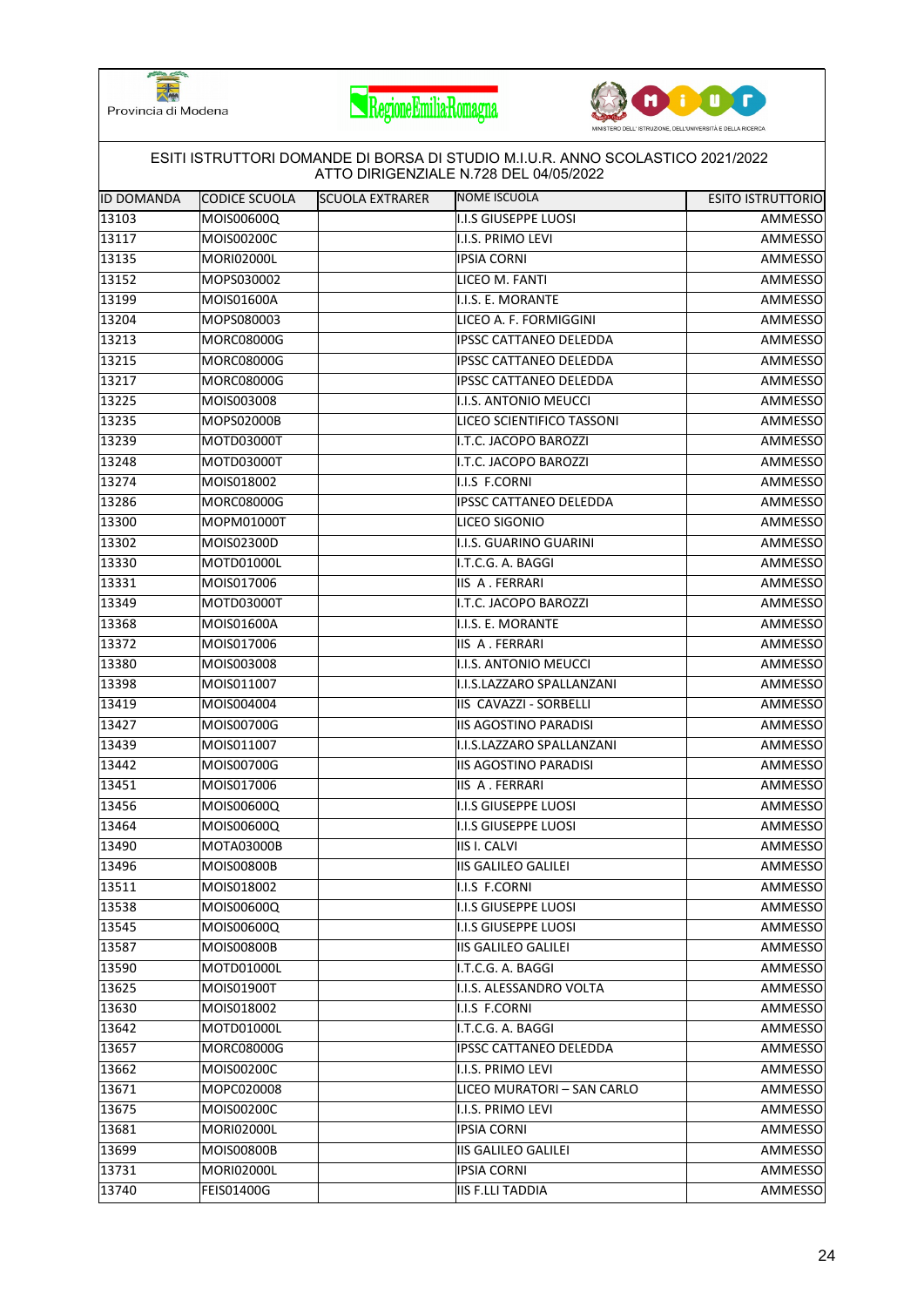Provincia di Modena

ESITI ISTRUTTORI DOMANDE DI BORSA DI STUDIO M.I.U.R. ANNO SCOLASTICO 2021/2022
ATTO DIRIGENZIALE N.728 DEL 04/05/2022

| ID DOMANDA | CODICE SCUOLA | SCUOLA EXTRARER | NOME ISCUOLA | ESITO ISTRUTTORIO |
|---|---|---|---|---|
| 13103 | MOIS00600Q | | I.I.S GIUSEPPE LUOSI | AMMESSO |
| 13117 | MOIS00200C | | I.I.S. PRIMO LEVI | AMMESSO |
| 13135 | MORI02000L | | IPSIA CORNI | AMMESSO |
| 13152 | MOPS030002 | | LICEO M. FANTI | AMMESSO |
| 13199 | MOIS01600A | | I.I.S. E. MORANTE | AMMESSO |
| 13204 | MOPS080003 | | LICEO A. F. FORMIGGINI | AMMESSO |
| 13213 | MORC08000G | | IPSSC CATTANEO DELEDDA | AMMESSO |
| 13215 | MORC08000G | | IPSSC CATTANEO DELEDDA | AMMESSO |
| 13217 | MORC08000G | | IPSSC CATTANEO DELEDDA | AMMESSO |
| 13225 | MOIS003008 | | I.I.S. ANTONIO MEUCCI | AMMESSO |
| 13235 | MOPS02000B | | LICEO SCIENTIFICO TASSONI | AMMESSO |
| 13239 | MOTD03000T | | I.T.C. JACOPO BAROZZI | AMMESSO |
| 13248 | MOTD03000T | | I.T.C. JACOPO BAROZZI | AMMESSO |
| 13274 | MOIS018002 | | I.I.S F.CORNI | AMMESSO |
| 13286 | MORC08000G | | IPSSC CATTANEO DELEDDA | AMMESSO |
| 13300 | MOPM01000T | | LICEO SIGONIO | AMMESSO |
| 13302 | MOIS02300D | | I.I.S. GUARINO GUARINI | AMMESSO |
| 13330 | MOTD01000L | | I.T.C.G. A. BAGGI | AMMESSO |
| 13331 | MOIS017006 | | IIS A . FERRARI | AMMESSO |
| 13349 | MOTD03000T | | I.T.C. JACOPO BAROZZI | AMMESSO |
| 13368 | MOIS01600A | | I.I.S. E. MORANTE | AMMESSO |
| 13372 | MOIS017006 | | IIS A . FERRARI | AMMESSO |
| 13380 | MOIS003008 | | I.I.S. ANTONIO MEUCCI | AMMESSO |
| 13398 | MOIS011007 | | I.I.S.LAZZARO SPALLANZANI | AMMESSO |
| 13419 | MOIS004004 | | IIS CAVAZZI - SORBELLI | AMMESSO |
| 13427 | MOIS00700G | | IIS AGOSTINO PARADISI | AMMESSO |
| 13439 | MOIS011007 | | I.I.S.LAZZARO SPALLANZANI | AMMESSO |
| 13442 | MOIS00700G | | IIS AGOSTINO PARADISI | AMMESSO |
| 13451 | MOIS017006 | | IIS A . FERRARI | AMMESSO |
| 13456 | MOIS00600Q | | I.I.S GIUSEPPE LUOSI | AMMESSO |
| 13464 | MOIS00600Q | | I.I.S GIUSEPPE LUOSI | AMMESSO |
| 13490 | MOTA03000B | | IIS I. CALVI | AMMESSO |
| 13496 | MOIS00800B | | IIS GALILEO GALILEI | AMMESSO |
| 13511 | MOIS018002 | | I.I.S F.CORNI | AMMESSO |
| 13538 | MOIS00600Q | | I.I.S GIUSEPPE LUOSI | AMMESSO |
| 13545 | MOIS00600Q | | I.I.S GIUSEPPE LUOSI | AMMESSO |
| 13587 | MOIS00800B | | IIS GALILEO GALILEI | AMMESSO |
| 13590 | MOTD01000L | | I.T.C.G. A. BAGGI | AMMESSO |
| 13625 | MOIS01900T | | I.I.S. ALESSANDRO VOLTA | AMMESSO |
| 13630 | MOIS018002 | | I.I.S F.CORNI | AMMESSO |
| 13642 | MOTD01000L | | I.T.C.G. A. BAGGI | AMMESSO |
| 13657 | MORC08000G | | IPSSC CATTANEO DELEDDA | AMMESSO |
| 13662 | MOIS00200C | | I.I.S. PRIMO LEVI | AMMESSO |
| 13671 | MOPC020008 | | LICEO MURATORI – SAN CARLO | AMMESSO |
| 13675 | MOIS00200C | | I.I.S. PRIMO LEVI | AMMESSO |
| 13681 | MORI02000L | | IPSIA CORNI | AMMESSO |
| 13699 | MOIS00800B | | IIS GALILEO GALILEI | AMMESSO |
| 13731 | MORI02000L | | IPSIA CORNI | AMMESSO |
| 13740 | FEIS01400G | | IIS F.LLI TADDIA | AMMESSO |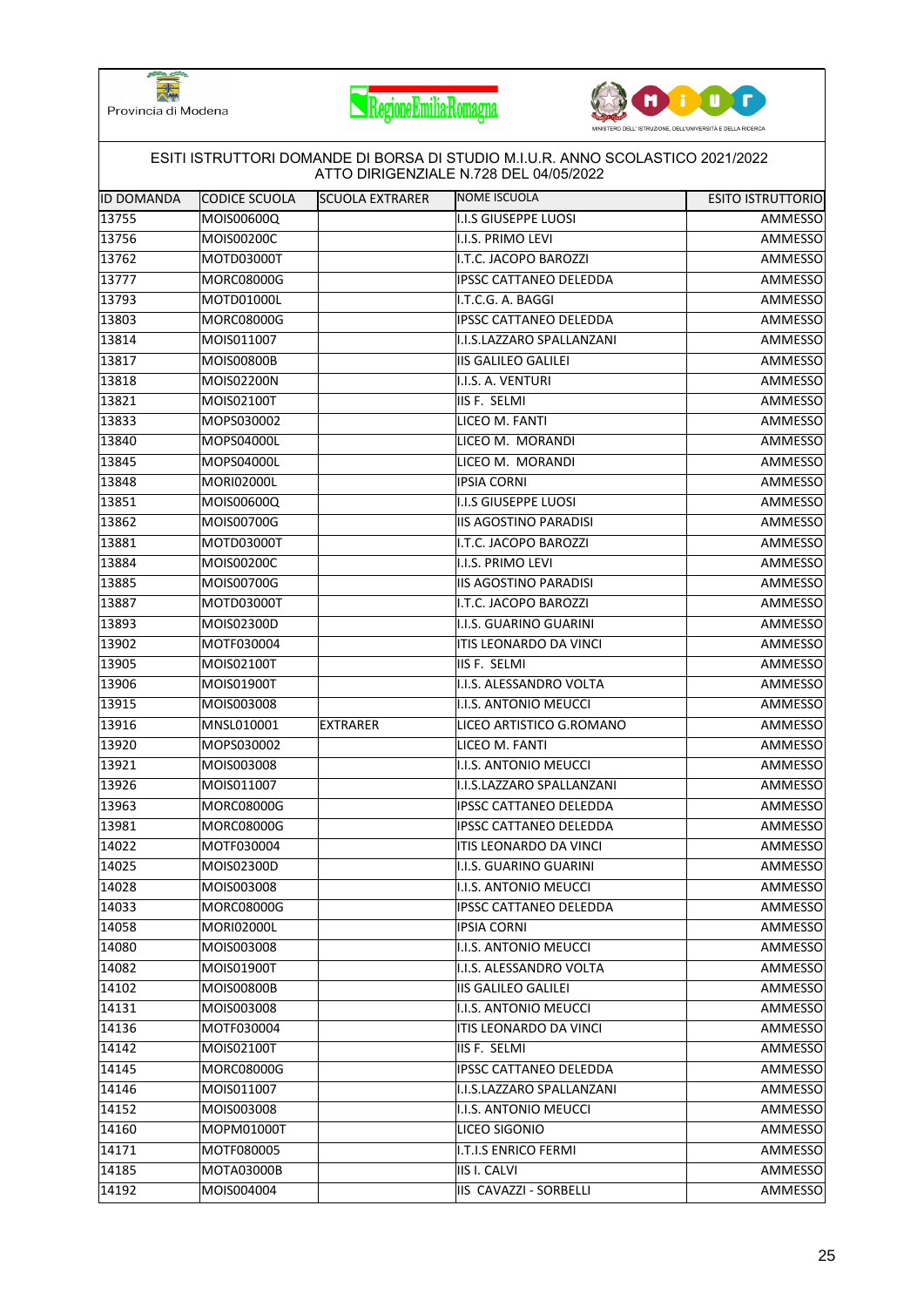ESITI ISTRUTTORI DOMANDE DI BORSA DI STUDIO M.I.U.R. ANNO SCOLASTICO 2021/2022
ATTO DIRIGENZIALE N.728 DEL 04/05/2022

| ID DOMANDA | CODICE SCUOLA | SCUOLA EXTRARER | NOME ISCUOLA | ESITO ISTRUTTORIO |
|---|---|---|---|---|
| 13755 | MOIS00600Q | | I.I.S GIUSEPPE LUOSI | AMMESSO |
| 13756 | MOIS00200C | | I.I.S. PRIMO LEVI | AMMESSO |
| 13762 | MOTD03000T | | I.T.C. JACOPO BAROZZI | AMMESSO |
| 13777 | MORC08000G | | IPSSC CATTANEO DELEDDA | AMMESSO |
| 13793 | MOTD01000L | | I.T.C.G. A. BAGGI | AMMESSO |
| 13803 | MORC08000G | | IPSSC CATTANEO DELEDDA | AMMESSO |
| 13814 | MOIS011007 | | I.I.S.LAZZARO SPALLANZANI | AMMESSO |
| 13817 | MOIS00800B | | IIS GALILEO GALILEI | AMMESSO |
| 13818 | MOIS02200N | | I.I.S. A. VENTURI | AMMESSO |
| 13821 | MOIS02100T | | IIS F. SELMI | AMMESSO |
| 13833 | MOPS030002 | | LICEO M. FANTI | AMMESSO |
| 13840 | MOPS04000L | | LICEO M. MORANDI | AMMESSO |
| 13845 | MOPS04000L | | LICEO M. MORANDI | AMMESSO |
| 13848 | MORI02000L | | IPSIA CORNI | AMMESSO |
| 13851 | MOIS00600Q | | I.I.S GIUSEPPE LUOSI | AMMESSO |
| 13862 | MOIS00700G | | IIS AGOSTINO PARADISI | AMMESSO |
| 13881 | MOTD03000T | | I.T.C. JACOPO BAROZZI | AMMESSO |
| 13884 | MOIS00200C | | I.I.S. PRIMO LEVI | AMMESSO |
| 13885 | MOIS00700G | | IIS AGOSTINO PARADISI | AMMESSO |
| 13887 | MOTD03000T | | I.T.C. JACOPO BAROZZI | AMMESSO |
| 13893 | MOIS02300D | | I.I.S. GUARINO GUARINI | AMMESSO |
| 13902 | MOTF030004 | | ITIS LEONARDO DA VINCI | AMMESSO |
| 13905 | MOIS02100T | | IIS F. SELMI | AMMESSO |
| 13906 | MOIS01900T | | I.I.S. ALESSANDRO VOLTA | AMMESSO |
| 13915 | MOIS003008 | | I.I.S. ANTONIO MEUCCI | AMMESSO |
| 13916 | MNSL010001 | EXTRARER | LICEO ARTISTICO G.ROMANO | AMMESSO |
| 13920 | MOPS030002 | | LICEO M. FANTI | AMMESSO |
| 13921 | MOIS003008 | | I.I.S. ANTONIO MEUCCI | AMMESSO |
| 13926 | MOIS011007 | | I.I.S.LAZZARO SPALLANZANI | AMMESSO |
| 13963 | MORC08000G | | IPSSC CATTANEO DELEDDA | AMMESSO |
| 13981 | MORC08000G | | IPSSC CATTANEO DELEDDA | AMMESSO |
| 14022 | MOTF030004 | | ITIS LEONARDO DA VINCI | AMMESSO |
| 14025 | MOIS02300D | | I.I.S. GUARINO GUARINI | AMMESSO |
| 14028 | MOIS003008 | | I.I.S. ANTONIO MEUCCI | AMMESSO |
| 14033 | MORC08000G | | IPSSC CATTANEO DELEDDA | AMMESSO |
| 14058 | MORI02000L | | IPSIA CORNI | AMMESSO |
| 14080 | MOIS003008 | | I.I.S. ANTONIO MEUCCI | AMMESSO |
| 14082 | MOIS01900T | | I.I.S. ALESSANDRO VOLTA | AMMESSO |
| 14102 | MOIS00800B | | IIS GALILEO GALILEI | AMMESSO |
| 14131 | MOIS003008 | | I.I.S. ANTONIO MEUCCI | AMMESSO |
| 14136 | MOTF030004 | | ITIS LEONARDO DA VINCI | AMMESSO |
| 14142 | MOIS02100T | | IIS F. SELMI | AMMESSO |
| 14145 | MORC08000G | | IPSSC CATTANEO DELEDDA | AMMESSO |
| 14146 | MOIS011007 | | I.I.S.LAZZARO SPALLANZANI | AMMESSO |
| 14152 | MOIS003008 | | I.I.S. ANTONIO MEUCCI | AMMESSO |
| 14160 | MOPM01000T | | LICEO SIGONIO | AMMESSO |
| 14171 | MOTF080005 | | I.T.I.S ENRICO FERMI | AMMESSO |
| 14185 | MOTA03000B | | IIS I. CALVI | AMMESSO |
| 14192 | MOIS004004 | | IIS CAVAZZI - SORBELLI | AMMESSO |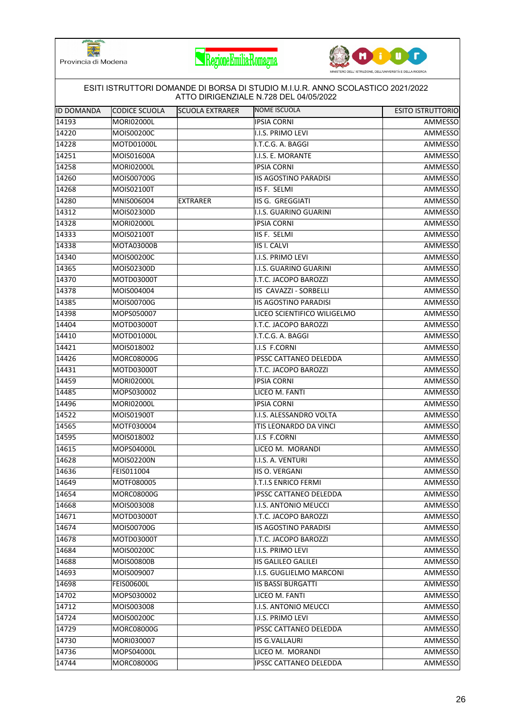ESITI ISTRUTTORI DOMANDE DI BORSA DI STUDIO M.I.U.R. ANNO SCOLASTICO 2021/2022
ATTO DIRIGENZIALE N.728 DEL 04/05/2022

| ID DOMANDA | CODICE SCUOLA | SCUOLA EXTRARER | NOME ISCUOLA | ESITO ISTRUTTORIO |
|---|---|---|---|---|
| 14193 | MORI02000L | | IPSIA CORNI | AMMESSO |
| 14220 | MOIS00200C | | I.I.S. PRIMO LEVI | AMMESSO |
| 14228 | MOTD01000L | | I.T.C.G. A. BAGGI | AMMESSO |
| 14251 | MOIS01600A | | I.I.S. E. MORANTE | AMMESSO |
| 14258 | MORI02000L | | IPSIA CORNI | AMMESSO |
| 14260 | MOIS00700G | | IIS AGOSTINO PARADISI | AMMESSO |
| 14268 | MOIS02100T | | IIS F. SELMI | AMMESSO |
| 14280 | MNIS006004 | EXTRARER | IIS G. GREGGIATI | AMMESSO |
| 14312 | MOIS02300D | | I.I.S. GUARINO GUARINI | AMMESSO |
| 14328 | MORI02000L | | IPSIA CORNI | AMMESSO |
| 14333 | MOIS02100T | | IIS F. SELMI | AMMESSO |
| 14338 | MOTA03000B | | IIS I. CALVI | AMMESSO |
| 14340 | MOIS00200C | | I.I.S. PRIMO LEVI | AMMESSO |
| 14365 | MOIS02300D | | I.I.S. GUARINO GUARINI | AMMESSO |
| 14370 | MOTD03000T | | I.T.C. JACOPO BAROZZI | AMMESSO |
| 14378 | MOIS004004 | | IIS CAVAZZI - SORBELLI | AMMESSO |
| 14385 | MOIS00700G | | IIS AGOSTINO PARADISI | AMMESSO |
| 14398 | MOPS050007 | | LICEO SCIENTIFICO WILIGELMO | AMMESSO |
| 14404 | MOTD03000T | | I.T.C. JACOPO BAROZZI | AMMESSO |
| 14410 | MOTD01000L | | I.T.C.G. A. BAGGI | AMMESSO |
| 14421 | MOIS018002 | | I.I.S F.CORNI | AMMESSO |
| 14426 | MORC08000G | | IPSSC CATTANEO DELEDDA | AMMESSO |
| 14431 | MOTD03000T | | I.T.C. JACOPO BAROZZI | AMMESSO |
| 14459 | MORI02000L | | IPSIA CORNI | AMMESSO |
| 14485 | MOPS030002 | | LICEO M. FANTI | AMMESSO |
| 14496 | MORI02000L | | IPSIA CORNI | AMMESSO |
| 14522 | MOIS01900T | | I.I.S. ALESSANDRO VOLTA | AMMESSO |
| 14565 | MOTF030004 | | ITIS LEONARDO DA VINCI | AMMESSO |
| 14595 | MOIS018002 | | I.I.S F.CORNI | AMMESSO |
| 14615 | MOPS04000L | | LICEO M. MORANDI | AMMESSO |
| 14628 | MOIS02200N | | I.I.S. A. VENTURI | AMMESSO |
| 14636 | FEIS011004 | | IIS O. VERGANI | AMMESSO |
| 14649 | MOTF080005 | | I.T.I.S ENRICO FERMI | AMMESSO |
| 14654 | MORC08000G | | IPSSC CATTANEO DELEDDA | AMMESSO |
| 14668 | MOIS003008 | | I.I.S. ANTONIO MEUCCI | AMMESSO |
| 14671 | MOTD03000T | | I.T.C. JACOPO BAROZZI | AMMESSO |
| 14674 | MOIS00700G | | IIS AGOSTINO PARADISI | AMMESSO |
| 14678 | MOTD03000T | | I.T.C. JACOPO BAROZZI | AMMESSO |
| 14684 | MOIS00200C | | I.I.S. PRIMO LEVI | AMMESSO |
| 14688 | MOIS00800B | | IIS GALILEO GALILEI | AMMESSO |
| 14693 | MOIS009007 | | I.I.S. GUGLIELMO MARCONI | AMMESSO |
| 14698 | FEIS00600L | | IIS BASSI BURGATTI | AMMESSO |
| 14702 | MOPS030002 | | LICEO M. FANTI | AMMESSO |
| 14712 | MOIS003008 | | I.I.S. ANTONIO MEUCCI | AMMESSO |
| 14724 | MOIS00200C | | I.I.S. PRIMO LEVI | AMMESSO |
| 14729 | MORC08000G | | IPSSC CATTANEO DELEDDA | AMMESSO |
| 14730 | MORI030007 | | IIS G.VALLAURI | AMMESSO |
| 14736 | MOPS04000L | | LICEO M. MORANDI | AMMESSO |
| 14744 | MORC08000G | | IPSSC CATTANEO DELEDDA | AMMESSO |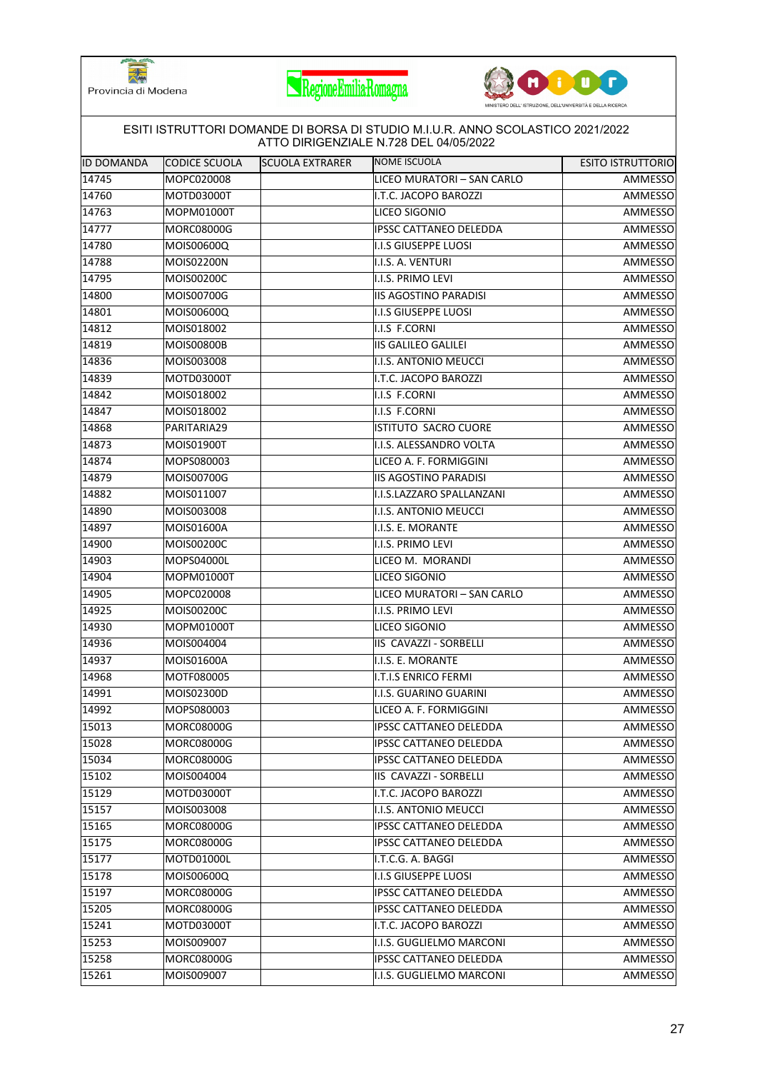ESITI ISTRUTTORI DOMANDE DI BORSA DI STUDIO M.I.U.R. ANNO SCOLASTICO 2021/2022
ATTO DIRIGENZIALE N.728 DEL 04/05/2022

| ID DOMANDA | CODICE SCUOLA | SCUOLA EXTRARER | NOME ISCUOLA | ESITO ISTRUTTORIO |
|---|---|---|---|---|
| 14745 | MOPC020008 | | LICEO MURATORI – SAN CARLO | AMMESSO |
| 14760 | MOTD03000T | | I.T.C. JACOPO BAROZZI | AMMESSO |
| 14763 | MOPM01000T | | LICEO SIGONIO | AMMESSO |
| 14777 | MORC08000G | | IPSSC CATTANEO DELEDDA | AMMESSO |
| 14780 | MOIS00600Q | | I.I.S GIUSEPPE LUOSI | AMMESSO |
| 14788 | MOIS02200N | | I.I.S. A. VENTURI | AMMESSO |
| 14795 | MOIS00200C | | I.I.S. PRIMO LEVI | AMMESSO |
| 14800 | MOIS00700G | | IIS AGOSTINO PARADISI | AMMESSO |
| 14801 | MOIS00600Q | | I.I.S GIUSEPPE LUOSI | AMMESSO |
| 14812 | MOIS018002 | | I.I.S F.CORNI | AMMESSO |
| 14819 | MOIS00800B | | IIS GALILEO GALILEI | AMMESSO |
| 14836 | MOIS003008 | | I.I.S. ANTONIO MEUCCI | AMMESSO |
| 14839 | MOTD03000T | | I.T.C. JACOPO BAROZZI | AMMESSO |
| 14842 | MOIS018002 | | I.I.S F.CORNI | AMMESSO |
| 14847 | MOIS018002 | | I.I.S F.CORNI | AMMESSO |
| 14868 | PARITARIA29 | | ISTITUTO SACRO CUORE | AMMESSO |
| 14873 | MOIS01900T | | I.I.S. ALESSANDRO VOLTA | AMMESSO |
| 14874 | MOPS080003 | | LICEO A. F. FORMIGGINI | AMMESSO |
| 14879 | MOIS00700G | | IIS AGOSTINO PARADISI | AMMESSO |
| 14882 | MOIS011007 | | I.I.S.LAZZARO SPALLANZANI | AMMESSO |
| 14890 | MOIS003008 | | I.I.S. ANTONIO MEUCCI | AMMESSO |
| 14897 | MOIS01600A | | I.I.S. E. MORANTE | AMMESSO |
| 14900 | MOIS00200C | | I.I.S. PRIMO LEVI | AMMESSO |
| 14903 | MOPS04000L | | LICEO M. MORANDI | AMMESSO |
| 14904 | MOPM01000T | | LICEO SIGONIO | AMMESSO |
| 14905 | MOPC020008 | | LICEO MURATORI – SAN CARLO | AMMESSO |
| 14925 | MOIS00200C | | I.I.S. PRIMO LEVI | AMMESSO |
| 14930 | MOPM01000T | | LICEO SIGONIO | AMMESSO |
| 14936 | MOIS004004 | | IIS CAVAZZI - SORBELLI | AMMESSO |
| 14937 | MOIS01600A | | I.I.S. E. MORANTE | AMMESSO |
| 14968 | MOTF080005 | | I.T.I.S ENRICO FERMI | AMMESSO |
| 14991 | MOIS02300D | | I.I.S. GUARINO GUARINI | AMMESSO |
| 14992 | MOPS080003 | | LICEO A. F. FORMIGGINI | AMMESSO |
| 15013 | MORC08000G | | IPSSC CATTANEO DELEDDA | AMMESSO |
| 15028 | MORC08000G | | IPSSC CATTANEO DELEDDA | AMMESSO |
| 15034 | MORC08000G | | IPSSC CATTANEO DELEDDA | AMMESSO |
| 15102 | MOIS004004 | | IIS CAVAZZI - SORBELLI | AMMESSO |
| 15129 | MOTD03000T | | I.T.C. JACOPO BAROZZI | AMMESSO |
| 15157 | MOIS003008 | | I.I.S. ANTONIO MEUCCI | AMMESSO |
| 15165 | MORC08000G | | IPSSC CATTANEO DELEDDA | AMMESSO |
| 15175 | MORC08000G | | IPSSC CATTANEO DELEDDA | AMMESSO |
| 15177 | MOTD01000L | | I.T.C.G. A. BAGGI | AMMESSO |
| 15178 | MOIS00600Q | | I.I.S GIUSEPPE LUOSI | AMMESSO |
| 15197 | MORC08000G | | IPSSC CATTANEO DELEDDA | AMMESSO |
| 15205 | MORC08000G | | IPSSC CATTANEO DELEDDA | AMMESSO |
| 15241 | MOTD03000T | | I.T.C. JACOPO BAROZZI | AMMESSO |
| 15253 | MOIS009007 | | I.I.S. GUGLIELMO MARCONI | AMMESSO |
| 15258 | MORC08000G | | IPSSC CATTANEO DELEDDA | AMMESSO |
| 15261 | MOIS009007 | | I.I.S. GUGLIELMO MARCONI | AMMESSO |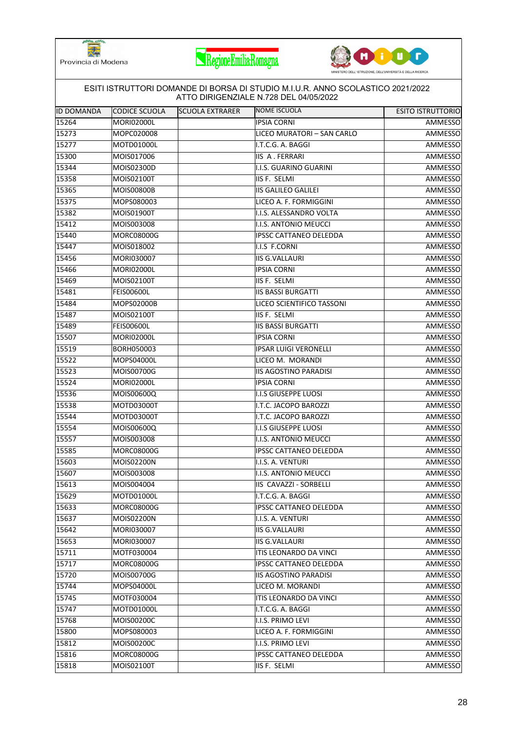ESITI ISTRUTTORI DOMANDE DI BORSA DI STUDIO M.I.U.R. ANNO SCOLASTICO 2021/2022
ATTO DIRIGENZIALE N.728 DEL 04/05/2022

| ID DOMANDA | CODICE SCUOLA | SCUOLA EXTRARER | NOME ISCUOLA | ESITO ISTRUTTORIO |
|---|---|---|---|---|
| 15264 | MORI02000L | | IPSIA CORNI | AMMESSO |
| 15273 | MOPC020008 | | LICEO MURATORI – SAN CARLO | AMMESSO |
| 15277 | MOTD01000L | | I.T.C.G. A. BAGGI | AMMESSO |
| 15300 | MOIS017006 | | IIS A . FERRARI | AMMESSO |
| 15344 | MOIS02300D | | I.I.S. GUARINO GUARINI | AMMESSO |
| 15358 | MOIS02100T | | IIS F. SELMI | AMMESSO |
| 15365 | MOIS00800B | | IIS GALILEO GALILEI | AMMESSO |
| 15375 | MOPS080003 | | LICEO A. F. FORMIGGINI | AMMESSO |
| 15382 | MOIS01900T | | I.I.S. ALESSANDRO VOLTA | AMMESSO |
| 15412 | MOIS003008 | | I.I.S. ANTONIO MEUCCI | AMMESSO |
| 15440 | MORC08000G | | IPSSC CATTANEO DELEDDA | AMMESSO |
| 15447 | MOIS018002 | | I.I.S F.CORNI | AMMESSO |
| 15456 | MORI030007 | | IIS G.VALLAURI | AMMESSO |
| 15466 | MORI02000L | | IPSIA CORNI | AMMESSO |
| 15469 | MOIS02100T | | IIS F. SELMI | AMMESSO |
| 15481 | FEIS00600L | | IIS BASSI BURGATTI | AMMESSO |
| 15484 | MOPS02000B | | LICEO SCIENTIFICO TASSONI | AMMESSO |
| 15487 | MOIS02100T | | IIS F. SELMI | AMMESSO |
| 15489 | FEIS00600L | | IIS BASSI BURGATTI | AMMESSO |
| 15507 | MORI02000L | | IPSIA CORNI | AMMESSO |
| 15519 | BORH050003 | | IPSAR LUIGI VERONELLI | AMMESSO |
| 15522 | MOPS04000L | | LICEO M. MORANDI | AMMESSO |
| 15523 | MOIS00700G | | IIS AGOSTINO PARADISI | AMMESSO |
| 15524 | MORI02000L | | IPSIA CORNI | AMMESSO |
| 15536 | MOIS00600Q | | I.I.S GIUSEPPE LUOSI | AMMESSO |
| 15538 | MOTD03000T | | I.T.C. JACOPO BAROZZI | AMMESSO |
| 15544 | MOTD03000T | | I.T.C. JACOPO BAROZZI | AMMESSO |
| 15554 | MOIS00600Q | | I.I.S GIUSEPPE LUOSI | AMMESSO |
| 15557 | MOIS003008 | | I.I.S. ANTONIO MEUCCI | AMMESSO |
| 15585 | MORC08000G | | IPSSC CATTANEO DELEDDA | AMMESSO |
| 15603 | MOIS02200N | | I.I.S. A. VENTURI | AMMESSO |
| 15607 | MOIS003008 | | I.I.S. ANTONIO MEUCCI | AMMESSO |
| 15613 | MOIS004004 | | IIS CAVAZZI - SORBELLI | AMMESSO |
| 15629 | MOTD01000L | | I.T.C.G. A. BAGGI | AMMESSO |
| 15633 | MORC08000G | | IPSSC CATTANEO DELEDDA | AMMESSO |
| 15637 | MOIS02200N | | I.I.S. A. VENTURI | AMMESSO |
| 15642 | MORI030007 | | IIS G.VALLAURI | AMMESSO |
| 15653 | MORI030007 | | IIS G.VALLAURI | AMMESSO |
| 15711 | MOTF030004 | | ITIS LEONARDO DA VINCI | AMMESSO |
| 15717 | MORC08000G | | IPSSC CATTANEO DELEDDA | AMMESSO |
| 15720 | MOIS00700G | | IIS AGOSTINO PARADISI | AMMESSO |
| 15744 | MOPS04000L | | LICEO M. MORANDI | AMMESSO |
| 15745 | MOTF030004 | | ITIS LEONARDO DA VINCI | AMMESSO |
| 15747 | MOTD01000L | | I.T.C.G. A. BAGGI | AMMESSO |
| 15768 | MOIS00200C | | I.I.S. PRIMO LEVI | AMMESSO |
| 15800 | MOPS080003 | | LICEO A. F. FORMIGGINI | AMMESSO |
| 15812 | MOIS00200C | | I.I.S. PRIMO LEVI | AMMESSO |
| 15816 | MORC08000G | | IPSSC CATTANEO DELEDDA | AMMESSO |
| 15818 | MOIS02100T | | IIS F. SELMI | AMMESSO |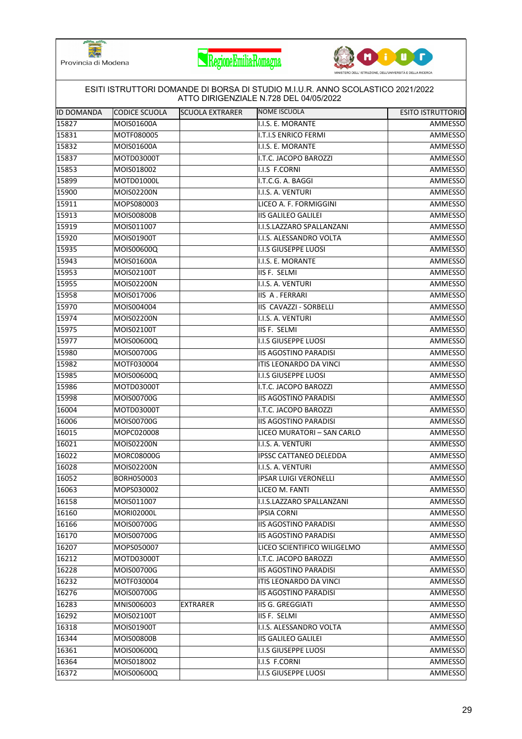Provincia di Modena

ESITI ISTRUTTORI DOMANDE DI BORSA DI STUDIO M.I.U.R. ANNO SCOLASTICO 2021/2022
ATTO DIRIGENZIALE N.728 DEL 04/05/2022

| ID DOMANDA | CODICE SCUOLA | SCUOLA EXTRARER | NOME ISCUOLA | ESITO ISTRUTTORIO |
|---|---|---|---|---|
| 15827 | MOIS01600A | | I.I.S. E. MORANTE | AMMESSO |
| 15831 | MOTF080005 | | I.T.I.S ENRICO FERMI | AMMESSO |
| 15832 | MOIS01600A | | I.I.S. E. MORANTE | AMMESSO |
| 15837 | MOTD03000T | | I.T.C. JACOPO BAROZZI | AMMESSO |
| 15853 | MOIS018002 | | I.I.S F.CORNI | AMMESSO |
| 15899 | MOTD01000L | | I.T.C.G. A. BAGGI | AMMESSO |
| 15900 | MOIS02200N | | I.I.S. A. VENTURI | AMMESSO |
| 15911 | MOPS080003 | | LICEO A. F. FORMIGGINI | AMMESSO |
| 15913 | MOIS00800B | | IIS GALILEO GALILEI | AMMESSO |
| 15919 | MOIS011007 | | I.I.S.LAZZARO SPALLANZANI | AMMESSO |
| 15920 | MOIS01900T | | I.I.S. ALESSANDRO VOLTA | AMMESSO |
| 15935 | MOIS00600Q | | I.I.S GIUSEPPE LUOSI | AMMESSO |
| 15943 | MOIS01600A | | I.I.S. E. MORANTE | AMMESSO |
| 15953 | MOIS02100T | | IIS F. SELMI | AMMESSO |
| 15955 | MOIS02200N | | I.I.S. A. VENTURI | AMMESSO |
| 15958 | MOIS017006 | | IIS A . FERRARI | AMMESSO |
| 15970 | MOIS004004 | | IIS CAVAZZI - SORBELLI | AMMESSO |
| 15974 | MOIS02200N | | I.I.S. A. VENTURI | AMMESSO |
| 15975 | MOIS02100T | | IIS F. SELMI | AMMESSO |
| 15977 | MOIS00600Q | | I.I.S GIUSEPPE LUOSI | AMMESSO |
| 15980 | MOIS00700G | | IIS AGOSTINO PARADISI | AMMESSO |
| 15982 | MOTF030004 | | ITIS LEONARDO DA VINCI | AMMESSO |
| 15985 | MOIS00600Q | | I.I.S GIUSEPPE LUOSI | AMMESSO |
| 15986 | MOTD03000T | | I.T.C. JACOPO BAROZZI | AMMESSO |
| 15998 | MOIS00700G | | IIS AGOSTINO PARADISI | AMMESSO |
| 16004 | MOTD03000T | | I.T.C. JACOPO BAROZZI | AMMESSO |
| 16006 | MOIS00700G | | IIS AGOSTINO PARADISI | AMMESSO |
| 16015 | MOPC020008 | | LICEO MURATORI – SAN CARLO | AMMESSO |
| 16021 | MOIS02200N | | I.I.S. A. VENTURI | AMMESSO |
| 16022 | MORC08000G | | IPSSC CATTANEO DELEDDA | AMMESSO |
| 16028 | MOIS02200N | | I.I.S. A. VENTURI | AMMESSO |
| 16052 | BORH050003 | | IPSAR LUIGI VERONELLI | AMMESSO |
| 16063 | MOPS030002 | | LICEO M. FANTI | AMMESSO |
| 16158 | MOIS011007 | | I.I.S.LAZZARO SPALLANZANI | AMMESSO |
| 16160 | MORI02000L | | IPSIA CORNI | AMMESSO |
| 16166 | MOIS00700G | | IIS AGOSTINO PARADISI | AMMESSO |
| 16170 | MOIS00700G | | IIS AGOSTINO PARADISI | AMMESSO |
| 16207 | MOPS050007 | | LICEO SCIENTIFICO WILIGELMO | AMMESSO |
| 16212 | MOTD03000T | | I.T.C. JACOPO BAROZZI | AMMESSO |
| 16228 | MOIS00700G | | IIS AGOSTINO PARADISI | AMMESSO |
| 16232 | MOTF030004 | | ITIS LEONARDO DA VINCI | AMMESSO |
| 16276 | MOIS00700G | | IIS AGOSTINO PARADISI | AMMESSO |
| 16283 | MNIS006003 | EXTRARER | IIS G. GREGGIATI | AMMESSO |
| 16292 | MOIS02100T | | IIS F. SELMI | AMMESSO |
| 16318 | MOIS01900T | | I.I.S. ALESSANDRO VOLTA | AMMESSO |
| 16344 | MOIS00800B | | IIS GALILEO GALILEI | AMMESSO |
| 16361 | MOIS00600Q | | I.I.S GIUSEPPE LUOSI | AMMESSO |
| 16364 | MOIS018002 | | I.I.S F.CORNI | AMMESSO |
| 16372 | MOIS00600Q | | I.I.S GIUSEPPE LUOSI | AMMESSO |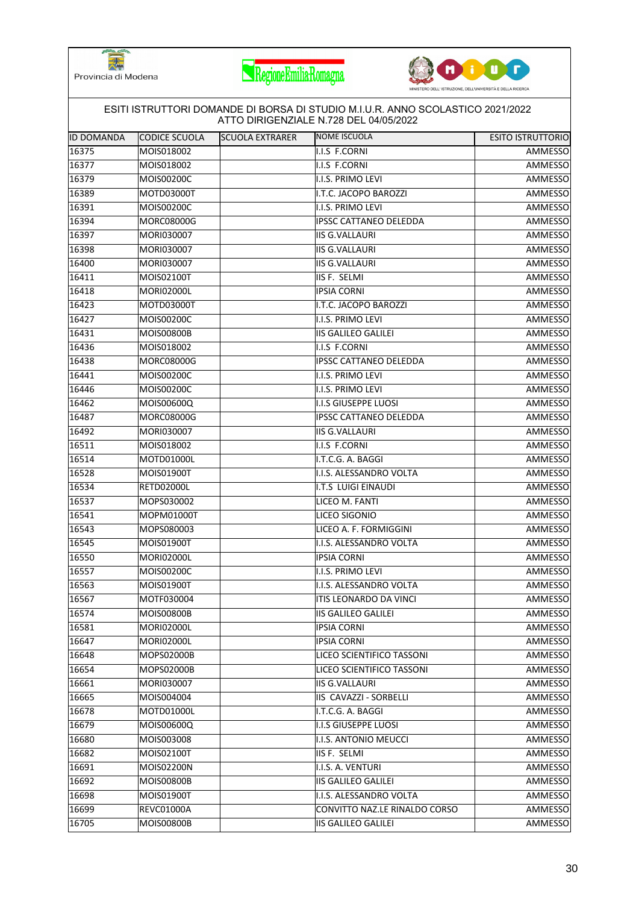ESITI ISTRUTTORI DOMANDE DI BORSA DI STUDIO M.I.U.R. ANNO SCOLASTICO 2021/2022
ATTO DIRIGENZIALE N.728 DEL 04/05/2022

| ID DOMANDA | CODICE SCUOLA | SCUOLA EXTRARER | NOME ISCUOLA | ESITO ISTRUTTORIO |
|---|---|---|---|---|
| 16375 | MOIS018002 | | I.I.S F.CORNI | AMMESSO |
| 16377 | MOIS018002 | | I.I.S F.CORNI | AMMESSO |
| 16379 | MOIS00200C | | I.I.S. PRIMO LEVI | AMMESSO |
| 16389 | MOTD03000T | | I.T.C. JACOPO BAROZZI | AMMESSO |
| 16391 | MOIS00200C | | I.I.S. PRIMO LEVI | AMMESSO |
| 16394 | MORC08000G | | IPSSC CATTANEO DELEDDA | AMMESSO |
| 16397 | MORI030007 | | IIS G.VALLAURI | AMMESSO |
| 16398 | MORI030007 | | IIS G.VALLAURI | AMMESSO |
| 16400 | MORI030007 | | IIS G.VALLAURI | AMMESSO |
| 16411 | MOIS02100T | | IIS F. SELMI | AMMESSO |
| 16418 | MORI02000L | | IPSIA CORNI | AMMESSO |
| 16423 | MOTD03000T | | I.T.C. JACOPO BAROZZI | AMMESSO |
| 16427 | MOIS00200C | | I.I.S. PRIMO LEVI | AMMESSO |
| 16431 | MOIS00800B | | IIS GALILEO GALILEI | AMMESSO |
| 16436 | MOIS018002 | | I.I.S F.CORNI | AMMESSO |
| 16438 | MORC08000G | | IPSSC CATTANEO DELEDDA | AMMESSO |
| 16441 | MOIS00200C | | I.I.S. PRIMO LEVI | AMMESSO |
| 16446 | MOIS00200C | | I.I.S. PRIMO LEVI | AMMESSO |
| 16462 | MOIS00600Q | | I.I.S GIUSEPPE LUOSI | AMMESSO |
| 16487 | MORC08000G | | IPSSC CATTANEO DELEDDA | AMMESSO |
| 16492 | MORI030007 | | IIS G.VALLAURI | AMMESSO |
| 16511 | MOIS018002 | | I.I.S F.CORNI | AMMESSO |
| 16514 | MOTD01000L | | I.T.C.G. A. BAGGI | AMMESSO |
| 16528 | MOIS01900T | | I.I.S. ALESSANDRO VOLTA | AMMESSO |
| 16534 | RETD02000L | | I.T.S LUIGI EINAUDI | AMMESSO |
| 16537 | MOPS030002 | | LICEO M. FANTI | AMMESSO |
| 16541 | MOPM01000T | | LICEO SIGONIO | AMMESSO |
| 16543 | MOPS080003 | | LICEO A. F. FORMIGGINI | AMMESSO |
| 16545 | MOIS01900T | | I.I.S. ALESSANDRO VOLTA | AMMESSO |
| 16550 | MORI02000L | | IPSIA CORNI | AMMESSO |
| 16557 | MOIS00200C | | I.I.S. PRIMO LEVI | AMMESSO |
| 16563 | MOIS01900T | | I.I.S. ALESSANDRO VOLTA | AMMESSO |
| 16567 | MOTF030004 | | ITIS LEONARDO DA VINCI | AMMESSO |
| 16574 | MOIS00800B | | IIS GALILEO GALILEI | AMMESSO |
| 16581 | MORI02000L | | IPSIA CORNI | AMMESSO |
| 16647 | MORI02000L | | IPSIA CORNI | AMMESSO |
| 16648 | MOPS02000B | | LICEO SCIENTIFICO TASSONI | AMMESSO |
| 16654 | MOPS02000B | | LICEO SCIENTIFICO TASSONI | AMMESSO |
| 16661 | MORI030007 | | IIS G.VALLAURI | AMMESSO |
| 16665 | MOIS004004 | | IIS CAVAZZI - SORBELLI | AMMESSO |
| 16678 | MOTD01000L | | I.T.C.G. A. BAGGI | AMMESSO |
| 16679 | MOIS00600Q | | I.I.S GIUSEPPE LUOSI | AMMESSO |
| 16680 | MOIS003008 | | I.I.S. ANTONIO MEUCCI | AMMESSO |
| 16682 | MOIS02100T | | IIS F. SELMI | AMMESSO |
| 16691 | MOIS02200N | | I.I.S. A. VENTURI | AMMESSO |
| 16692 | MOIS00800B | | IIS GALILEO GALILEI | AMMESSO |
| 16698 | MOIS01900T | | I.I.S. ALESSANDRO VOLTA | AMMESSO |
| 16699 | REVC01000A | | CONVITTO NAZ.LE RINALDO CORSO | AMMESSO |
| 16705 | MOIS00800B | | IIS GALILEO GALILEI | AMMESSO |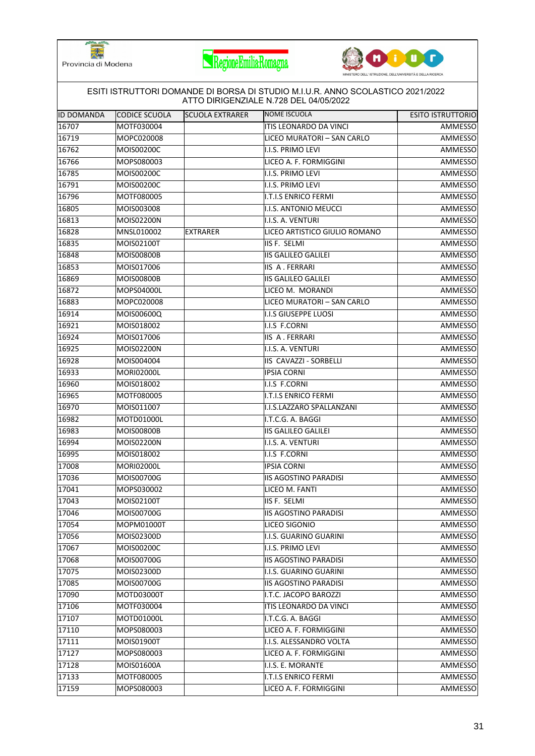ESITI ISTRUTTORI DOMANDE DI BORSA DI STUDIO M.I.U.R. ANNO SCOLASTICO 2021/2022
ATTO DIRIGENZIALE N.728 DEL 04/05/2022

| ID DOMANDA | CODICE SCUOLA | SCUOLA EXTRARER | NOME ISCUOLA | ESITO ISTRUTTORIO |
|---|---|---|---|---|
| 16707 | MOTF030004 | | ITIS LEONARDO DA VINCI | AMMESSO |
| 16719 | MOPC020008 | | LICEO MURATORI – SAN CARLO | AMMESSO |
| 16762 | MOIS00200C | | I.I.S. PRIMO LEVI | AMMESSO |
| 16766 | MOPS080003 | | LICEO A. F. FORMIGGINI | AMMESSO |
| 16785 | MOIS00200C | | I.I.S. PRIMO LEVI | AMMESSO |
| 16791 | MOIS00200C | | I.I.S. PRIMO LEVI | AMMESSO |
| 16796 | MOTF080005 | | I.T.I.S ENRICO FERMI | AMMESSO |
| 16805 | MOIS003008 | | I.I.S. ANTONIO MEUCCI | AMMESSO |
| 16813 | MOIS02200N | | I.I.S. A. VENTURI | AMMESSO |
| 16828 | MNSL010002 | EXTRARER | LICEO ARTISTICO GIULIO ROMANO | AMMESSO |
| 16835 | MOIS02100T | | IIS F. SELMI | AMMESSO |
| 16848 | MOIS00800B | | IIS GALILEO GALILEI | AMMESSO |
| 16853 | MOIS017006 | | IIS A . FERRARI | AMMESSO |
| 16869 | MOIS00800B | | IIS GALILEO GALILEI | AMMESSO |
| 16872 | MOPS04000L | | LICEO M. MORANDI | AMMESSO |
| 16883 | MOPC020008 | | LICEO MURATORI – SAN CARLO | AMMESSO |
| 16914 | MOIS00600Q | | I.I.S GIUSEPPE LUOSI | AMMESSO |
| 16921 | MOIS018002 | | I.I.S F.CORNI | AMMESSO |
| 16924 | MOIS017006 | | IIS A . FERRARI | AMMESSO |
| 16925 | MOIS02200N | | I.I.S. A. VENTURI | AMMESSO |
| 16928 | MOIS004004 | | IIS CAVAZZI - SORBELLI | AMMESSO |
| 16933 | MORI02000L | | IPSIA CORNI | AMMESSO |
| 16960 | MOIS018002 | | I.I.S F.CORNI | AMMESSO |
| 16965 | MOTF080005 | | I.T.I.S ENRICO FERMI | AMMESSO |
| 16970 | MOIS011007 | | I.I.S.LAZZARO SPALLANZANI | AMMESSO |
| 16982 | MOTD01000L | | I.T.C.G. A. BAGGI | AMMESSO |
| 16983 | MOIS00800B | | IIS GALILEO GALILEI | AMMESSO |
| 16994 | MOIS02200N | | I.I.S. A. VENTURI | AMMESSO |
| 16995 | MOIS018002 | | I.I.S F.CORNI | AMMESSO |
| 17008 | MORI02000L | | IPSIA CORNI | AMMESSO |
| 17036 | MOIS00700G | | IIS AGOSTINO PARADISI | AMMESSO |
| 17041 | MOPS030002 | | LICEO M. FANTI | AMMESSO |
| 17043 | MOIS02100T | | IIS F. SELMI | AMMESSO |
| 17046 | MOIS00700G | | IIS AGOSTINO PARADISI | AMMESSO |
| 17054 | MOPM01000T | | LICEO SIGONIO | AMMESSO |
| 17056 | MOIS02300D | | I.I.S. GUARINO GUARINI | AMMESSO |
| 17067 | MOIS00200C | | I.I.S. PRIMO LEVI | AMMESSO |
| 17068 | MOIS00700G | | IIS AGOSTINO PARADISI | AMMESSO |
| 17075 | MOIS02300D | | I.I.S. GUARINO GUARINI | AMMESSO |
| 17085 | MOIS00700G | | IIS AGOSTINO PARADISI | AMMESSO |
| 17090 | MOTD03000T | | I.T.C. JACOPO BAROZZI | AMMESSO |
| 17106 | MOTF030004 | | ITIS LEONARDO DA VINCI | AMMESSO |
| 17107 | MOTD01000L | | I.T.C.G. A. BAGGI | AMMESSO |
| 17110 | MOPS080003 | | LICEO A. F. FORMIGGINI | AMMESSO |
| 17111 | MOIS01900T | | I.I.S. ALESSANDRO VOLTA | AMMESSO |
| 17127 | MOPS080003 | | LICEO A. F. FORMIGGINI | AMMESSO |
| 17128 | MOIS01600A | | I.I.S. E. MORANTE | AMMESSO |
| 17133 | MOTF080005 | | I.T.I.S ENRICO FERMI | AMMESSO |
| 17159 | MOPS080003 | | LICEO A. F. FORMIGGINI | AMMESSO |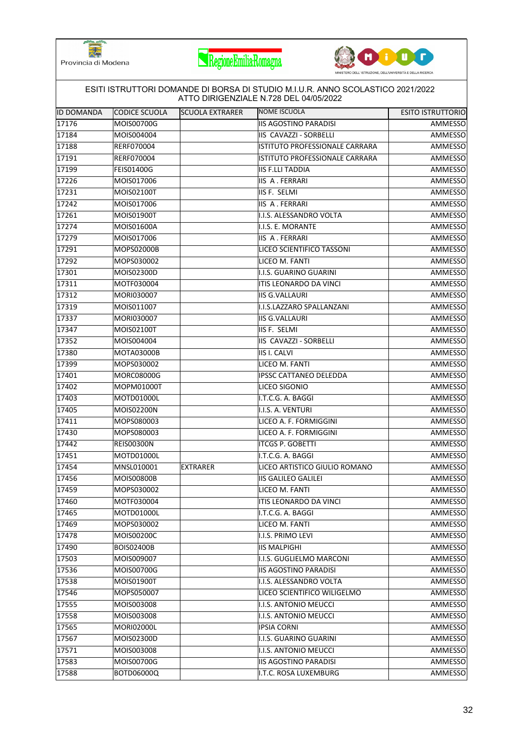Provincia di Modena

ESITI ISTRUTTORI DOMANDE DI BORSA DI STUDIO M.I.U.R. ANNO SCOLASTICO 2021/2022
ATTO DIRIGENZIALE N.728 DEL 04/05/2022

| ID DOMANDA | CODICE SCUOLA | SCUOLA EXTRARER | NOME ISCUOLA | ESITO ISTRUTTORIO |
|---|---|---|---|---|
| 17176 | MOIS00700G | | IIS AGOSTINO PARADISI | AMMESSO |
| 17184 | MOIS004004 | | IIS CAVAZZI - SORBELLI | AMMESSO |
| 17188 | RERF070004 | | ISTITUTO PROFESSIONALE CARRARA | AMMESSO |
| 17191 | RERF070004 | | ISTITUTO PROFESSIONALE CARRARA | AMMESSO |
| 17199 | FEIS01400G | | IIS F.LLI TADDIA | AMMESSO |
| 17226 | MOIS017006 | | IIS A . FERRARI | AMMESSO |
| 17231 | MOIS02100T | | IIS F. SELMI | AMMESSO |
| 17242 | MOIS017006 | | IIS A . FERRARI | AMMESSO |
| 17261 | MOIS01900T | | I.I.S. ALESSANDRO VOLTA | AMMESSO |
| 17274 | MOIS01600A | | I.I.S. E. MORANTE | AMMESSO |
| 17279 | MOIS017006 | | IIS A . FERRARI | AMMESSO |
| 17291 | MOPS02000B | | LICEO SCIENTIFICO TASSONI | AMMESSO |
| 17292 | MOPS030002 | | LICEO M. FANTI | AMMESSO |
| 17301 | MOIS02300D | | I.I.S. GUARINO GUARINI | AMMESSO |
| 17311 | MOTF030004 | | ITIS LEONARDO DA VINCI | AMMESSO |
| 17312 | MORI030007 | | IIS G.VALLAURI | AMMESSO |
| 17319 | MOIS011007 | | I.I.S.LAZZARO SPALLANZANI | AMMESSO |
| 17337 | MORI030007 | | IIS G.VALLAURI | AMMESSO |
| 17347 | MOIS02100T | | IIS F. SELMI | AMMESSO |
| 17352 | MOIS004004 | | IIS CAVAZZI - SORBELLI | AMMESSO |
| 17380 | MOTA03000B | | IIS I. CALVI | AMMESSO |
| 17399 | MOPS030002 | | LICEO M. FANTI | AMMESSO |
| 17401 | MORC08000G | | IPSSC CATTANEO DELEDDA | AMMESSO |
| 17402 | MOPM01000T | | LICEO SIGONIO | AMMESSO |
| 17403 | MOTD01000L | | I.T.C.G. A. BAGGI | AMMESSO |
| 17405 | MOIS02200N | | I.I.S. A. VENTURI | AMMESSO |
| 17411 | MOPS080003 | | LICEO A. F. FORMIGGINI | AMMESSO |
| 17430 | MOPS080003 | | LICEO A. F. FORMIGGINI | AMMESSO |
| 17442 | REIS00300N | | ITCGS P. GOBETTI | AMMESSO |
| 17451 | MOTD01000L | | I.T.C.G. A. BAGGI | AMMESSO |
| 17454 | MNSL010001 | EXTRARER | LICEO ARTISTICO GIULIO ROMANO | AMMESSO |
| 17456 | MOIS00800B | | IIS GALILEO GALILEI | AMMESSO |
| 17459 | MOPS030002 | | LICEO M. FANTI | AMMESSO |
| 17460 | MOTF030004 | | ITIS LEONARDO DA VINCI | AMMESSO |
| 17465 | MOTD01000L | | I.T.C.G. A. BAGGI | AMMESSO |
| 17469 | MOPS030002 | | LICEO M. FANTI | AMMESSO |
| 17478 | MOIS00200C | | I.I.S. PRIMO LEVI | AMMESSO |
| 17490 | BOIS02400B | | IIS MALPIGHI | AMMESSO |
| 17503 | MOIS009007 | | I.I.S. GUGLIELMO MARCONI | AMMESSO |
| 17536 | MOIS00700G | | IIS AGOSTINO PARADISI | AMMESSO |
| 17538 | MOIS01900T | | I.I.S. ALESSANDRO VOLTA | AMMESSO |
| 17546 | MOPS050007 | | LICEO SCIENTIFICO WILIGELMO | AMMESSO |
| 17555 | MOIS003008 | | I.I.S. ANTONIO MEUCCI | AMMESSO |
| 17558 | MOIS003008 | | I.I.S. ANTONIO MEUCCI | AMMESSO |
| 17565 | MORI02000L | | IPSIA CORNI | AMMESSO |
| 17567 | MOIS02300D | | I.I.S. GUARINO GUARINI | AMMESSO |
| 17571 | MOIS003008 | | I.I.S. ANTONIO MEUCCI | AMMESSO |
| 17583 | MOIS00700G | | IIS AGOSTINO PARADISI | AMMESSO |
| 17588 | BOTD06000Q | | I.T.C. ROSA LUXEMBURG | AMMESSO |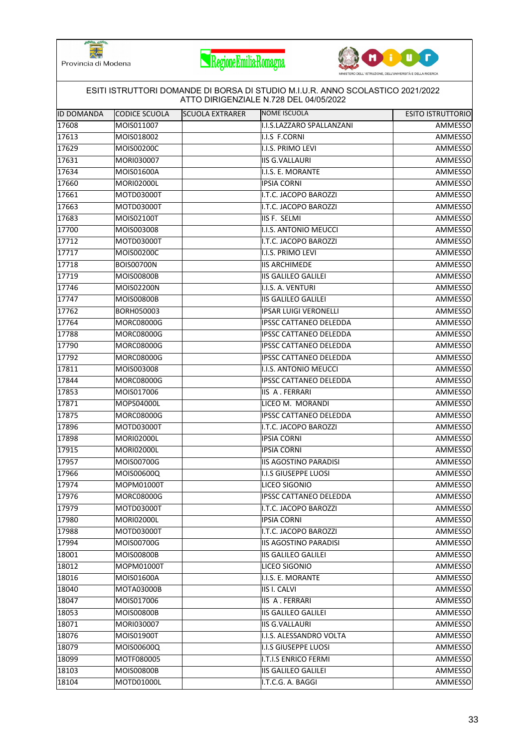Provincia di Modena

ESITI ISTRUTTORI DOMANDE DI BORSA DI STUDIO M.I.U.R. ANNO SCOLASTICO 2021/2022
ATTO DIRIGENZIALE N.728 DEL 04/05/2022

| ID DOMANDA | CODICE SCUOLA | SCUOLA EXTRARER | NOME ISCUOLA | ESITO ISTRUTTORIO |
|---|---|---|---|---|
| 17608 | MOIS011007 | | I.I.S.LAZZARO SPALLANZANI | AMMESSO |
| 17613 | MOIS018002 | | I.I.S F.CORNI | AMMESSO |
| 17629 | MOIS00200C | | I.I.S. PRIMO LEVI | AMMESSO |
| 17631 | MORI030007 | | IIS G.VALLAURI | AMMESSO |
| 17634 | MOIS01600A | | I.I.S. E. MORANTE | AMMESSO |
| 17660 | MORI02000L | | IPSIA CORNI | AMMESSO |
| 17661 | MOTD03000T | | I.T.C. JACOPO BAROZZI | AMMESSO |
| 17663 | MOTD03000T | | I.T.C. JACOPO BAROZZI | AMMESSO |
| 17683 | MOIS02100T | | IIS F. SELMI | AMMESSO |
| 17700 | MOIS003008 | | I.I.S. ANTONIO MEUCCI | AMMESSO |
| 17712 | MOTD03000T | | I.T.C. JACOPO BAROZZI | AMMESSO |
| 17717 | MOIS00200C | | I.I.S. PRIMO LEVI | AMMESSO |
| 17718 | BOIS00700N | | IIS ARCHIMEDE | AMMESSO |
| 17719 | MOIS00800B | | IIS GALILEO GALILEI | AMMESSO |
| 17746 | MOIS02200N | | I.I.S. A. VENTURI | AMMESSO |
| 17747 | MOIS00800B | | IIS GALILEO GALILEI | AMMESSO |
| 17762 | BORH050003 | | IPSAR LUIGI VERONELLI | AMMESSO |
| 17764 | MORC08000G | | IPSSC CATTANEO DELEDDA | AMMESSO |
| 17788 | MORC08000G | | IPSSC CATTANEO DELEDDA | AMMESSO |
| 17790 | MORC08000G | | IPSSC CATTANEO DELEDDA | AMMESSO |
| 17792 | MORC08000G | | IPSSC CATTANEO DELEDDA | AMMESSO |
| 17811 | MOIS003008 | | I.I.S. ANTONIO MEUCCI | AMMESSO |
| 17844 | MORC08000G | | IPSSC CATTANEO DELEDDA | AMMESSO |
| 17853 | MOIS017006 | | IIS A . FERRARI | AMMESSO |
| 17871 | MOPS04000L | | LICEO M. MORANDI | AMMESSO |
| 17875 | MORC08000G | | IPSSC CATTANEO DELEDDA | AMMESSO |
| 17896 | MOTD03000T | | I.T.C. JACOPO BAROZZI | AMMESSO |
| 17898 | MORI02000L | | IPSIA CORNI | AMMESSO |
| 17915 | MORI02000L | | IPSIA CORNI | AMMESSO |
| 17957 | MOIS00700G | | IIS AGOSTINO PARADISI | AMMESSO |
| 17966 | MOIS00600Q | | I.I.S GIUSEPPE LUOSI | AMMESSO |
| 17974 | MOPM01000T | | LICEO SIGONIO | AMMESSO |
| 17976 | MORC08000G | | IPSSC CATTANEO DELEDDA | AMMESSO |
| 17979 | MOTD03000T | | I.T.C. JACOPO BAROZZI | AMMESSO |
| 17980 | MORI02000L | | IPSIA CORNI | AMMESSO |
| 17988 | MOTD03000T | | I.T.C. JACOPO BAROZZI | AMMESSO |
| 17994 | MOIS00700G | | IIS AGOSTINO PARADISI | AMMESSO |
| 18001 | MOIS00800B | | IIS GALILEO GALILEI | AMMESSO |
| 18012 | MOPM01000T | | LICEO SIGONIO | AMMESSO |
| 18016 | MOIS01600A | | I.I.S. E. MORANTE | AMMESSO |
| 18040 | MOTA03000B | | IIS I. CALVI | AMMESSO |
| 18047 | MOIS017006 | | IIS A . FERRARI | AMMESSO |
| 18053 | MOIS00800B | | IIS GALILEO GALILEI | AMMESSO |
| 18071 | MORI030007 | | IIS G.VALLAURI | AMMESSO |
| 18076 | MOIS01900T | | I.I.S. ALESSANDRO VOLTA | AMMESSO |
| 18079 | MOIS00600Q | | I.I.S GIUSEPPE LUOSI | AMMESSO |
| 18099 | MOTF080005 | | I.T.I.S ENRICO FERMI | AMMESSO |
| 18103 | MOIS00800B | | IIS GALILEO GALILEI | AMMESSO |
| 18104 | MOTD01000L | | I.T.C.G. A. BAGGI | AMMESSO |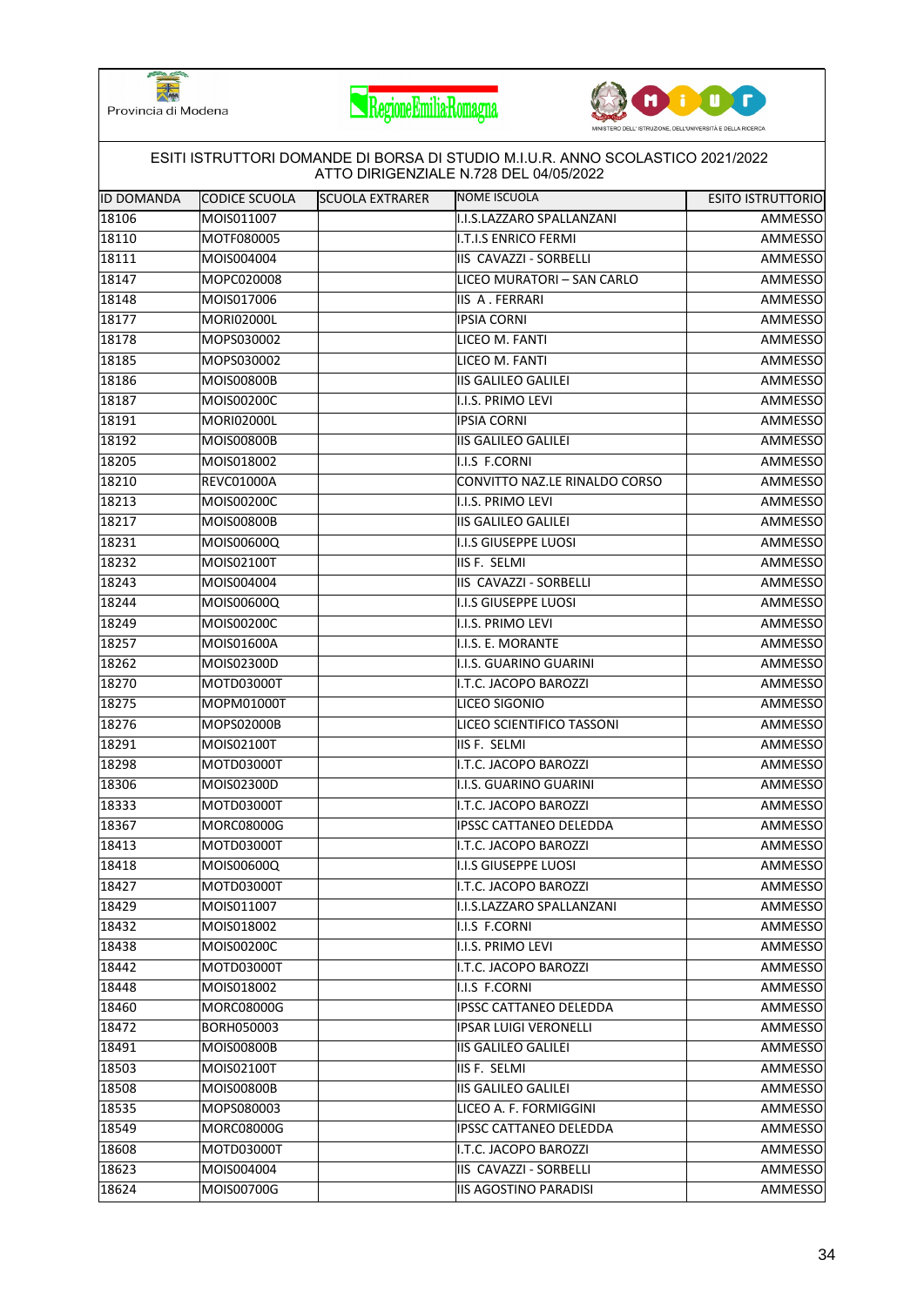Provincia di Modena

ESITI ISTRUTTORI DOMANDE DI BORSA DI STUDIO M.I.U.R. ANNO SCOLASTICO 2021/2022
ATTO DIRIGENZIALE N.728 DEL 04/05/2022

| ID DOMANDA | CODICE SCUOLA | SCUOLA EXTRARER | NOME ISCUOLA | ESITO ISTRUTTORIO |
|---|---|---|---|---|
| 18106 | MOIS011007 | | I.I.S.LAZZARO SPALLANZANI | AMMESSO |
| 18110 | MOTF080005 | | I.T.I.S ENRICO FERMI | AMMESSO |
| 18111 | MOIS004004 | | IIS CAVAZZI - SORBELLI | AMMESSO |
| 18147 | MOPC020008 | | LICEO MURATORI – SAN CARLO | AMMESSO |
| 18148 | MOIS017006 | | IIS A . FERRARI | AMMESSO |
| 18177 | MORI02000L | | IPSIA CORNI | AMMESSO |
| 18178 | MOPS030002 | | LICEO M. FANTI | AMMESSO |
| 18185 | MOPS030002 | | LICEO M. FANTI | AMMESSO |
| 18186 | MOIS00800B | | IIS GALILEO GALILEI | AMMESSO |
| 18187 | MOIS00200C | | I.I.S. PRIMO LEVI | AMMESSO |
| 18191 | MORI02000L | | IPSIA CORNI | AMMESSO |
| 18192 | MOIS00800B | | IIS GALILEO GALILEI | AMMESSO |
| 18205 | MOIS018002 | | I.I.S F.CORNI | AMMESSO |
| 18210 | REVC01000A | | CONVITTO NAZ.LE RINALDO CORSO | AMMESSO |
| 18213 | MOIS00200C | | I.I.S. PRIMO LEVI | AMMESSO |
| 18217 | MOIS00800B | | IIS GALILEO GALILEI | AMMESSO |
| 18231 | MOIS00600Q | | I.I.S GIUSEPPE LUOSI | AMMESSO |
| 18232 | MOIS02100T | | IIS F. SELMI | AMMESSO |
| 18243 | MOIS004004 | | IIS CAVAZZI - SORBELLI | AMMESSO |
| 18244 | MOIS00600Q | | I.I.S GIUSEPPE LUOSI | AMMESSO |
| 18249 | MOIS00200C | | I.I.S. PRIMO LEVI | AMMESSO |
| 18257 | MOIS01600A | | I.I.S. E. MORANTE | AMMESSO |
| 18262 | MOIS02300D | | I.I.S. GUARINO GUARINI | AMMESSO |
| 18270 | MOTD03000T | | I.T.C. JACOPO BAROZZI | AMMESSO |
| 18275 | MOPM01000T | | LICEO SIGONIO | AMMESSO |
| 18276 | MOPS02000B | | LICEO SCIENTIFICO TASSONI | AMMESSO |
| 18291 | MOIS02100T | | IIS F. SELMI | AMMESSO |
| 18298 | MOTD03000T | | I.T.C. JACOPO BAROZZI | AMMESSO |
| 18306 | MOIS02300D | | I.I.S. GUARINO GUARINI | AMMESSO |
| 18333 | MOTD03000T | | I.T.C. JACOPO BAROZZI | AMMESSO |
| 18367 | MORC08000G | | IPSSC CATTANEO DELEDDA | AMMESSO |
| 18413 | MOTD03000T | | I.T.C. JACOPO BAROZZI | AMMESSO |
| 18418 | MOIS00600Q | | I.I.S GIUSEPPE LUOSI | AMMESSO |
| 18427 | MOTD03000T | | I.T.C. JACOPO BAROZZI | AMMESSO |
| 18429 | MOIS011007 | | I.I.S.LAZZARO SPALLANZANI | AMMESSO |
| 18432 | MOIS018002 | | I.I.S F.CORNI | AMMESSO |
| 18438 | MOIS00200C | | I.I.S. PRIMO LEVI | AMMESSO |
| 18442 | MOTD03000T | | I.T.C. JACOPO BAROZZI | AMMESSO |
| 18448 | MOIS018002 | | I.I.S F.CORNI | AMMESSO |
| 18460 | MORC08000G | | IPSSC CATTANEO DELEDDA | AMMESSO |
| 18472 | BORH050003 | | IPSAR LUIGI VERONELLI | AMMESSO |
| 18491 | MOIS00800B | | IIS GALILEO GALILEI | AMMESSO |
| 18503 | MOIS02100T | | IIS F. SELMI | AMMESSO |
| 18508 | MOIS00800B | | IIS GALILEO GALILEI | AMMESSO |
| 18535 | MOPS080003 | | LICEO A. F. FORMIGGINI | AMMESSO |
| 18549 | MORC08000G | | IPSSC CATTANEO DELEDDA | AMMESSO |
| 18608 | MOTD03000T | | I.T.C. JACOPO BAROZZI | AMMESSO |
| 18623 | MOIS004004 | | IIS CAVAZZI - SORBELLI | AMMESSO |
| 18624 | MOIS00700G | | IIS AGOSTINO PARADISI | AMMESSO |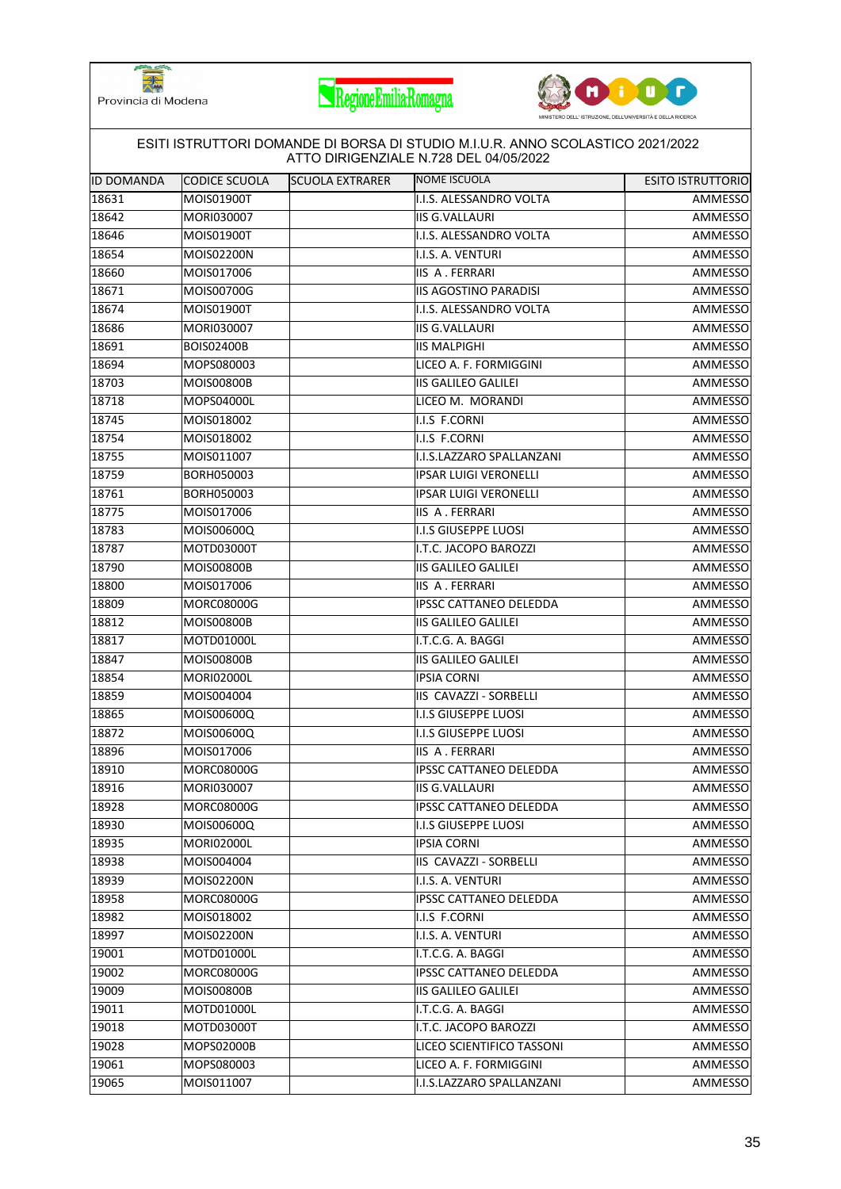ESITI ISTRUTTORI DOMANDE DI BORSA DI STUDIO M.I.U.R. ANNO SCOLASTICO 2021/2022
ATTO DIRIGENZIALE N.728 DEL 04/05/2022

| ID DOMANDA | CODICE SCUOLA | SCUOLA EXTRARER | NOME ISCUOLA | ESITO ISTRUTTORIO |
|---|---|---|---|---|
| 18631 | MOIS01900T | | I.I.S. ALESSANDRO VOLTA | AMMESSO |
| 18642 | MORI030007 | | IIS G.VALLAURI | AMMESSO |
| 18646 | MOIS01900T | | I.I.S. ALESSANDRO VOLTA | AMMESSO |
| 18654 | MOIS02200N | | I.I.S. A. VENTURI | AMMESSO |
| 18660 | MOIS017006 | | IIS A . FERRARI | AMMESSO |
| 18671 | MOIS00700G | | IIS AGOSTINO PARADISI | AMMESSO |
| 18674 | MOIS01900T | | I.I.S. ALESSANDRO VOLTA | AMMESSO |
| 18686 | MORI030007 | | IIS G.VALLAURI | AMMESSO |
| 18691 | BOIS02400B | | IIS MALPIGHI | AMMESSO |
| 18694 | MOPS080003 | | LICEO A. F. FORMIGGINI | AMMESSO |
| 18703 | MOIS00800B | | IIS GALILEO GALILEI | AMMESSO |
| 18718 | MOPS04000L | | LICEO M. MORANDI | AMMESSO |
| 18745 | MOIS018002 | | I.I.S F.CORNI | AMMESSO |
| 18754 | MOIS018002 | | I.I.S F.CORNI | AMMESSO |
| 18755 | MOIS011007 | | I.I.S.LAZZARO SPALLANZANI | AMMESSO |
| 18759 | BORH050003 | | IPSAR LUIGI VERONELLI | AMMESSO |
| 18761 | BORH050003 | | IPSAR LUIGI VERONELLI | AMMESSO |
| 18775 | MOIS017006 | | IIS A . FERRARI | AMMESSO |
| 18783 | MOIS00600Q | | I.I.S GIUSEPPE LUOSI | AMMESSO |
| 18787 | MOTD03000T | | I.T.C. JACOPO BAROZZI | AMMESSO |
| 18790 | MOIS00800B | | IIS GALILEO GALILEI | AMMESSO |
| 18800 | MOIS017006 | | IIS A . FERRARI | AMMESSO |
| 18809 | MORC08000G | | IPSSC CATTANEO DELEDDA | AMMESSO |
| 18812 | MOIS00800B | | IIS GALILEO GALILEI | AMMESSO |
| 18817 | MOTD01000L | | I.T.C.G. A. BAGGI | AMMESSO |
| 18847 | MOIS00800B | | IIS GALILEO GALILEI | AMMESSO |
| 18854 | MORI02000L | | IPSIA CORNI | AMMESSO |
| 18859 | MOIS004004 | | IIS CAVAZZI - SORBELLI | AMMESSO |
| 18865 | MOIS00600Q | | I.I.S GIUSEPPE LUOSI | AMMESSO |
| 18872 | MOIS00600Q | | I.I.S GIUSEPPE LUOSI | AMMESSO |
| 18896 | MOIS017006 | | IIS A . FERRARI | AMMESSO |
| 18910 | MORC08000G | | IPSSC CATTANEO DELEDDA | AMMESSO |
| 18916 | MORI030007 | | IIS G.VALLAURI | AMMESSO |
| 18928 | MORC08000G | | IPSSC CATTANEO DELEDDA | AMMESSO |
| 18930 | MOIS00600Q | | I.I.S GIUSEPPE LUOSI | AMMESSO |
| 18935 | MORI02000L | | IPSIA CORNI | AMMESSO |
| 18938 | MOIS004004 | | IIS CAVAZZI - SORBELLI | AMMESSO |
| 18939 | MOIS02200N | | I.I.S. A. VENTURI | AMMESSO |
| 18958 | MORC08000G | | IPSSC CATTANEO DELEDDA | AMMESSO |
| 18982 | MOIS018002 | | I.I.S F.CORNI | AMMESSO |
| 18997 | MOIS02200N | | I.I.S. A. VENTURI | AMMESSO |
| 19001 | MOTD01000L | | I.T.C.G. A. BAGGI | AMMESSO |
| 19002 | MORC08000G | | IPSSC CATTANEO DELEDDA | AMMESSO |
| 19009 | MOIS00800B | | IIS GALILEO GALILEI | AMMESSO |
| 19011 | MOTD01000L | | I.T.C.G. A. BAGGI | AMMESSO |
| 19018 | MOTD03000T | | I.T.C. JACOPO BAROZZI | AMMESSO |
| 19028 | MOPS02000B | | LICEO SCIENTIFICO TASSONI | AMMESSO |
| 19061 | MOPS080003 | | LICEO A. F. FORMIGGINI | AMMESSO |
| 19065 | MOIS011007 | | I.I.S.LAZZARO SPALLANZANI | AMMESSO |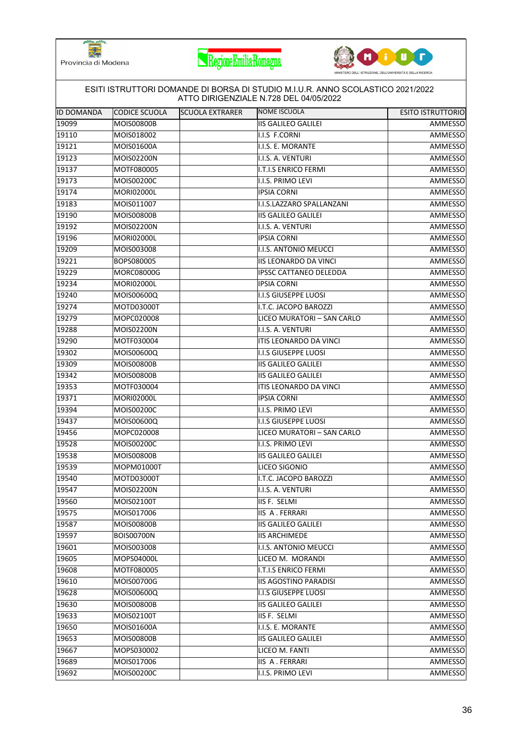Provincia di Modena

ESITI ISTRUTTORI DOMANDE DI BORSA DI STUDIO M.I.U.R. ANNO SCOLASTICO 2021/2022
ATTO DIRIGENZIALE N.728 DEL 04/05/2022

| ID DOMANDA | CODICE SCUOLA | SCUOLA EXTRARER | NOME ISCUOLA | ESITO ISTRUTTORIO |
|---|---|---|---|---|
| 19099 | MOIS00800B | | IIS GALILEO GALILEI | AMMESSO |
| 19110 | MOIS018002 | | I.I.S F.CORNI | AMMESSO |
| 19121 | MOIS01600A | | I.I.S. E. MORANTE | AMMESSO |
| 19123 | MOIS02200N | | I.I.S. A. VENTURI | AMMESSO |
| 19137 | MOTF080005 | | I.T.I.S ENRICO FERMI | AMMESSO |
| 19173 | MOIS00200C | | I.I.S. PRIMO LEVI | AMMESSO |
| 19174 | MORI02000L | | IPSIA CORNI | AMMESSO |
| 19183 | MOIS011007 | | I.I.S.LAZZARO SPALLANZANI | AMMESSO |
| 19190 | MOIS00800B | | IIS GALILEO GALILEI | AMMESSO |
| 19192 | MOIS02200N | | I.I.S. A. VENTURI | AMMESSO |
| 19196 | MORI02000L | | IPSIA CORNI | AMMESSO |
| 19209 | MOIS003008 | | I.I.S. ANTONIO MEUCCI | AMMESSO |
| 19221 | BOPS080005 | | IIS LEONARDO DA VINCI | AMMESSO |
| 19229 | MORC08000G | | IPSSC CATTANEO DELEDDA | AMMESSO |
| 19234 | MORI02000L | | IPSIA CORNI | AMMESSO |
| 19240 | MOIS00600Q | | I.I.S GIUSEPPE LUOSI | AMMESSO |
| 19274 | MOTD03000T | | I.T.C. JACOPO BAROZZI | AMMESSO |
| 19279 | MOPC020008 | | LICEO MURATORI – SAN CARLO | AMMESSO |
| 19288 | MOIS02200N | | I.I.S. A. VENTURI | AMMESSO |
| 19290 | MOTF030004 | | ITIS LEONARDO DA VINCI | AMMESSO |
| 19302 | MOIS00600Q | | I.I.S GIUSEPPE LUOSI | AMMESSO |
| 19309 | MOIS00800B | | IIS GALILEO GALILEI | AMMESSO |
| 19342 | MOIS00800B | | IIS GALILEO GALILEI | AMMESSO |
| 19353 | MOTF030004 | | ITIS LEONARDO DA VINCI | AMMESSO |
| 19371 | MORI02000L | | IPSIA CORNI | AMMESSO |
| 19394 | MOIS00200C | | I.I.S. PRIMO LEVI | AMMESSO |
| 19437 | MOIS00600Q | | I.I.S GIUSEPPE LUOSI | AMMESSO |
| 19456 | MOPC020008 | | LICEO MURATORI – SAN CARLO | AMMESSO |
| 19528 | MOIS00200C | | I.I.S. PRIMO LEVI | AMMESSO |
| 19538 | MOIS00800B | | IIS GALILEO GALILEI | AMMESSO |
| 19539 | MOPM01000T | | LICEO SIGONIO | AMMESSO |
| 19540 | MOTD03000T | | I.T.C. JACOPO BAROZZI | AMMESSO |
| 19547 | MOIS02200N | | I.I.S. A. VENTURI | AMMESSO |
| 19560 | MOIS02100T | | IIS F. SELMI | AMMESSO |
| 19575 | MOIS017006 | | IIS A . FERRARI | AMMESSO |
| 19587 | MOIS00800B | | IIS GALILEO GALILEI | AMMESSO |
| 19597 | BOIS00700N | | IIS ARCHIMEDE | AMMESSO |
| 19601 | MOIS003008 | | I.I.S. ANTONIO MEUCCI | AMMESSO |
| 19605 | MOPS04000L | | LICEO M. MORANDI | AMMESSO |
| 19608 | MOTF080005 | | I.T.I.S ENRICO FERMI | AMMESSO |
| 19610 | MOIS00700G | | IIS AGOSTINO PARADISI | AMMESSO |
| 19628 | MOIS00600Q | | I.I.S GIUSEPPE LUOSI | AMMESSO |
| 19630 | MOIS00800B | | IIS GALILEO GALILEI | AMMESSO |
| 19633 | MOIS02100T | | IIS F. SELMI | AMMESSO |
| 19650 | MOIS01600A | | I.I.S. E. MORANTE | AMMESSO |
| 19653 | MOIS00800B | | IIS GALILEO GALILEI | AMMESSO |
| 19667 | MOPS030002 | | LICEO M. FANTI | AMMESSO |
| 19689 | MOIS017006 | | IIS A . FERRARI | AMMESSO |
| 19692 | MOIS00200C | | I.I.S. PRIMO LEVI | AMMESSO |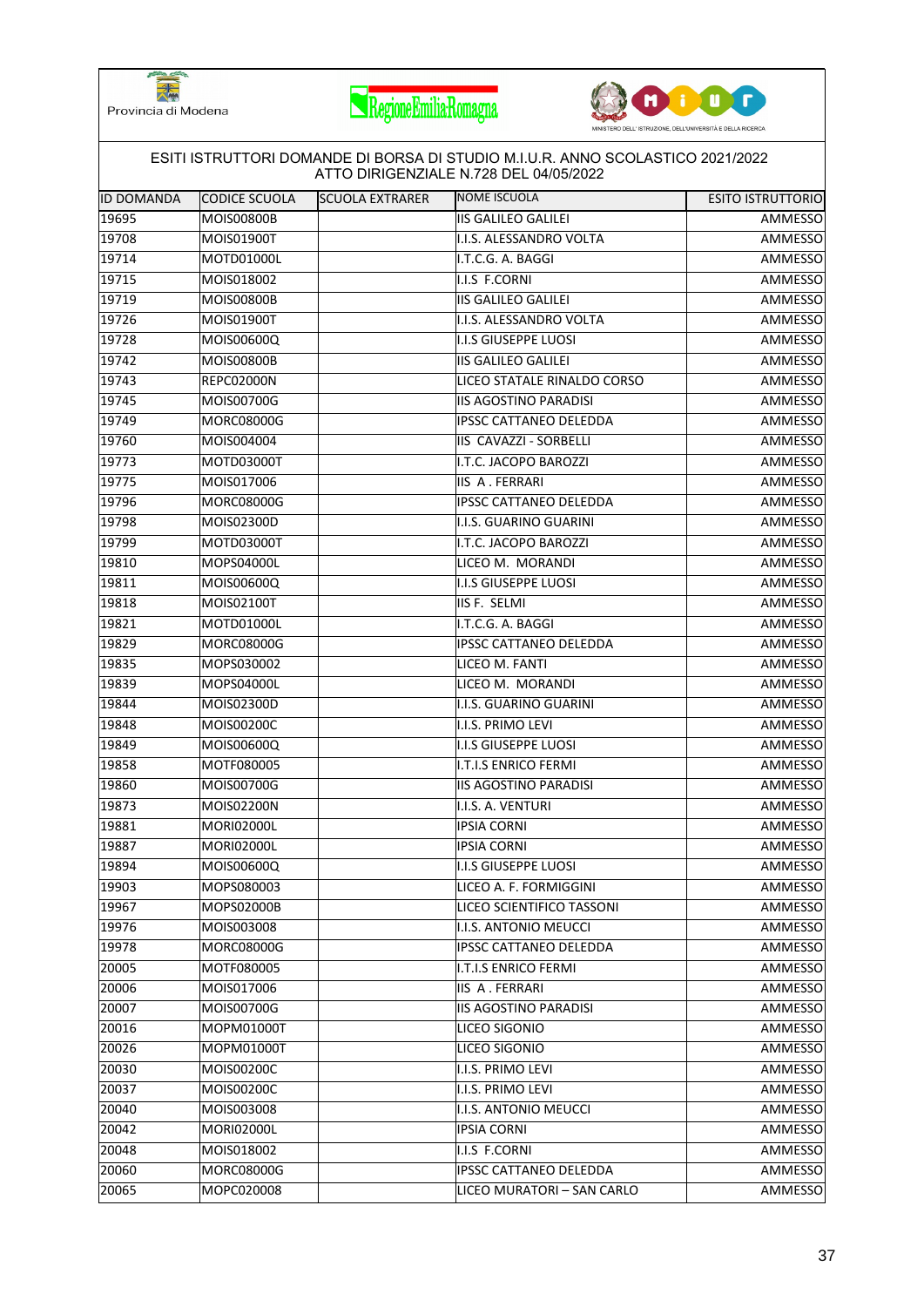Provincia di Modena

ESITI ISTRUTTORI DOMANDE DI BORSA DI STUDIO M.I.U.R. ANNO SCOLASTICO 2021/2022
ATTO DIRIGENZIALE N.728 DEL 04/05/2022

| ID DOMANDA | CODICE SCUOLA | SCUOLA EXTRARER | NOME ISCUOLA | ESITO ISTRUTTORIO |
|---|---|---|---|---|
| 19695 | MOIS00800B | | IIS GALILEO GALILEI | AMMESSO |
| 19708 | MOIS01900T | | I.I.S. ALESSANDRO VOLTA | AMMESSO |
| 19714 | MOTD01000L | | I.T.C.G. A. BAGGI | AMMESSO |
| 19715 | MOIS018002 | | I.I.S F.CORNI | AMMESSO |
| 19719 | MOIS00800B | | IIS GALILEO GALILEI | AMMESSO |
| 19726 | MOIS01900T | | I.I.S. ALESSANDRO VOLTA | AMMESSO |
| 19728 | MOIS00600Q | | I.I.S GIUSEPPE LUOSI | AMMESSO |
| 19742 | MOIS00800B | | IIS GALILEO GALILEI | AMMESSO |
| 19743 | REPC02000N | | LICEO STATALE RINALDO CORSO | AMMESSO |
| 19745 | MOIS00700G | | IIS AGOSTINO PARADISI | AMMESSO |
| 19749 | MORC08000G | | IPSSC CATTANEO DELEDDA | AMMESSO |
| 19760 | MOIS004004 | | IIS CAVAZZI - SORBELLI | AMMESSO |
| 19773 | MOTD03000T | | I.T.C. JACOPO BAROZZI | AMMESSO |
| 19775 | MOIS017006 | | IIS A . FERRARI | AMMESSO |
| 19796 | MORC08000G | | IPSSC CATTANEO DELEDDA | AMMESSO |
| 19798 | MOIS02300D | | I.I.S. GUARINO GUARINI | AMMESSO |
| 19799 | MOTD03000T | | I.T.C. JACOPO BAROZZI | AMMESSO |
| 19810 | MOPS04000L | | LICEO M. MORANDI | AMMESSO |
| 19811 | MOIS00600Q | | I.I.S GIUSEPPE LUOSI | AMMESSO |
| 19818 | MOIS02100T | | IIS F. SELMI | AMMESSO |
| 19821 | MOTD01000L | | I.T.C.G. A. BAGGI | AMMESSO |
| 19829 | MORC08000G | | IPSSC CATTANEO DELEDDA | AMMESSO |
| 19835 | MOPS030002 | | LICEO M. FANTI | AMMESSO |
| 19839 | MOPS04000L | | LICEO M. MORANDI | AMMESSO |
| 19844 | MOIS02300D | | I.I.S. GUARINO GUARINI | AMMESSO |
| 19848 | MOIS00200C | | I.I.S. PRIMO LEVI | AMMESSO |
| 19849 | MOIS00600Q | | I.I.S GIUSEPPE LUOSI | AMMESSO |
| 19858 | MOTF080005 | | I.T.I.S ENRICO FERMI | AMMESSO |
| 19860 | MOIS00700G | | IIS AGOSTINO PARADISI | AMMESSO |
| 19873 | MOIS02200N | | I.I.S. A. VENTURI | AMMESSO |
| 19881 | MORI02000L | | IPSIA CORNI | AMMESSO |
| 19887 | MORI02000L | | IPSIA CORNI | AMMESSO |
| 19894 | MOIS00600Q | | I.I.S GIUSEPPE LUOSI | AMMESSO |
| 19903 | MOPS080003 | | LICEO A. F. FORMIGGINI | AMMESSO |
| 19967 | MOPS02000B | | LICEO SCIENTIFICO TASSONI | AMMESSO |
| 19976 | MOIS003008 | | I.I.S. ANTONIO MEUCCI | AMMESSO |
| 19978 | MORC08000G | | IPSSC CATTANEO DELEDDA | AMMESSO |
| 20005 | MOTF080005 | | I.T.I.S ENRICO FERMI | AMMESSO |
| 20006 | MOIS017006 | | IIS A . FERRARI | AMMESSO |
| 20007 | MOIS00700G | | IIS AGOSTINO PARADISI | AMMESSO |
| 20016 | MOPM01000T | | LICEO SIGONIO | AMMESSO |
| 20026 | MOPM01000T | | LICEO SIGONIO | AMMESSO |
| 20030 | MOIS00200C | | I.I.S. PRIMO LEVI | AMMESSO |
| 20037 | MOIS00200C | | I.I.S. PRIMO LEVI | AMMESSO |
| 20040 | MOIS003008 | | I.I.S. ANTONIO MEUCCI | AMMESSO |
| 20042 | MORI02000L | | IPSIA CORNI | AMMESSO |
| 20048 | MOIS018002 | | I.I.S F.CORNI | AMMESSO |
| 20060 | MORC08000G | | IPSSC CATTANEO DELEDDA | AMMESSO |
| 20065 | MOPC020008 | | LICEO MURATORI – SAN CARLO | AMMESSO |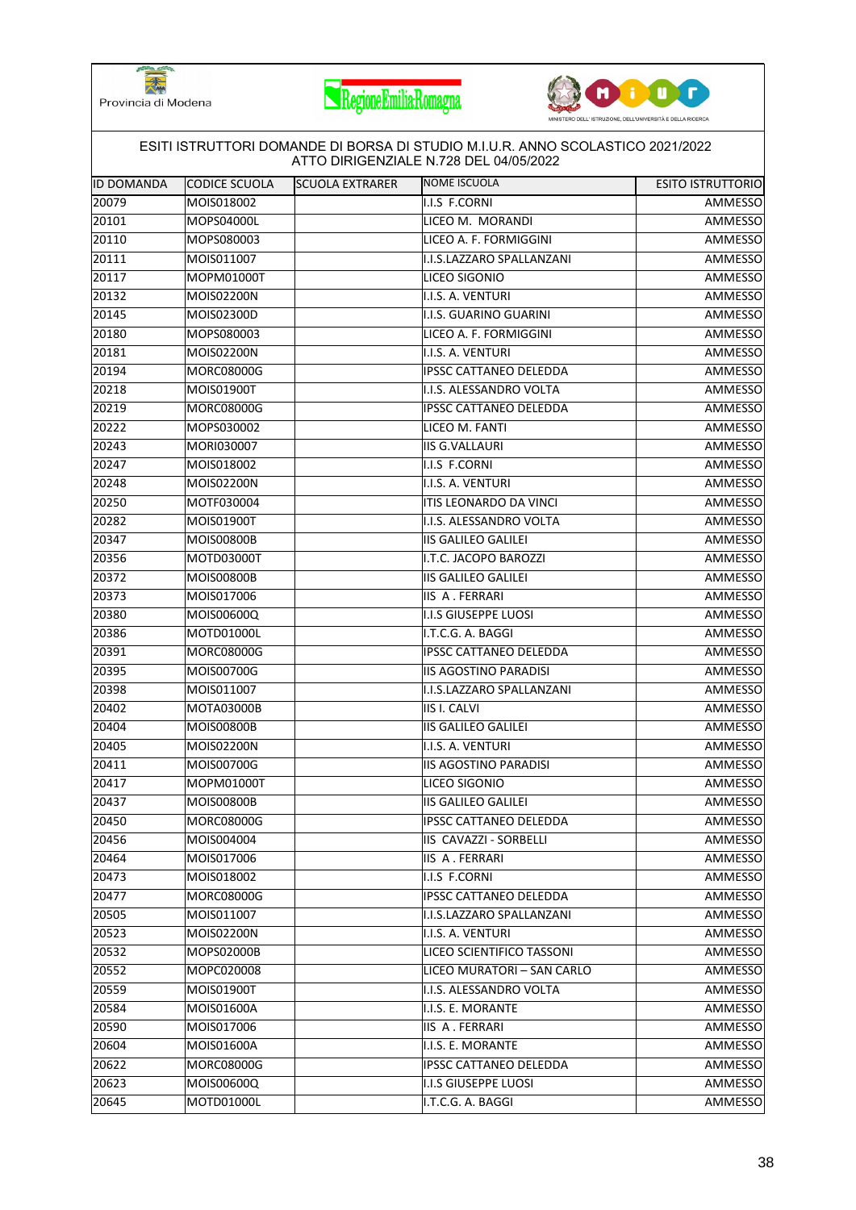ESITI ISTRUTTORI DOMANDE DI BORSA DI STUDIO M.I.U.R. ANNO SCOLASTICO 2021/2022
ATTO DIRIGENZIALE N.728 DEL 04/05/2022

| ID DOMANDA | CODICE SCUOLA | SCUOLA EXTRARER | NOME ISCUOLA | ESITO ISTRUTTORIO |
|---|---|---|---|---|
| 20079 | MOIS018002 | | I.I.S F.CORNI | AMMESSO |
| 20101 | MOPS04000L | | LICEO M. MORANDI | AMMESSO |
| 20110 | MOPS080003 | | LICEO A. F. FORMIGGINI | AMMESSO |
| 20111 | MOIS011007 | | I.I.S.LAZZARO SPALLANZANI | AMMESSO |
| 20117 | MOPM01000T | | LICEO SIGONIO | AMMESSO |
| 20132 | MOIS02200N | | I.I.S. A. VENTURI | AMMESSO |
| 20145 | MOIS02300D | | I.I.S. GUARINO GUARINI | AMMESSO |
| 20180 | MOPS080003 | | LICEO A. F. FORMIGGINI | AMMESSO |
| 20181 | MOIS02200N | | I.I.S. A. VENTURI | AMMESSO |
| 20194 | MORC08000G | | IPSSC CATTANEO DELEDDA | AMMESSO |
| 20218 | MOIS01900T | | I.I.S. ALESSANDRO VOLTA | AMMESSO |
| 20219 | MORC08000G | | IPSSC CATTANEO DELEDDA | AMMESSO |
| 20222 | MOPS030002 | | LICEO M. FANTI | AMMESSO |
| 20243 | MORI030007 | | IIS G.VALLAURI | AMMESSO |
| 20247 | MOIS018002 | | I.I.S F.CORNI | AMMESSO |
| 20248 | MOIS02200N | | I.I.S. A. VENTURI | AMMESSO |
| 20250 | MOTF030004 | | ITIS LEONARDO DA VINCI | AMMESSO |
| 20282 | MOIS01900T | | I.I.S. ALESSANDRO VOLTA | AMMESSO |
| 20347 | MOIS00800B | | IIS GALILEO GALILEI | AMMESSO |
| 20356 | MOTD03000T | | I.T.C. JACOPO BAROZZI | AMMESSO |
| 20372 | MOIS00800B | | IIS GALILEO GALILEI | AMMESSO |
| 20373 | MOIS017006 | | IIS A . FERRARI | AMMESSO |
| 20380 | MOIS00600Q | | I.I.S GIUSEPPE LUOSI | AMMESSO |
| 20386 | MOTD01000L | | I.T.C.G. A. BAGGI | AMMESSO |
| 20391 | MORC08000G | | IPSSC CATTANEO DELEDDA | AMMESSO |
| 20395 | MOIS00700G | | IIS AGOSTINO PARADISI | AMMESSO |
| 20398 | MOIS011007 | | I.I.S.LAZZARO SPALLANZANI | AMMESSO |
| 20402 | MOTA03000B | | IIS I. CALVI | AMMESSO |
| 20404 | MOIS00800B | | IIS GALILEO GALILEI | AMMESSO |
| 20405 | MOIS02200N | | I.I.S. A. VENTURI | AMMESSO |
| 20411 | MOIS00700G | | IIS AGOSTINO PARADISI | AMMESSO |
| 20417 | MOPM01000T | | LICEO SIGONIO | AMMESSO |
| 20437 | MOIS00800B | | IIS GALILEO GALILEI | AMMESSO |
| 20450 | MORC08000G | | IPSSC CATTANEO DELEDDA | AMMESSO |
| 20456 | MOIS004004 | | IIS CAVAZZI - SORBELLI | AMMESSO |
| 20464 | MOIS017006 | | IIS A . FERRARI | AMMESSO |
| 20473 | MOIS018002 | | I.I.S F.CORNI | AMMESSO |
| 20477 | MORC08000G | | IPSSC CATTANEO DELEDDA | AMMESSO |
| 20505 | MOIS011007 | | I.I.S.LAZZARO SPALLANZANI | AMMESSO |
| 20523 | MOIS02200N | | I.I.S. A. VENTURI | AMMESSO |
| 20532 | MOPS02000B | | LICEO SCIENTIFICO TASSONI | AMMESSO |
| 20552 | MOPC020008 | | LICEO MURATORI – SAN CARLO | AMMESSO |
| 20559 | MOIS01900T | | I.I.S. ALESSANDRO VOLTA | AMMESSO |
| 20584 | MOIS01600A | | I.I.S. E. MORANTE | AMMESSO |
| 20590 | MOIS017006 | | IIS A . FERRARI | AMMESSO |
| 20604 | MOIS01600A | | I.I.S. E. MORANTE | AMMESSO |
| 20622 | MORC08000G | | IPSSC CATTANEO DELEDDA | AMMESSO |
| 20623 | MOIS00600Q | | I.I.S GIUSEPPE LUOSI | AMMESSO |
| 20645 | MOTD01000L | | I.T.C.G. A. BAGGI | AMMESSO |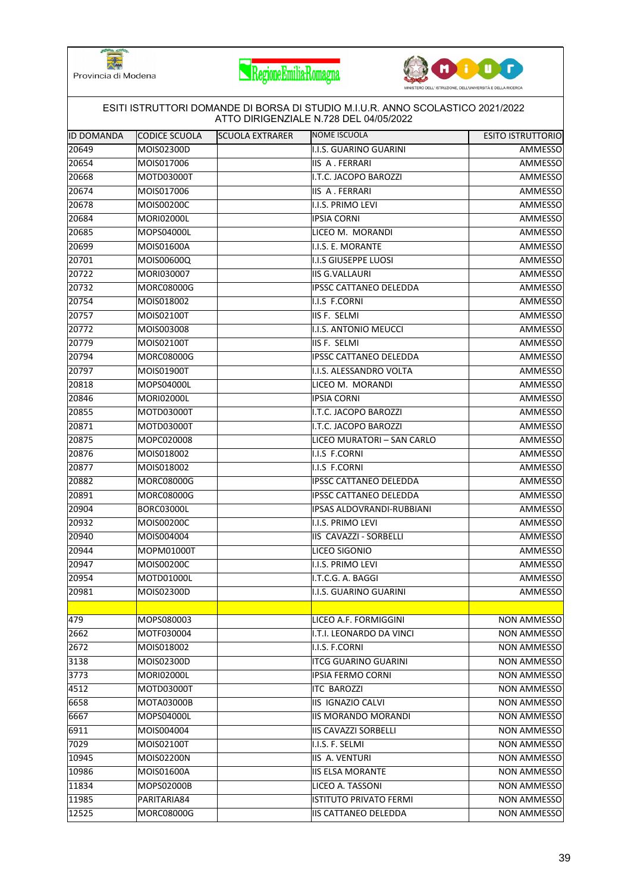ESITI ISTRUTTORI DOMANDE DI BORSA DI STUDIO M.I.U.R. ANNO SCOLASTICO 2021/2022
ATTO DIRIGENZIALE N.728 DEL 04/05/2022

| ID DOMANDA | CODICE SCUOLA | SCUOLA EXTRARER | NOME ISCUOLA | ESITO ISTRUTTORIO |
|---|---|---|---|---|
| 20649 | MOIS02300D | | I.I.S. GUARINO GUARINI | AMMESSO |
| 20654 | MOIS017006 | | IIS A . FERRARI | AMMESSO |
| 20668 | MOTD03000T | | I.T.C. JACOPO BAROZZI | AMMESSO |
| 20674 | MOIS017006 | | IIS A . FERRARI | AMMESSO |
| 20678 | MOIS00200C | | I.I.S. PRIMO LEVI | AMMESSO |
| 20684 | MORI02000L | | IPSIA CORNI | AMMESSO |
| 20685 | MOPS04000L | | LICEO M. MORANDI | AMMESSO |
| 20699 | MOIS01600A | | I.I.S. E. MORANTE | AMMESSO |
| 20701 | MOIS00600Q | | I.I.S GIUSEPPE LUOSI | AMMESSO |
| 20722 | MORI030007 | | IIS G.VALLAURI | AMMESSO |
| 20732 | MORC08000G | | IPSSC CATTANEO DELEDDA | AMMESSO |
| 20754 | MOIS018002 | | I.I.S F.CORNI | AMMESSO |
| 20757 | MOIS02100T | | IIS F. SELMI | AMMESSO |
| 20772 | MOIS003008 | | I.I.S. ANTONIO MEUCCI | AMMESSO |
| 20779 | MOIS02100T | | IIS F. SELMI | AMMESSO |
| 20794 | MORC08000G | | IPSSC CATTANEO DELEDDA | AMMESSO |
| 20797 | MOIS01900T | | I.I.S. ALESSANDRO VOLTA | AMMESSO |
| 20818 | MOPS04000L | | LICEO M. MORANDI | AMMESSO |
| 20846 | MORI02000L | | IPSIA CORNI | AMMESSO |
| 20855 | MOTD03000T | | I.T.C. JACOPO BAROZZI | AMMESSO |
| 20871 | MOTD03000T | | I.T.C. JACOPO BAROZZI | AMMESSO |
| 20875 | MOPC020008 | | LICEO MURATORI – SAN CARLO | AMMESSO |
| 20876 | MOIS018002 | | I.I.S F.CORNI | AMMESSO |
| 20877 | MOIS018002 | | I.I.S F.CORNI | AMMESSO |
| 20882 | MORC08000G | | IPSSC CATTANEO DELEDDA | AMMESSO |
| 20891 | MORC08000G | | IPSSC CATTANEO DELEDDA | AMMESSO |
| 20904 | BORC03000L | | IPSAS ALDOVRANDI-RUBBIANI | AMMESSO |
| 20932 | MOIS00200C | | I.I.S. PRIMO LEVI | AMMESSO |
| 20940 | MOIS004004 | | IIS CAVAZZI - SORBELLI | AMMESSO |
| 20944 | MOPM01000T | | LICEO SIGONIO | AMMESSO |
| 20947 | MOIS00200C | | I.I.S. PRIMO LEVI | AMMESSO |
| 20954 | MOTD01000L | | I.T.C.G. A. BAGGI | AMMESSO |
| 20981 | MOIS02300D | | I.I.S. GUARINO GUARINI | AMMESSO |
| | | | | |
| 479 | MOPS080003 | | LICEO A.F. FORMIGGINI | NON AMMESSO |
| 2662 | MOTF030004 | | I.T.I. LEONARDO DA VINCI | NON AMMESSO |
| 2672 | MOIS018002 | | I.I.S. F.CORNI | NON AMMESSO |
| 3138 | MOIS02300D | | ITCG GUARINO GUARINI | NON AMMESSO |
| 3773 | MORI02000L | | IPSIA FERMO CORNI | NON AMMESSO |
| 4512 | MOTD03000T | | ITC BAROZZI | NON AMMESSO |
| 6658 | MOTA03000B | | IIS IGNAZIO CALVI | NON AMMESSO |
| 6667 | MOPS04000L | | IIS MORANDO MORANDI | NON AMMESSO |
| 6911 | MOIS004004 | | IIS CAVAZZI SORBELLI | NON AMMESSO |
| 7029 | MOIS02100T | | I.I.S. F. SELMI | NON AMMESSO |
| 10945 | MOIS02200N | | IIS A. VENTURI | NON AMMESSO |
| 10986 | MOIS01600A | | IIS ELSA MORANTE | NON AMMESSO |
| 11834 | MOPS02000B | | LICEO A. TASSONI | NON AMMESSO |
| 11985 | PARITARIA84 | | ISTITUTO PRIVATO FERMI | NON AMMESSO |
| 12525 | MORC08000G | | IIS CATTANEO DELEDDA | NON AMMESSO |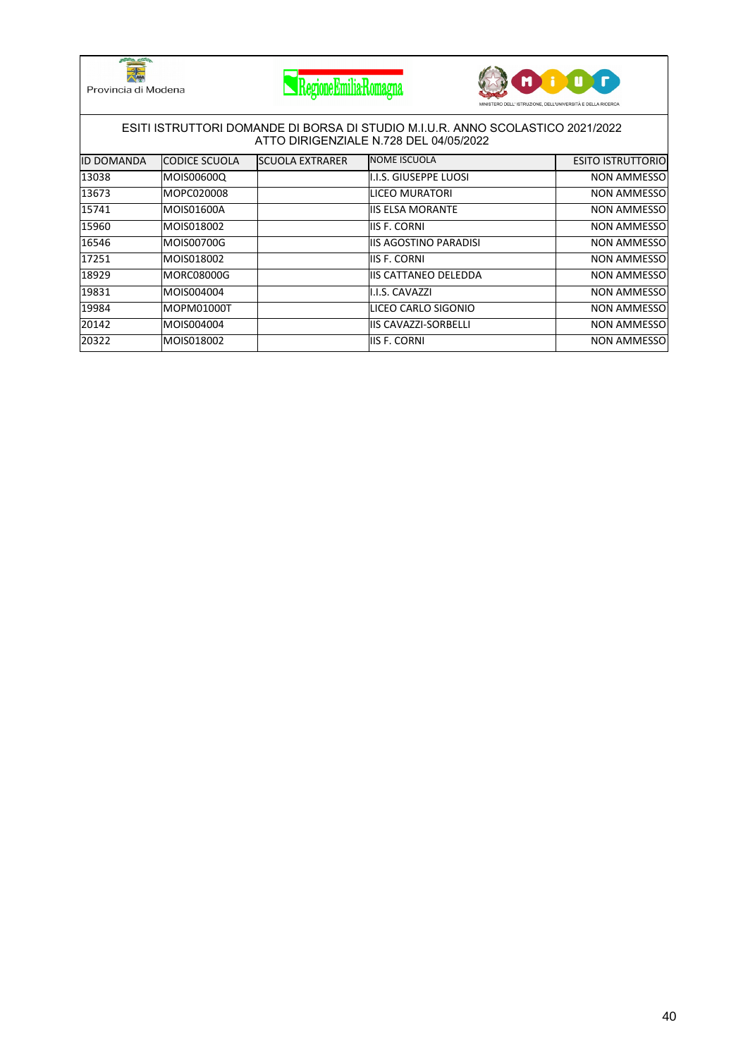Provincia di Modena

ESITI ISTRUTTORI DOMANDE DI BORSA DI STUDIO M.I.U.R. ANNO SCOLASTICO 2021/2022
ATTO DIRIGENZIALE N.728 DEL 04/05/2022

| ID DOMANDA | CODICE SCUOLA | SCUOLA EXTRARER | NOME ISCUOLA | ESITO ISTRUTTORIO |
|---|---|---|---|---|
| 13038 | MOIS00600Q | | I.I.S. GIUSEPPE LUOSI | NON AMMESSO |
| 13673 | MOPC020008 | | LICEO MURATORI | NON AMMESSO |
| 15741 | MOIS01600A | | IIS ELSA MORANTE | NON AMMESSO |
| 15960 | MOIS018002 | | IIS F. CORNI | NON AMMESSO |
| 16546 | MOIS00700G | | IIS AGOSTINO PARADISI | NON AMMESSO |
| 17251 | MOIS018002 | | IIS F. CORNI | NON AMMESSO |
| 18929 | MORC08000G | | IIS CATTANEO DELEDDA | NON AMMESSO |
| 19831 | MOIS004004 | | I.I.S. CAVAZZI | NON AMMESSO |
| 19984 | MOPM01000T | | LICEO CARLO SIGONIO | NON AMMESSO |
| 20142 | MOIS004004 | | IIS CAVAZZI-SORBELLI | NON AMMESSO |
| 20322 | MOIS018002 | | IIS F. CORNI | NON AMMESSO |